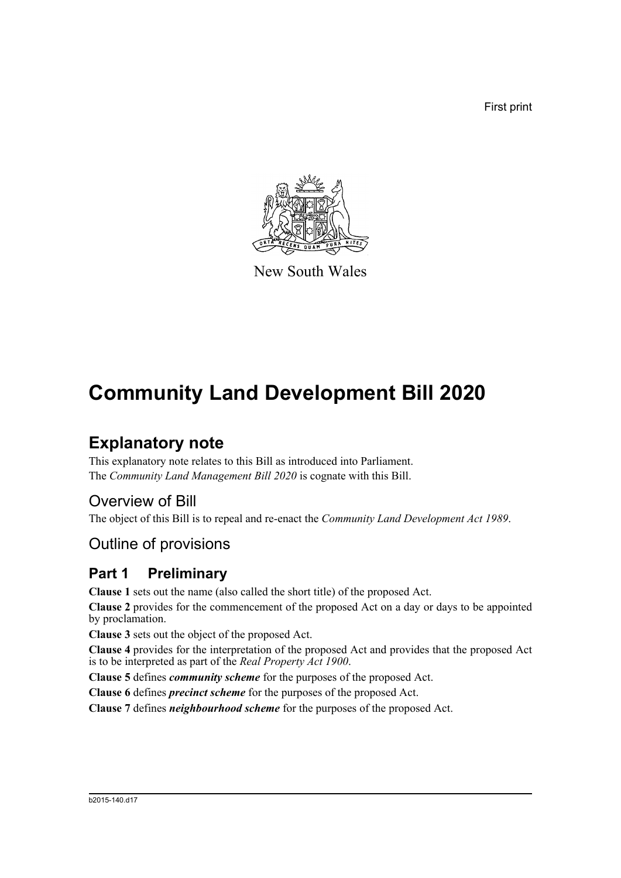First print

New South Wales

# Community Land Development Bill 2020

## Explanatory note

This explanatory note relates to this Bill as introduced into Parliament.
The *Community Land Management Bill 2020* is cognate with this Bill.

### Overview of Bill

The object of this Bill is to repeal and re-enact the *Community Land Development Act 1989*.

### Outline of provisions

### Part 1 Preliminary

**Clause 1** sets out the name (also called the short title) of the proposed Act.

**Clause 2** provides for the commencement of the proposed Act on a day or days to be appointed by proclamation.

**Clause 3** sets out the object of the proposed Act.

**Clause 4** provides for the interpretation of the proposed Act and provides that the proposed Act is to be interpreted as part of the *Real Property Act 1900*.

**Clause 5** defines ***community scheme*** for the purposes of the proposed Act.

**Clause 6** defines ***precinct scheme*** for the purposes of the proposed Act.

**Clause 7** defines ***neighbourhood scheme*** for the purposes of the proposed Act.

b2015-140.d17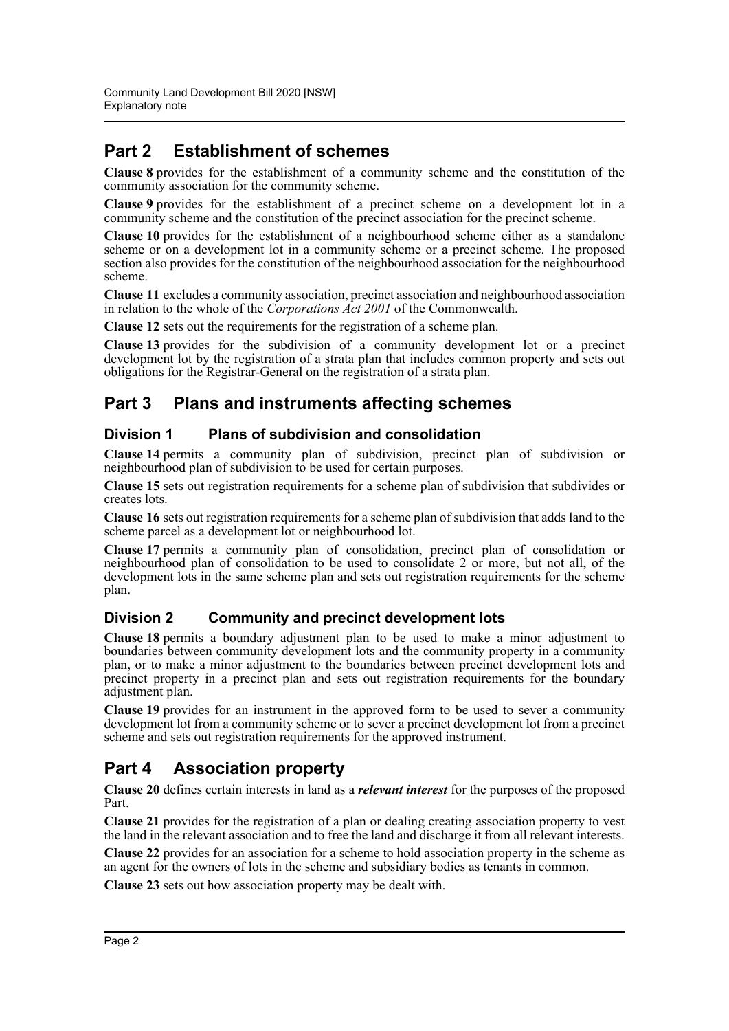## Part 2 Establishment of schemes

**Clause 8** provides for the establishment of a community scheme and the constitution of the community association for the community scheme.

**Clause 9** provides for the establishment of a precinct scheme on a development lot in a community scheme and the constitution of the precinct association for the precinct scheme.

**Clause 10** provides for the establishment of a neighbourhood scheme either as a standalone scheme or on a development lot in a community scheme or a precinct scheme. The proposed section also provides for the constitution of the neighbourhood association for the neighbourhood scheme.

**Clause 11** excludes a community association, precinct association and neighbourhood association in relation to the whole of the *Corporations Act 2001* of the Commonwealth.

**Clause 12** sets out the requirements for the registration of a scheme plan.

**Clause 13** provides for the subdivision of a community development lot or a precinct development lot by the registration of a strata plan that includes common property and sets out obligations for the Registrar-General on the registration of a strata plan.

## Part 3 Plans and instruments affecting schemes

### Division 1 Plans of subdivision and consolidation

**Clause 14** permits a community plan of subdivision, precinct plan of subdivision or neighbourhood plan of subdivision to be used for certain purposes.

**Clause 15** sets out registration requirements for a scheme plan of subdivision that subdivides or creates lots.

**Clause 16** sets out registration requirements for a scheme plan of subdivision that adds land to the scheme parcel as a development lot or neighbourhood lot.

**Clause 17** permits a community plan of consolidation, precinct plan of consolidation or neighbourhood plan of consolidation to be used to consolidate 2 or more, but not all, of the development lots in the same scheme plan and sets out registration requirements for the scheme plan.

### Division 2 Community and precinct development lots

**Clause 18** permits a boundary adjustment plan to be used to make a minor adjustment to boundaries between community development lots and the community property in a community plan, or to make a minor adjustment to the boundaries between precinct development lots and precinct property in a precinct plan and sets out registration requirements for the boundary adjustment plan.

**Clause 19** provides for an instrument in the approved form to be used to sever a community development lot from a community scheme or to sever a precinct development lot from a precinct scheme and sets out registration requirements for the approved instrument.

## Part 4 Association property

**Clause 20** defines certain interests in land as a ***relevant interest*** for the purposes of the proposed Part.

**Clause 21** provides for the registration of a plan or dealing creating association property to vest the land in the relevant association and to free the land and discharge it from all relevant interests.

**Clause 22** provides for an association for a scheme to hold association property in the scheme as an agent for the owners of lots in the scheme and subsidiary bodies as tenants in common.

**Clause 23** sets out how association property may be dealt with.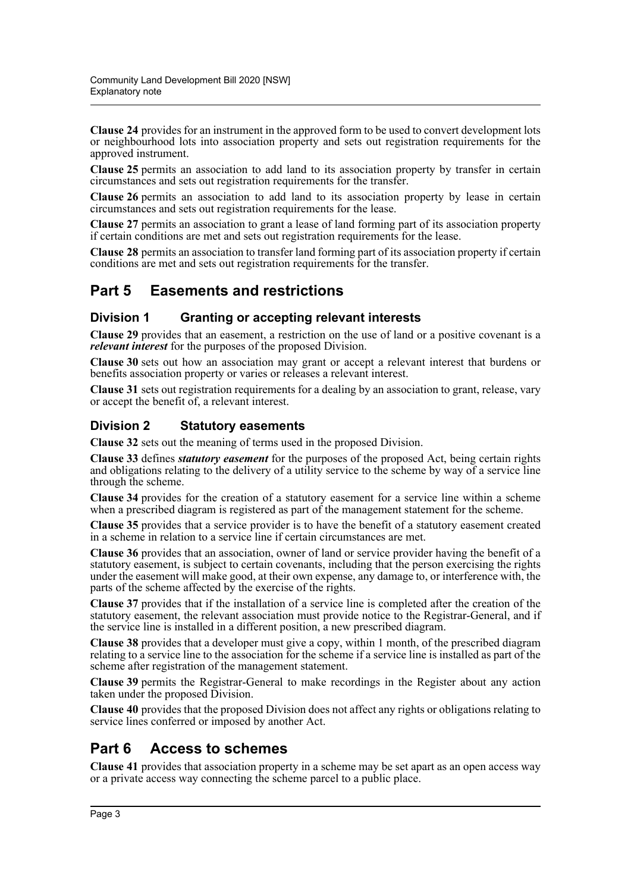**Clause 24** provides for an instrument in the approved form to be used to convert development lots or neighbourhood lots into association property and sets out registration requirements for the approved instrument.

**Clause 25** permits an association to add land to its association property by transfer in certain circumstances and sets out registration requirements for the transfer.

**Clause 26** permits an association to add land to its association property by lease in certain circumstances and sets out registration requirements for the lease.

**Clause 27** permits an association to grant a lease of land forming part of its association property if certain conditions are met and sets out registration requirements for the lease.

**Clause 28** permits an association to transfer land forming part of its association property if certain conditions are met and sets out registration requirements for the transfer.

## Part 5 Easements and restrictions

### Division 1 Granting or accepting relevant interests

**Clause 29** provides that an easement, a restriction on the use of land or a positive covenant is a ***relevant interest*** for the purposes of the proposed Division.

**Clause 30** sets out how an association may grant or accept a relevant interest that burdens or benefits association property or varies or releases a relevant interest.

**Clause 31** sets out registration requirements for a dealing by an association to grant, release, vary or accept the benefit of, a relevant interest.

### Division 2 Statutory easements

**Clause 32** sets out the meaning of terms used in the proposed Division.

**Clause 33** defines ***statutory easement*** for the purposes of the proposed Act, being certain rights and obligations relating to the delivery of a utility service to the scheme by way of a service line through the scheme.

**Clause 34** provides for the creation of a statutory easement for a service line within a scheme when a prescribed diagram is registered as part of the management statement for the scheme.

**Clause 35** provides that a service provider is to have the benefit of a statutory easement created in a scheme in relation to a service line if certain circumstances are met.

**Clause 36** provides that an association, owner of land or service provider having the benefit of a statutory easement, is subject to certain covenants, including that the person exercising the rights under the easement will make good, at their own expense, any damage to, or interference with, the parts of the scheme affected by the exercise of the rights.

**Clause 37** provides that if the installation of a service line is completed after the creation of the statutory easement, the relevant association must provide notice to the Registrar-General, and if the service line is installed in a different position, a new prescribed diagram.

**Clause 38** provides that a developer must give a copy, within 1 month, of the prescribed diagram relating to a service line to the association for the scheme if a service line is installed as part of the scheme after registration of the management statement.

**Clause 39** permits the Registrar-General to make recordings in the Register about any action taken under the proposed Division.

**Clause 40** provides that the proposed Division does not affect any rights or obligations relating to service lines conferred or imposed by another Act.

## Part 6 Access to schemes

**Clause 41** provides that association property in a scheme may be set apart as an open access way or a private access way connecting the scheme parcel to a public place.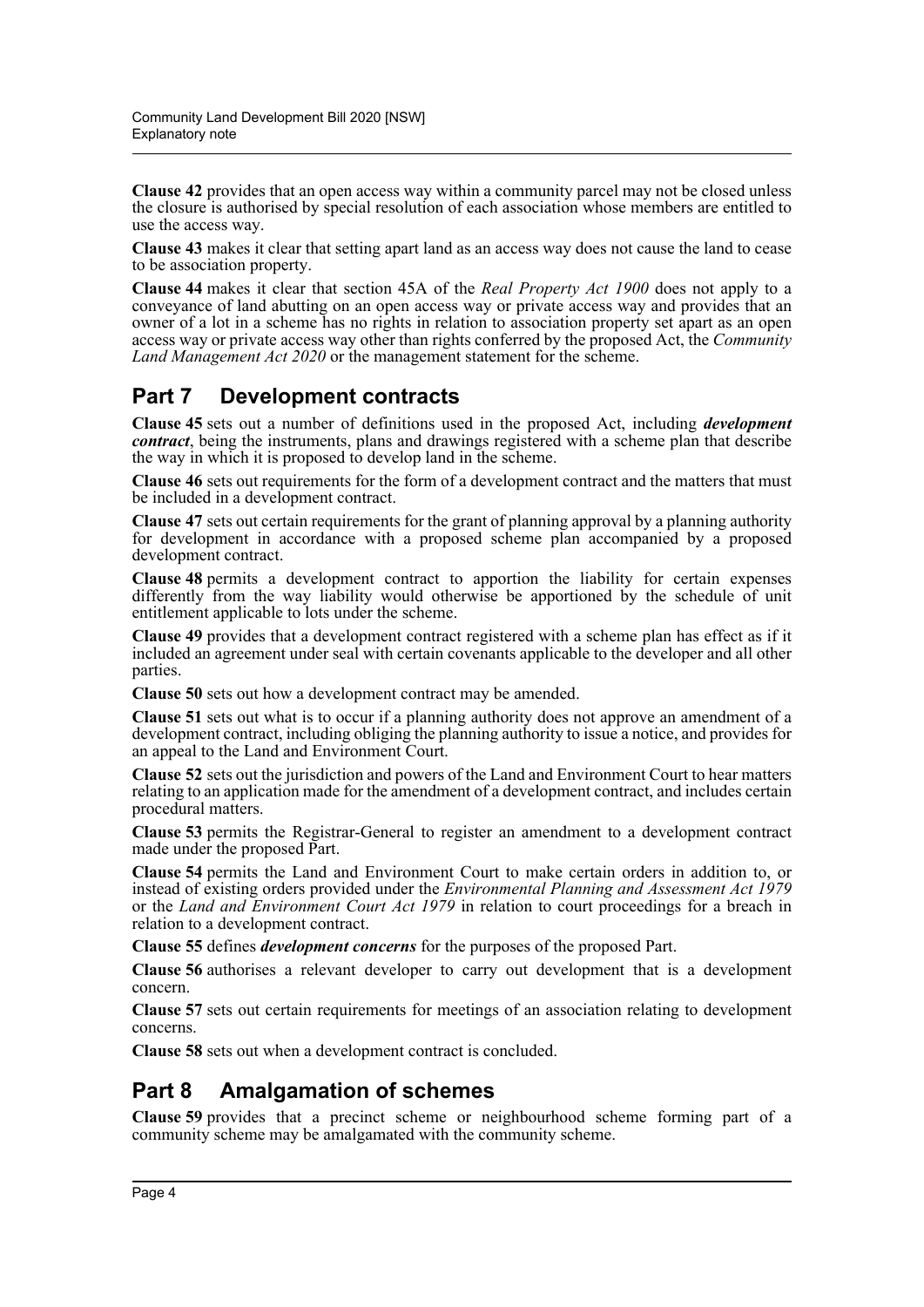**Clause 42** provides that an open access way within a community parcel may not be closed unless the closure is authorised by special resolution of each association whose members are entitled to use the access way.

**Clause 43** makes it clear that setting apart land as an access way does not cause the land to cease to be association property.

**Clause 44** makes it clear that section 45A of the *Real Property Act 1900* does not apply to a conveyance of land abutting on an open access way or private access way and provides that an owner of a lot in a scheme has no rights in relation to association property set apart as an open access way or private access way other than rights conferred by the proposed Act, the *Community Land Management Act 2020* or the management statement for the scheme.

## Part 7 Development contracts

**Clause 45** sets out a number of definitions used in the proposed Act, including ***development contract***, being the instruments, plans and drawings registered with a scheme plan that describe the way in which it is proposed to develop land in the scheme.

**Clause 46** sets out requirements for the form of a development contract and the matters that must be included in a development contract.

**Clause 47** sets out certain requirements for the grant of planning approval by a planning authority for development in accordance with a proposed scheme plan accompanied by a proposed development contract.

**Clause 48** permits a development contract to apportion the liability for certain expenses differently from the way liability would otherwise be apportioned by the schedule of unit entitlement applicable to lots under the scheme.

**Clause 49** provides that a development contract registered with a scheme plan has effect as if it included an agreement under seal with certain covenants applicable to the developer and all other parties.

**Clause 50** sets out how a development contract may be amended.

**Clause 51** sets out what is to occur if a planning authority does not approve an amendment of a development contract, including obliging the planning authority to issue a notice, and provides for an appeal to the Land and Environment Court.

**Clause 52** sets out the jurisdiction and powers of the Land and Environment Court to hear matters relating to an application made for the amendment of a development contract, and includes certain procedural matters.

**Clause 53** permits the Registrar-General to register an amendment to a development contract made under the proposed Part.

**Clause 54** permits the Land and Environment Court to make certain orders in addition to, or instead of existing orders provided under the *Environmental Planning and Assessment Act 1979* or the *Land and Environment Court Act 1979* in relation to court proceedings for a breach in relation to a development contract.

**Clause 55** defines ***development concerns*** for the purposes of the proposed Part.

**Clause 56** authorises a relevant developer to carry out development that is a development concern.

**Clause 57** sets out certain requirements for meetings of an association relating to development concerns.

**Clause 58** sets out when a development contract is concluded.

## Part 8 Amalgamation of schemes

**Clause 59** provides that a precinct scheme or neighbourhood scheme forming part of a community scheme may be amalgamated with the community scheme.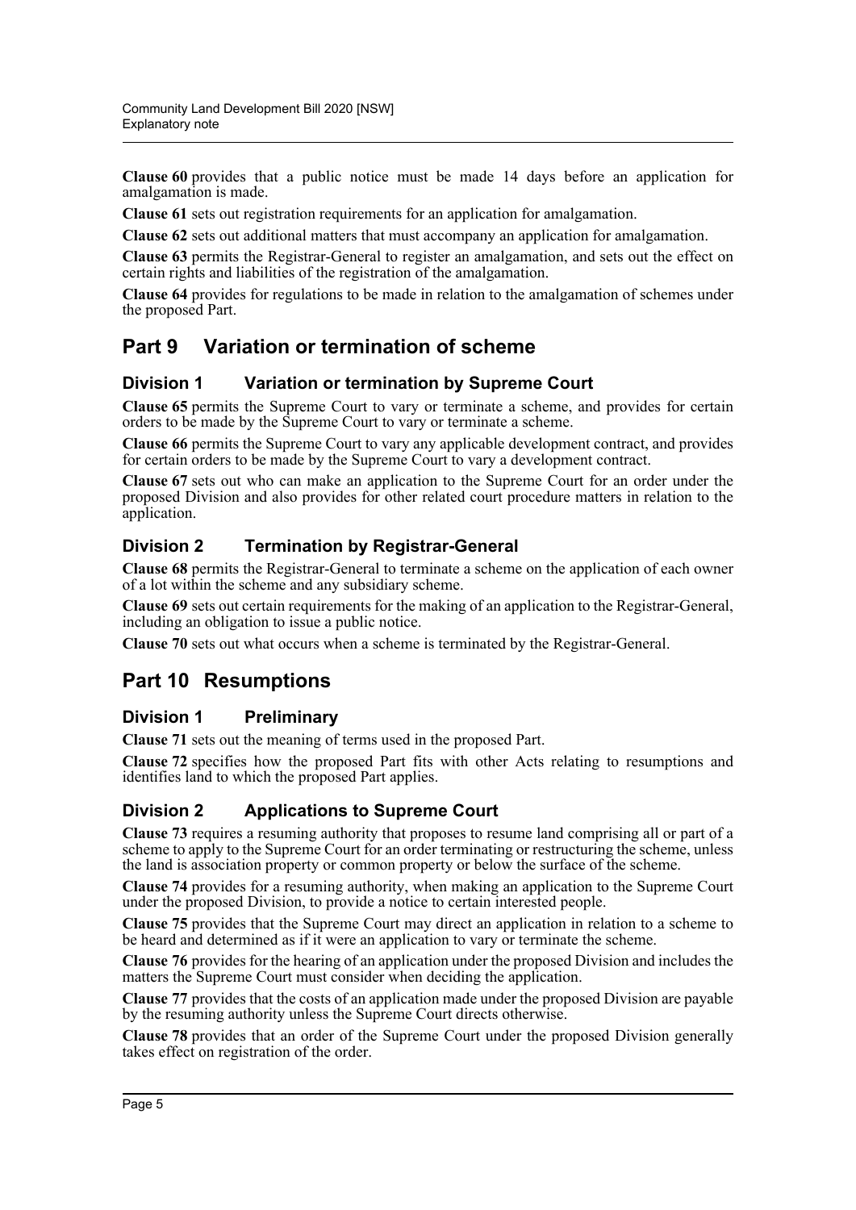**Clause 60** provides that a public notice must be made 14 days before an application for amalgamation is made.

**Clause 61** sets out registration requirements for an application for amalgamation.

**Clause 62** sets out additional matters that must accompany an application for amalgamation.

**Clause 63** permits the Registrar-General to register an amalgamation, and sets out the effect on certain rights and liabilities of the registration of the amalgamation.

**Clause 64** provides for regulations to be made in relation to the amalgamation of schemes under the proposed Part.

## Part 9 Variation or termination of scheme

### Division 1 Variation or termination by Supreme Court

**Clause 65** permits the Supreme Court to vary or terminate a scheme, and provides for certain orders to be made by the Supreme Court to vary or terminate a scheme.

**Clause 66** permits the Supreme Court to vary any applicable development contract, and provides for certain orders to be made by the Supreme Court to vary a development contract.

**Clause 67** sets out who can make an application to the Supreme Court for an order under the proposed Division and also provides for other related court procedure matters in relation to the application.

### Division 2 Termination by Registrar-General

**Clause 68** permits the Registrar-General to terminate a scheme on the application of each owner of a lot within the scheme and any subsidiary scheme.

**Clause 69** sets out certain requirements for the making of an application to the Registrar-General, including an obligation to issue a public notice.

**Clause 70** sets out what occurs when a scheme is terminated by the Registrar-General.

## Part 10 Resumptions

### Division 1 Preliminary

**Clause 71** sets out the meaning of terms used in the proposed Part.

**Clause 72** specifies how the proposed Part fits with other Acts relating to resumptions and identifies land to which the proposed Part applies.

### Division 2 Applications to Supreme Court

**Clause 73** requires a resuming authority that proposes to resume land comprising all or part of a scheme to apply to the Supreme Court for an order terminating or restructuring the scheme, unless the land is association property or common property or below the surface of the scheme.

**Clause 74** provides for a resuming authority, when making an application to the Supreme Court under the proposed Division, to provide a notice to certain interested people.

**Clause 75** provides that the Supreme Court may direct an application in relation to a scheme to be heard and determined as if it were an application to vary or terminate the scheme.

**Clause 76** provides for the hearing of an application under the proposed Division and includes the matters the Supreme Court must consider when deciding the application.

**Clause 77** provides that the costs of an application made under the proposed Division are payable by the resuming authority unless the Supreme Court directs otherwise.

**Clause 78** provides that an order of the Supreme Court under the proposed Division generally takes effect on registration of the order.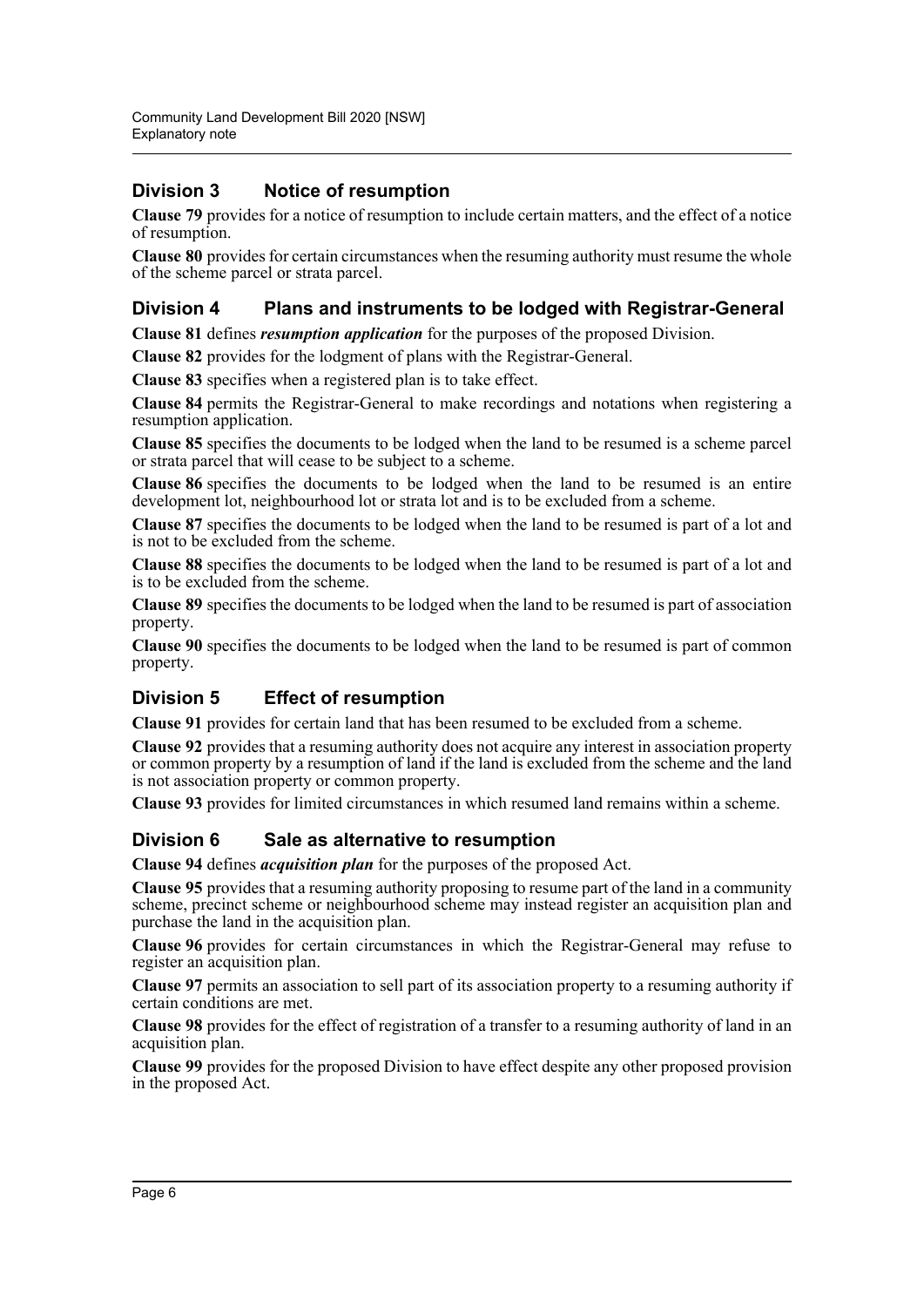## Division 3 Notice of resumption

**Clause 79** provides for a notice of resumption to include certain matters, and the effect of a notice of resumption.

**Clause 80** provides for certain circumstances when the resuming authority must resume the whole of the scheme parcel or strata parcel.

## Division 4 Plans and instruments to be lodged with Registrar-General

**Clause 81** defines ***resumption application*** for the purposes of the proposed Division.

**Clause 82** provides for the lodgment of plans with the Registrar-General.

**Clause 83** specifies when a registered plan is to take effect.

**Clause 84** permits the Registrar-General to make recordings and notations when registering a resumption application.

**Clause 85** specifies the documents to be lodged when the land to be resumed is a scheme parcel or strata parcel that will cease to be subject to a scheme.

**Clause 86** specifies the documents to be lodged when the land to be resumed is an entire development lot, neighbourhood lot or strata lot and is to be excluded from a scheme.

**Clause 87** specifies the documents to be lodged when the land to be resumed is part of a lot and is not to be excluded from the scheme.

**Clause 88** specifies the documents to be lodged when the land to be resumed is part of a lot and is to be excluded from the scheme.

**Clause 89** specifies the documents to be lodged when the land to be resumed is part of association property.

**Clause 90** specifies the documents to be lodged when the land to be resumed is part of common property.

## Division 5 Effect of resumption

**Clause 91** provides for certain land that has been resumed to be excluded from a scheme.

**Clause 92** provides that a resuming authority does not acquire any interest in association property or common property by a resumption of land if the land is excluded from the scheme and the land is not association property or common property.

**Clause 93** provides for limited circumstances in which resumed land remains within a scheme.

## Division 6 Sale as alternative to resumption

**Clause 94** defines ***acquisition plan*** for the purposes of the proposed Act.

**Clause 95** provides that a resuming authority proposing to resume part of the land in a community scheme, precinct scheme or neighbourhood scheme may instead register an acquisition plan and purchase the land in the acquisition plan.

**Clause 96** provides for certain circumstances in which the Registrar-General may refuse to register an acquisition plan.

**Clause 97** permits an association to sell part of its association property to a resuming authority if certain conditions are met.

**Clause 98** provides for the effect of registration of a transfer to a resuming authority of land in an acquisition plan.

**Clause 99** provides for the proposed Division to have effect despite any other proposed provision in the proposed Act.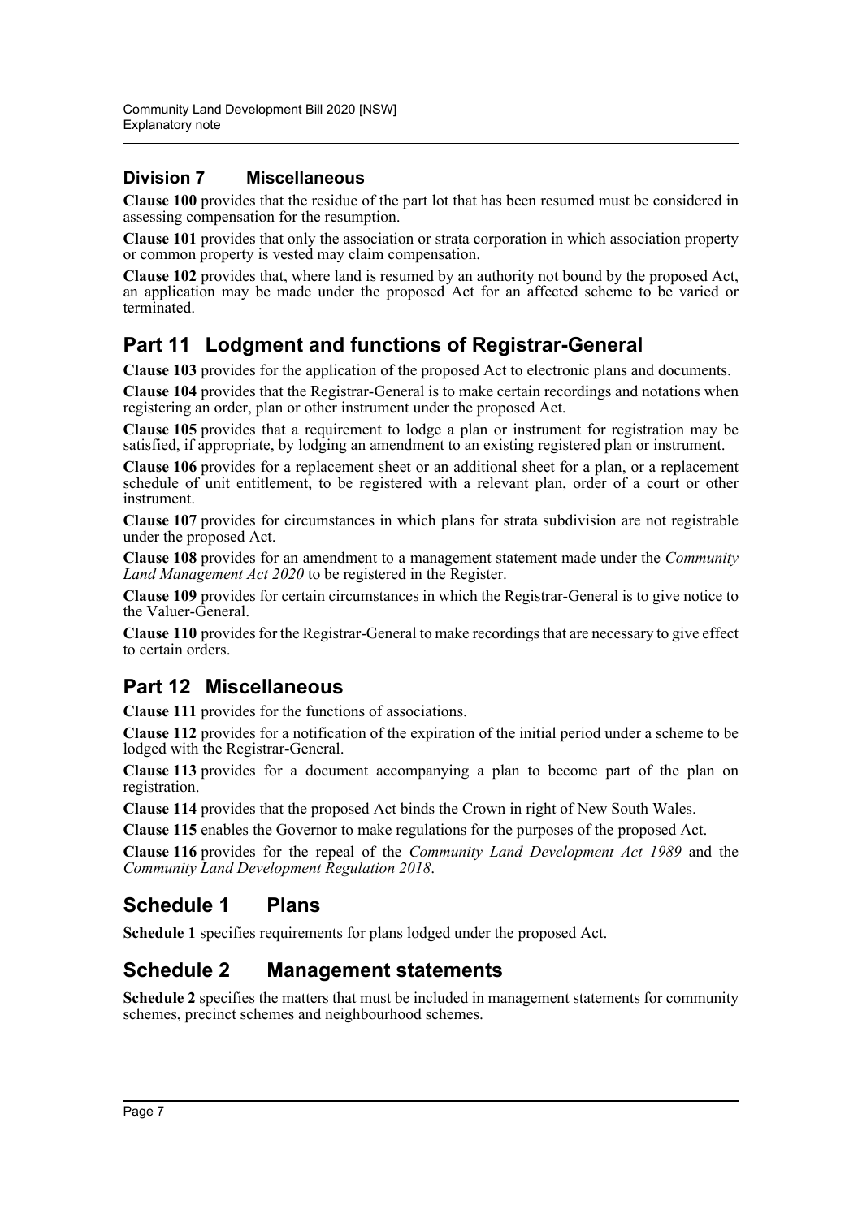### Division 7 Miscellaneous

**Clause 100** provides that the residue of the part lot that has been resumed must be considered in assessing compensation for the resumption.

**Clause 101** provides that only the association or strata corporation in which association property or common property is vested may claim compensation.

**Clause 102** provides that, where land is resumed by an authority not bound by the proposed Act, an application may be made under the proposed Act for an affected scheme to be varied or terminated.

## Part 11 Lodgment and functions of Registrar-General

**Clause 103** provides for the application of the proposed Act to electronic plans and documents.

**Clause 104** provides that the Registrar-General is to make certain recordings and notations when registering an order, plan or other instrument under the proposed Act.

**Clause 105** provides that a requirement to lodge a plan or instrument for registration may be satisfied, if appropriate, by lodging an amendment to an existing registered plan or instrument.

**Clause 106** provides for a replacement sheet or an additional sheet for a plan, or a replacement schedule of unit entitlement, to be registered with a relevant plan, order of a court or other instrument.

**Clause 107** provides for circumstances in which plans for strata subdivision are not registrable under the proposed Act.

**Clause 108** provides for an amendment to a management statement made under the *Community Land Management Act 2020* to be registered in the Register.

**Clause 109** provides for certain circumstances in which the Registrar-General is to give notice to the Valuer-General.

**Clause 110** provides for the Registrar-General to make recordings that are necessary to give effect to certain orders.

## Part 12 Miscellaneous

**Clause 111** provides for the functions of associations.

**Clause 112** provides for a notification of the expiration of the initial period under a scheme to be lodged with the Registrar-General.

**Clause 113** provides for a document accompanying a plan to become part of the plan on registration.

**Clause 114** provides that the proposed Act binds the Crown in right of New South Wales.

**Clause 115** enables the Governor to make regulations for the purposes of the proposed Act.

**Clause 116** provides for the repeal of the *Community Land Development Act 1989* and the *Community Land Development Regulation 2018*.

## Schedule 1 Plans

**Schedule 1** specifies requirements for plans lodged under the proposed Act.

## Schedule 2 Management statements

**Schedule 2** specifies the matters that must be included in management statements for community schemes, precinct schemes and neighbourhood schemes.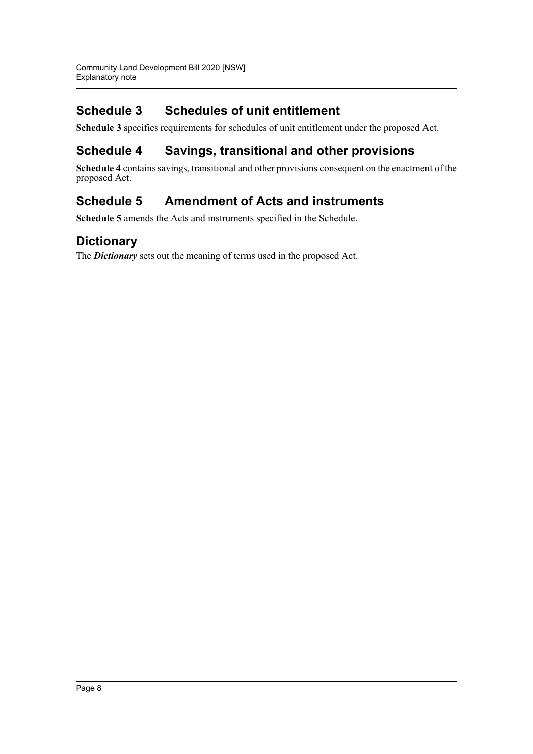## Schedule 3 Schedules of unit entitlement

**Schedule 3** specifies requirements for schedules of unit entitlement under the proposed Act.

## Schedule 4 Savings, transitional and other provisions

**Schedule 4** contains savings, transitional and other provisions consequent on the enactment of the proposed Act.

## Schedule 5 Amendment of Acts and instruments

**Schedule 5** amends the Acts and instruments specified in the Schedule.

## Dictionary

The ***Dictionary*** sets out the meaning of terms used in the proposed Act.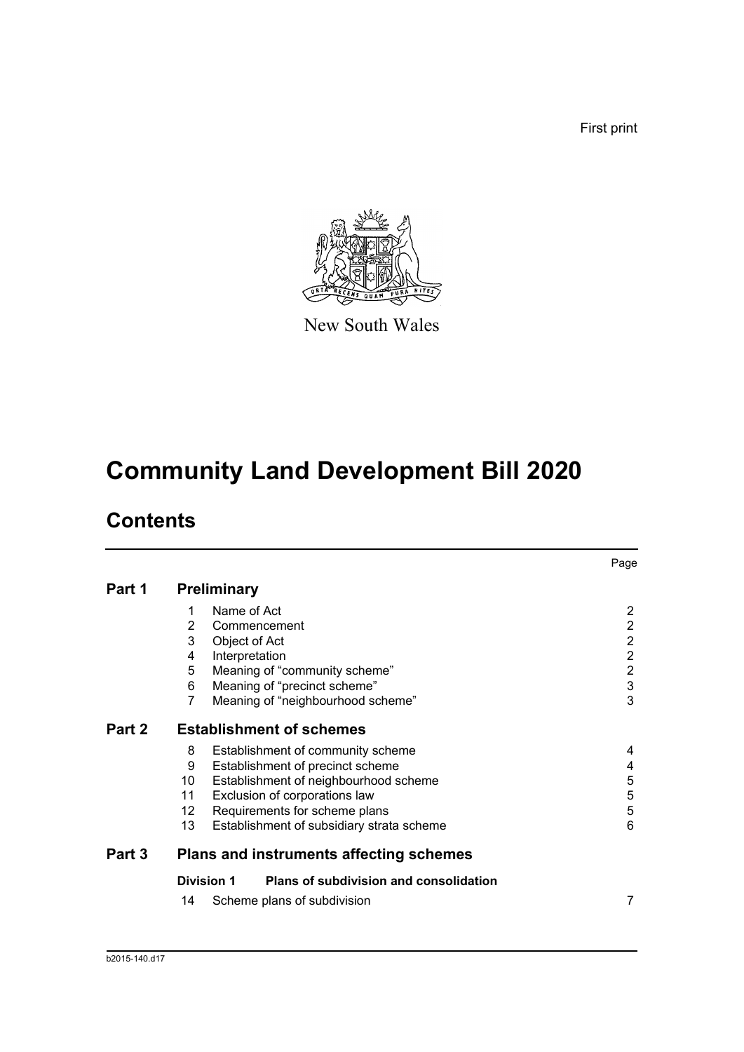First print

New South Wales

# Community Land Development Bill 2020

## Contents

| | | | Page |
|---|---|---|---|
| **Part 1** | **Preliminary** | | |
| | 1 | Name of Act | 2 |
| | 2 | Commencement | 2 |
| | 3 | Object of Act | 2 |
| | 4 | Interpretation | 2 |
| | 5 | Meaning of "community scheme" | 2 |
| | 6 | Meaning of "precinct scheme" | 3 |
| | 7 | Meaning of "neighbourhood scheme" | 3 |
| **Part 2** | **Establishment of schemes** | | |
| | 8 | Establishment of community scheme | 4 |
| | 9 | Establishment of precinct scheme | 4 |
| | 10 | Establishment of neighbourhood scheme | 5 |
| | 11 | Exclusion of corporations law | 5 |
| | 12 | Requirements for scheme plans | 5 |
| | 13 | Establishment of subsidiary strata scheme | 6 |
| **Part 3** | **Plans and instruments affecting schemes** | | |
| | **Division 1** | **Plans of subdivision and consolidation** | |
| | 14 | Scheme plans of subdivision | 7 |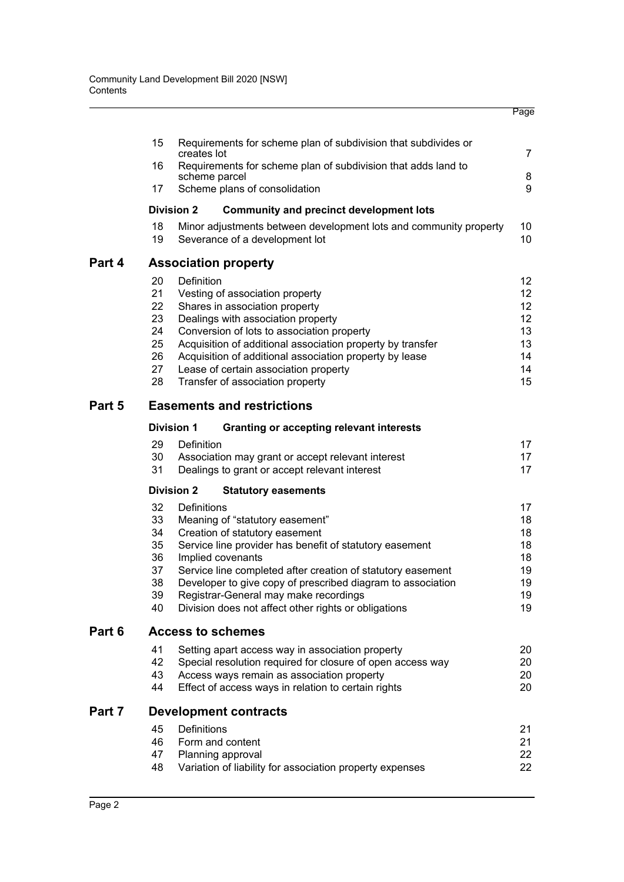| | | | Page |
|---|---|---|---|
| | 15 | Requirements for scheme plan of subdivision that subdivides or creates lot | 7 |
| | 16 | Requirements for scheme plan of subdivision that adds land to scheme parcel | 8 |
| | 17 | Scheme plans of consolidation | 9 |
| | **Division 2** | **Community and precinct development lots** | |
| | 18 | Minor adjustments between development lots and community property | 10 |
| | 19 | Severance of a development lot | 10 |
| **Part 4** | | **Association property** | |
| | 20 | Definition | 12 |
| | 21 | Vesting of association property | 12 |
| | 22 | Shares in association property | 12 |
| | 23 | Dealings with association property | 12 |
| | 24 | Conversion of lots to association property | 13 |
| | 25 | Acquisition of additional association property by transfer | 13 |
| | 26 | Acquisition of additional association property by lease | 14 |
| | 27 | Lease of certain association property | 14 |
| | 28 | Transfer of association property | 15 |
| **Part 5** | | **Easements and restrictions** | |
| | **Division 1** | **Granting or accepting relevant interests** | |
| | 29 | Definition | 17 |
| | 30 | Association may grant or accept relevant interest | 17 |
| | 31 | Dealings to grant or accept relevant interest | 17 |
| | **Division 2** | **Statutory easements** | |
| | 32 | Definitions | 17 |
| | 33 | Meaning of "statutory easement" | 18 |
| | 34 | Creation of statutory easement | 18 |
| | 35 | Service line provider has benefit of statutory easement | 18 |
| | 36 | Implied covenants | 18 |
| | 37 | Service line completed after creation of statutory easement | 19 |
| | 38 | Developer to give copy of prescribed diagram to association | 19 |
| | 39 | Registrar-General may make recordings | 19 |
| | 40 | Division does not affect other rights or obligations | 19 |
| **Part 6** | | **Access to schemes** | |
| | 41 | Setting apart access way in association property | 20 |
| | 42 | Special resolution required for closure of open access way | 20 |
| | 43 | Access ways remain as association property | 20 |
| | 44 | Effect of access ways in relation to certain rights | 20 |
| **Part 7** | | **Development contracts** | |
| | 45 | Definitions | 21 |
| | 46 | Form and content | 21 |
| | 47 | Planning approval | 22 |
| | 48 | Variation of liability for association property expenses | 22 |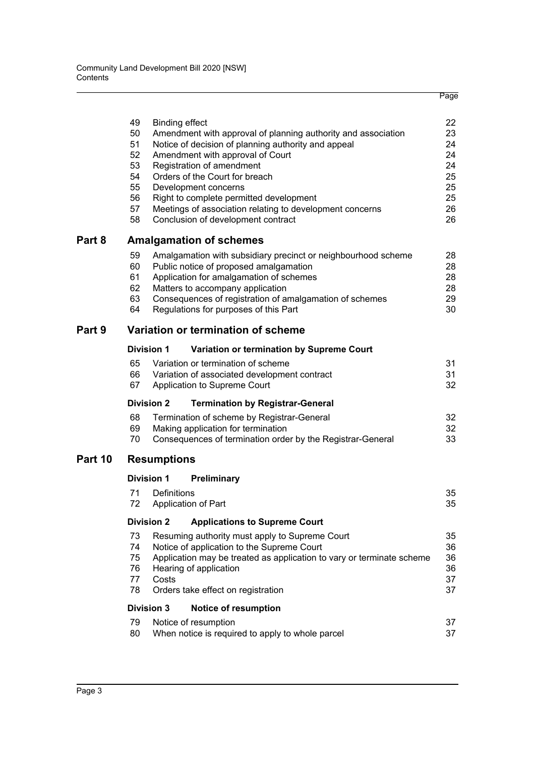| | | Page |
|---|---|---|
| 49 | Binding effect | 22 |
| 50 | Amendment with approval of planning authority and association | 23 |
| 51 | Notice of decision of planning authority and appeal | 24 |
| 52 | Amendment with approval of Court | 24 |
| 53 | Registration of amendment | 24 |
| 54 | Orders of the Court for breach | 25 |
| 55 | Development concerns | 25 |
| 56 | Right to complete permitted development | 25 |
| 57 | Meetings of association relating to development concerns | 26 |
| 58 | Conclusion of development contract | 26 |

## Part 8 Amalgamation of schemes

| | | |
|---|---|---|
| 59 | Amalgamation with subsidiary precinct or neighbourhood scheme | 28 |
| 60 | Public notice of proposed amalgamation | 28 |
| 61 | Application for amalgamation of schemes | 28 |
| 62 | Matters to accompany application | 28 |
| 63 | Consequences of registration of amalgamation of schemes | 29 |
| 64 | Regulations for purposes of this Part | 30 |

## Part 9 Variation or termination of scheme

### Division 1 Variation or termination by Supreme Court

| | | |
|---|---|---|
| 65 | Variation or termination of scheme | 31 |
| 66 | Variation of associated development contract | 31 |
| 67 | Application to Supreme Court | 32 |

### Division 2 Termination by Registrar-General

| | | |
|---|---|---|
| 68 | Termination of scheme by Registrar-General | 32 |
| 69 | Making application for termination | 32 |
| 70 | Consequences of termination order by the Registrar-General | 33 |

## Part 10 Resumptions

### Division 1 Preliminary

| | | |
|---|---|---|
| 71 | Definitions | 35 |
| 72 | Application of Part | 35 |

### Division 2 Applications to Supreme Court

| | | |
|---|---|---|
| 73 | Resuming authority must apply to Supreme Court | 35 |
| 74 | Notice of application to the Supreme Court | 36 |
| 75 | Application may be treated as application to vary or terminate scheme | 36 |
| 76 | Hearing of application | 36 |
| 77 | Costs | 37 |
| 78 | Orders take effect on registration | 37 |

### Division 3 Notice of resumption

| | | |
|---|---|---|
| 79 | Notice of resumption | 37 |
| 80 | When notice is required to apply to whole parcel | 37 |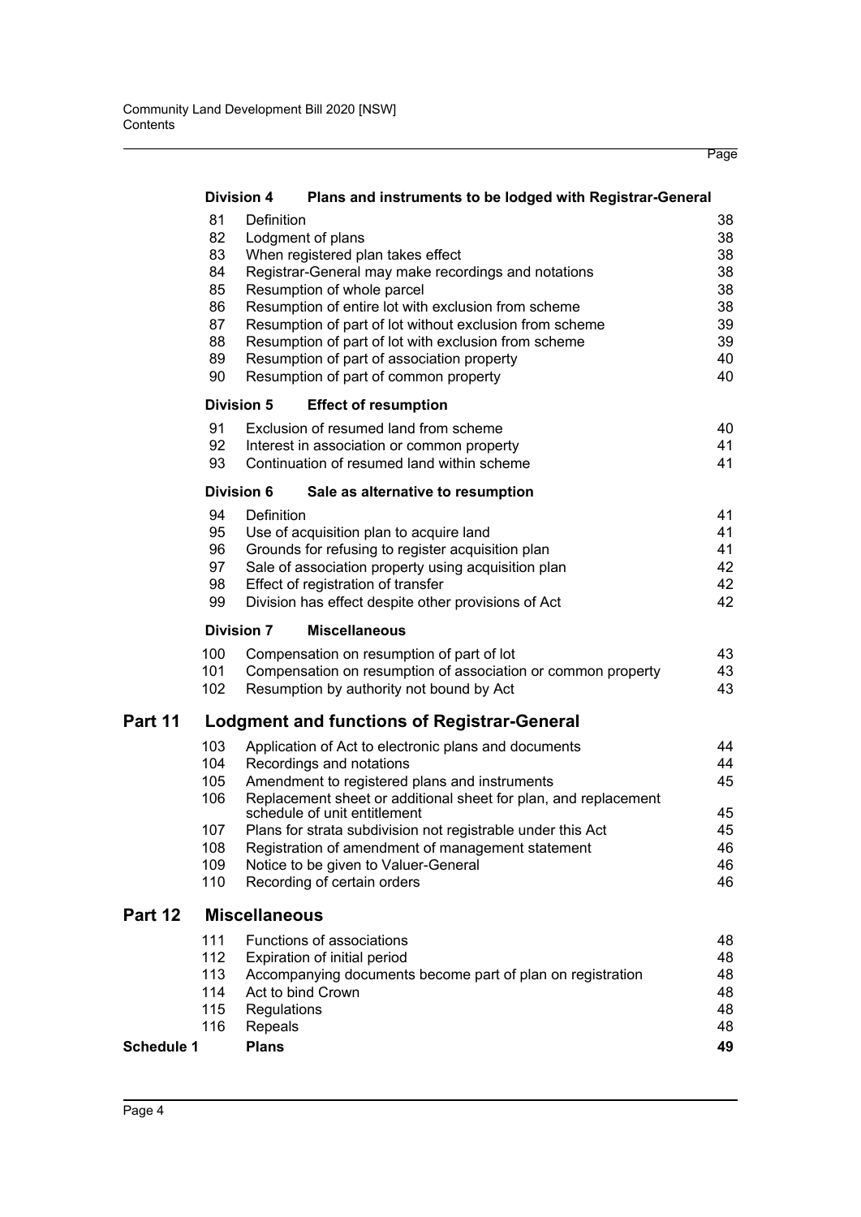| | | | Page |
|---|---|---|---|
| **Division 4** | | **Plans and instruments to be lodged with Registrar-General** | |
| | 81 | Definition | 38 |
| | 82 | Lodgment of plans | 38 |
| | 83 | When registered plan takes effect | 38 |
| | 84 | Registrar-General may make recordings and notations | 38 |
| | 85 | Resumption of whole parcel | 38 |
| | 86 | Resumption of entire lot with exclusion from scheme | 38 |
| | 87 | Resumption of part of lot without exclusion from scheme | 39 |
| | 88 | Resumption of part of lot with exclusion from scheme | 39 |
| | 89 | Resumption of part of association property | 40 |
| | 90 | Resumption of part of common property | 40 |
| **Division 5** | | **Effect of resumption** | |
| | 91 | Exclusion of resumed land from scheme | 40 |
| | 92 | Interest in association or common property | 41 |
| | 93 | Continuation of resumed land within scheme | 41 |
| **Division 6** | | **Sale as alternative to resumption** | |
| | 94 | Definition | 41 |
| | 95 | Use of acquisition plan to acquire land | 41 |
| | 96 | Grounds for refusing to register acquisition plan | 41 |
| | 97 | Sale of association property using acquisition plan | 42 |
| | 98 | Effect of registration of transfer | 42 |
| | 99 | Division has effect despite other provisions of Act | 42 |
| **Division 7** | | **Miscellaneous** | |
| | 100 | Compensation on resumption of part of lot | 43 |
| | 101 | Compensation on resumption of association or common property | 43 |
| | 102 | Resumption by authority not bound by Act | 43 |
| **Part 11** | | **Lodgment and functions of Registrar-General** | |
| | 103 | Application of Act to electronic plans and documents | 44 |
| | 104 | Recordings and notations | 44 |
| | 105 | Amendment to registered plans and instruments | 45 |
| | 106 | Replacement sheet or additional sheet for plan, and replacement schedule of unit entitlement | 45 |
| | 107 | Plans for strata subdivision not registrable under this Act | 45 |
| | 108 | Registration of amendment of management statement | 46 |
| | 109 | Notice to be given to Valuer-General | 46 |
| | 110 | Recording of certain orders | 46 |
| **Part 12** | | **Miscellaneous** | |
| | 111 | Functions of associations | 48 |
| | 112 | Expiration of initial period | 48 |
| | 113 | Accompanying documents become part of plan on registration | 48 |
| | 114 | Act to bind Crown | 48 |
| | 115 | Regulations | 48 |
| | 116 | Repeals | 48 |
| **Schedule 1** | | **Plans** | **49** |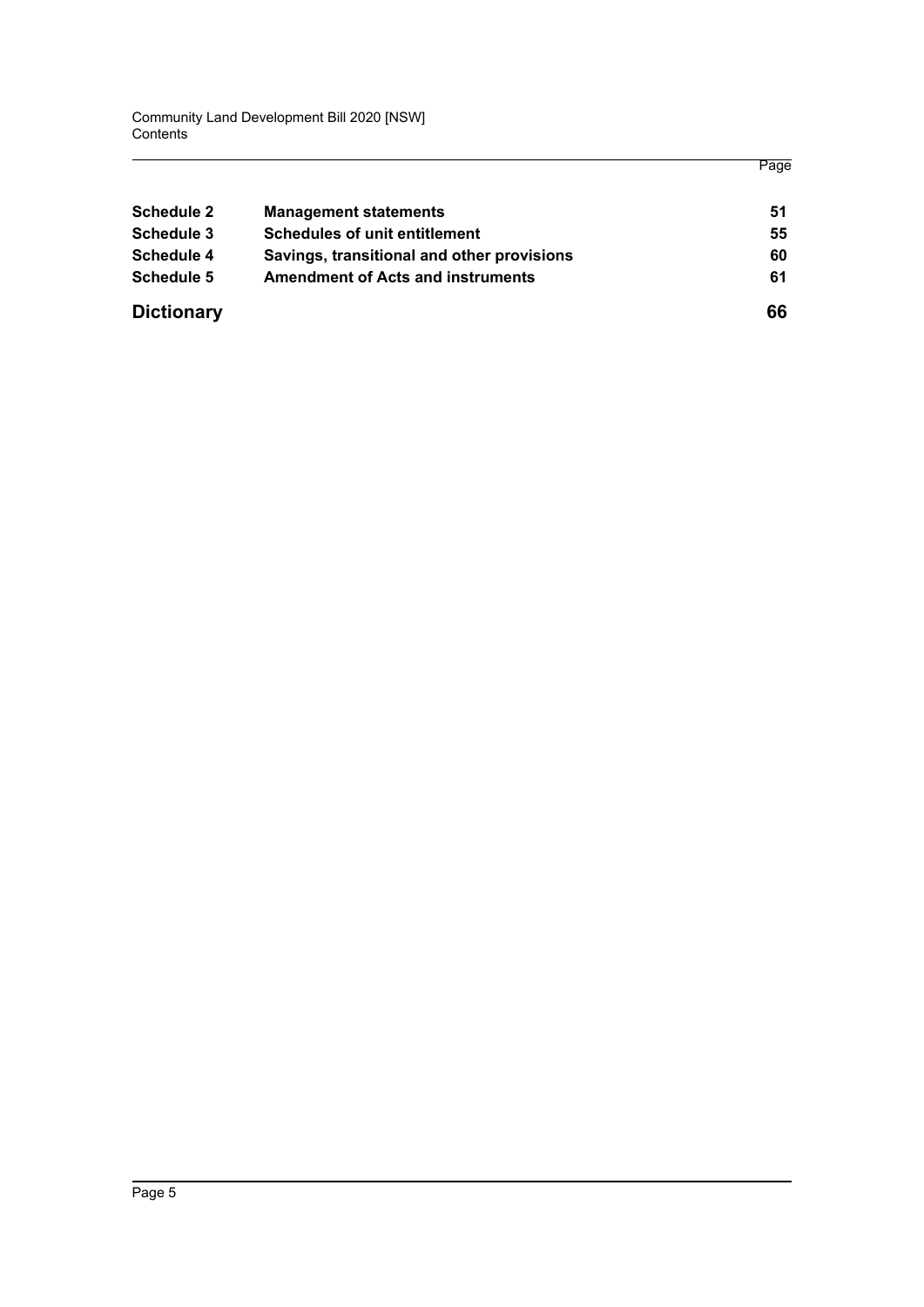| | | Page |
|---|---|---|
| **Schedule 2** | **Management statements** | **51** |
| **Schedule 3** | **Schedules of unit entitlement** | **55** |
| **Schedule 4** | **Savings, transitional and other provisions** | **60** |
| **Schedule 5** | **Amendment of Acts and instruments** | **61** |
| **Dictionary** | | **66** |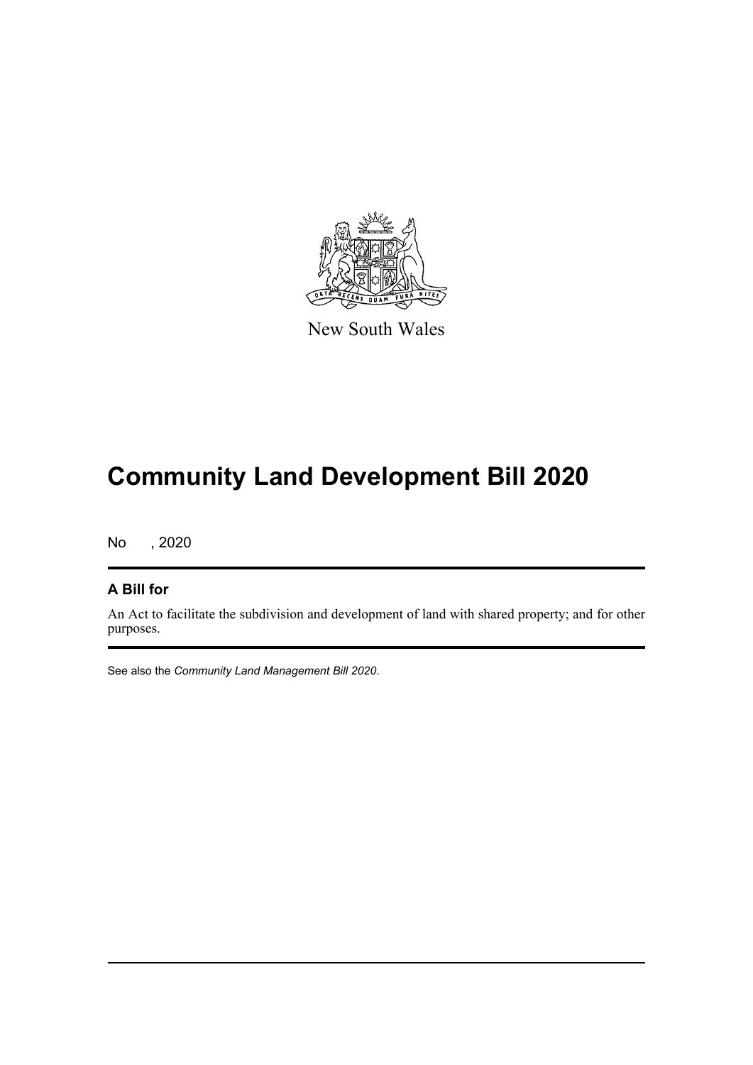New South Wales

# Community Land Development Bill 2020

No , 2020

## A Bill for

An Act to facilitate the subdivision and development of land with shared property; and for other purposes.

See also the *Community Land Management Bill 2020*.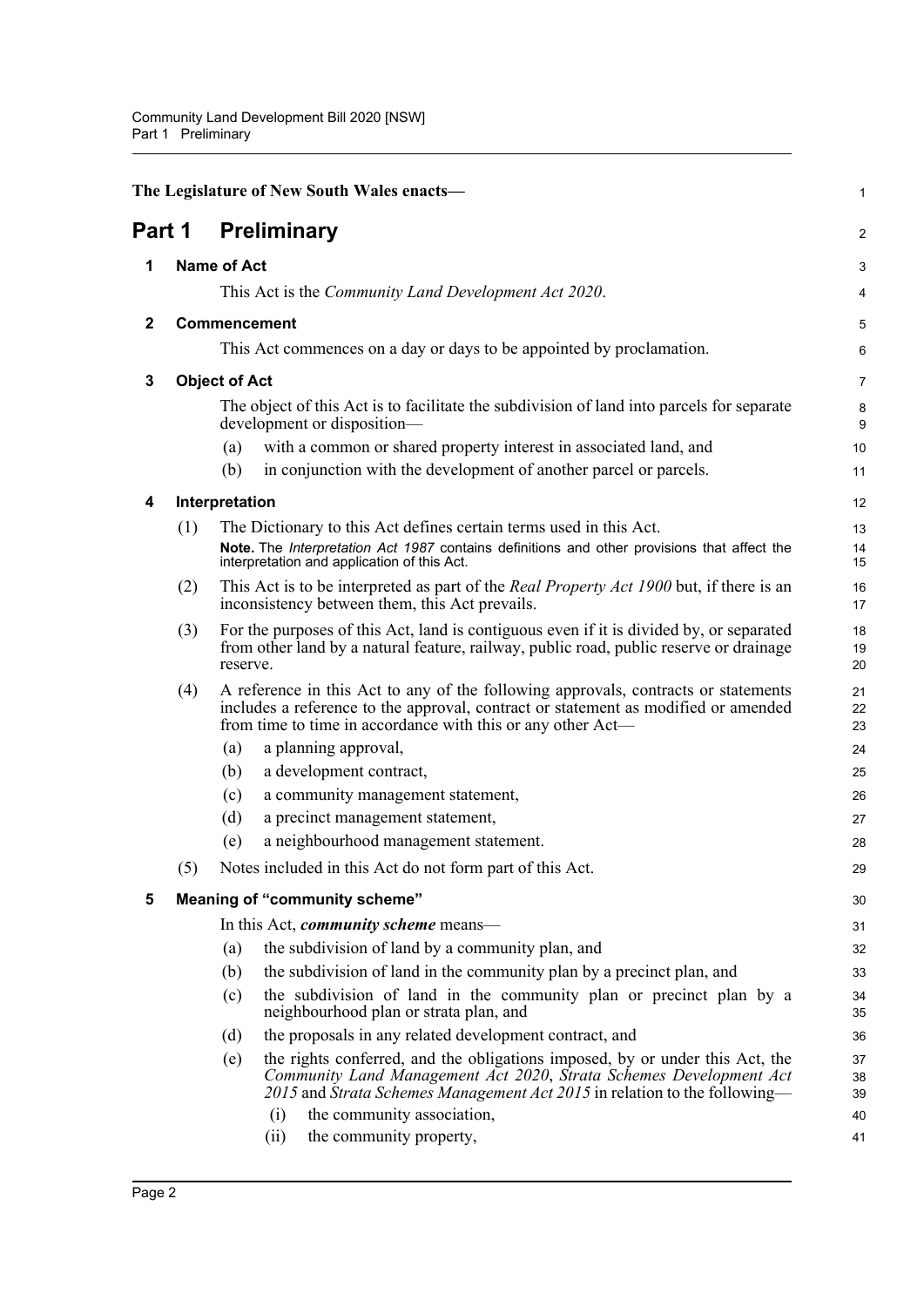**The Legislature of New South Wales enacts—**

# Part 1 Preliminary

## 1 Name of Act

This Act is the *Community Land Development Act 2020*.

## 2 Commencement

This Act commences on a day or days to be appointed by proclamation.

## 3 Object of Act

The object of this Act is to facilitate the subdivision of land into parcels for separate development or disposition—

(a) with a common or shared property interest in associated land, and

(b) in conjunction with the development of another parcel or parcels.

## 4 Interpretation

(1) The Dictionary to this Act defines certain terms used in this Act.

**Note.** The *Interpretation Act 1987* contains definitions and other provisions that affect the interpretation and application of this Act.

(2) This Act is to be interpreted as part of the *Real Property Act 1900* but, if there is an inconsistency between them, this Act prevails.

(3) For the purposes of this Act, land is contiguous even if it is divided by, or separated from other land by a natural feature, railway, public road, public reserve or drainage reserve.

(4) A reference in this Act to any of the following approvals, contracts or statements includes a reference to the approval, contract or statement as modified or amended from time to time in accordance with this or any other Act—

(a) a planning approval,

(b) a development contract,

(c) a community management statement,

(d) a precinct management statement,

(e) a neighbourhood management statement.

(5) Notes included in this Act do not form part of this Act.

## 5 Meaning of "community scheme"

In this Act, ***community scheme*** means—

(a) the subdivision of land by a community plan, and

(b) the subdivision of land in the community plan by a precinct plan, and

(c) the subdivision of land in the community plan or precinct plan by a neighbourhood plan or strata plan, and

(d) the proposals in any related development contract, and

(e) the rights conferred, and the obligations imposed, by or under this Act, the *Community Land Management Act 2020*, *Strata Schemes Development Act 2015* and *Strata Schemes Management Act 2015* in relation to the following—

(i) the community association,

(ii) the community property,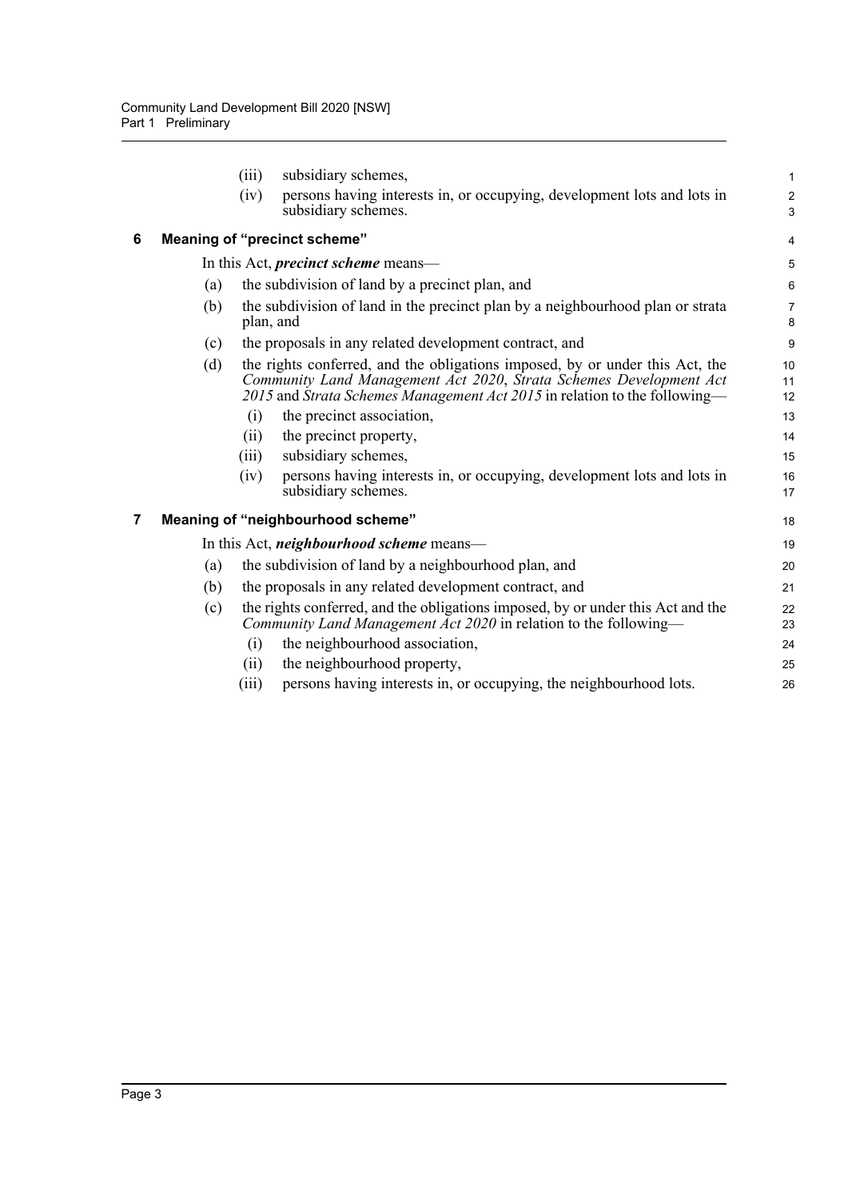(iii) subsidiary schemes,

(iv) persons having interests in, or occupying, development lots and lots in subsidiary schemes.

## 6 Meaning of "precinct scheme"

In this Act, ***precinct scheme*** means—

(a) the subdivision of land by a precinct plan, and

(b) the subdivision of land in the precinct plan by a neighbourhood plan or strata plan, and

(c) the proposals in any related development contract, and

(d) the rights conferred, and the obligations imposed, by or under this Act, the *Community Land Management Act 2020*, *Strata Schemes Development Act 2015* and *Strata Schemes Management Act 2015* in relation to the following—

(i) the precinct association,

(ii) the precinct property,

(iii) subsidiary schemes,

(iv) persons having interests in, or occupying, development lots and lots in subsidiary schemes.

## 7 Meaning of "neighbourhood scheme"

In this Act, ***neighbourhood scheme*** means—

(a) the subdivision of land by a neighbourhood plan, and

(b) the proposals in any related development contract, and

(c) the rights conferred, and the obligations imposed, by or under this Act and the *Community Land Management Act 2020* in relation to the following—

(i) the neighbourhood association,

(ii) the neighbourhood property,

(iii) persons having interests in, or occupying, the neighbourhood lots.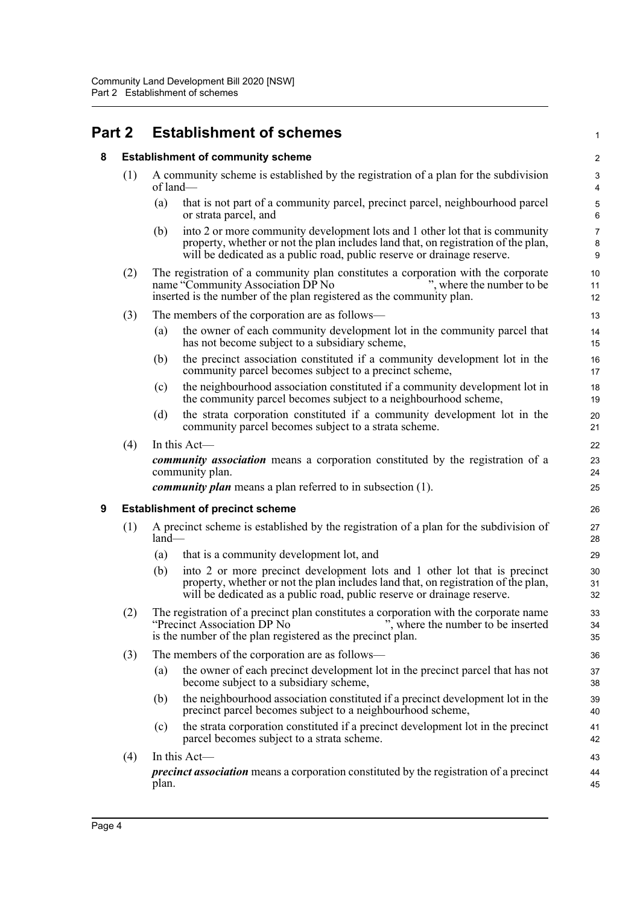# Part 2 Establishment of schemes

## 8 Establishment of community scheme

(1) A community scheme is established by the registration of a plan for the subdivision of land—

(a) that is not part of a community parcel, precinct parcel, neighbourhood parcel or strata parcel, and

(b) into 2 or more community development lots and 1 other lot that is community property, whether or not the plan includes land that, on registration of the plan, will be dedicated as a public road, public reserve or drainage reserve.

(2) The registration of a community plan constitutes a corporation with the corporate name "Community Association DP No                    ", where the number to be inserted is the number of the plan registered as the community plan.

(3) The members of the corporation are as follows—

(a) the owner of each community development lot in the community parcel that has not become subject to a subsidiary scheme,

(b) the precinct association constituted if a community development lot in the community parcel becomes subject to a precinct scheme,

(c) the neighbourhood association constituted if a community development lot in the community parcel becomes subject to a neighbourhood scheme,

(d) the strata corporation constituted if a community development lot in the community parcel becomes subject to a strata scheme.

(4) In this Act—

***community association*** means a corporation constituted by the registration of a community plan.

***community plan*** means a plan referred to in subsection (1).

## 9 Establishment of precinct scheme

(1) A precinct scheme is established by the registration of a plan for the subdivision of land—

(a) that is a community development lot, and

(b) into 2 or more precinct development lots and 1 other lot that is precinct property, whether or not the plan includes land that, on registration of the plan, will be dedicated as a public road, public reserve or drainage reserve.

(2) The registration of a precinct plan constitutes a corporation with the corporate name "Precinct Association DP No                    ", where the number to be inserted is the number of the plan registered as the precinct plan.

(3) The members of the corporation are as follows—

(a) the owner of each precinct development lot in the precinct parcel that has not become subject to a subsidiary scheme,

(b) the neighbourhood association constituted if a precinct development lot in the precinct parcel becomes subject to a neighbourhood scheme,

(c) the strata corporation constituted if a precinct development lot in the precinct parcel becomes subject to a strata scheme.

(4) In this Act—

***precinct association*** means a corporation constituted by the registration of a precinct plan.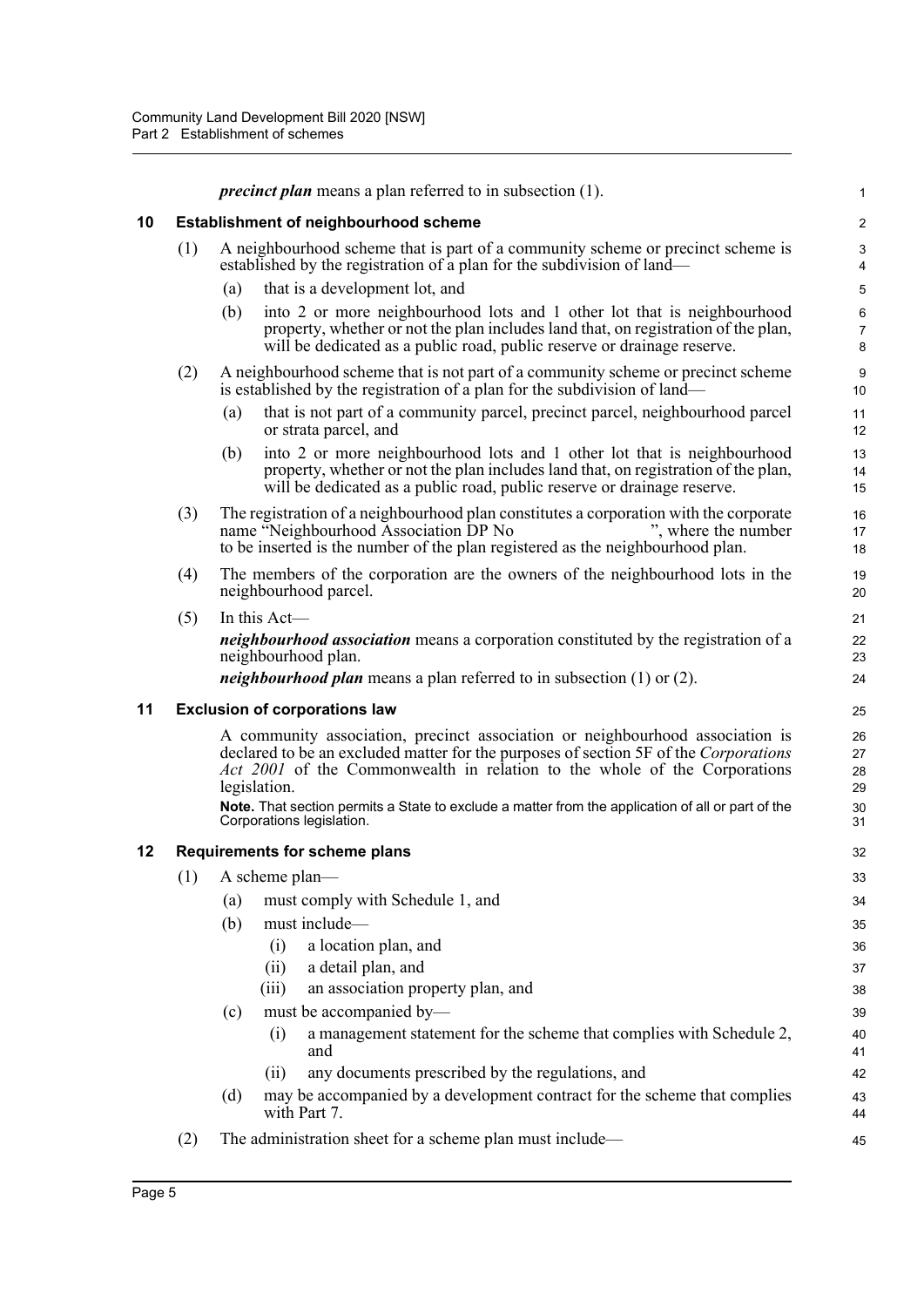***precinct plan*** means a plan referred to in subsection (1).

## 10 Establishment of neighbourhood scheme

(1) A neighbourhood scheme that is part of a community scheme or precinct scheme is established by the registration of a plan for the subdivision of land—

(a) that is a development lot, and

(b) into 2 or more neighbourhood lots and 1 other lot that is neighbourhood property, whether or not the plan includes land that, on registration of the plan, will be dedicated as a public road, public reserve or drainage reserve.

(2) A neighbourhood scheme that is not part of a community scheme or precinct scheme is established by the registration of a plan for the subdivision of land—

(a) that is not part of a community parcel, precinct parcel, neighbourhood parcel or strata parcel, and

(b) into 2 or more neighbourhood lots and 1 other lot that is neighbourhood property, whether or not the plan includes land that, on registration of the plan, will be dedicated as a public road, public reserve or drainage reserve.

(3) The registration of a neighbourhood plan constitutes a corporation with the corporate name "Neighbourhood Association DP No ", where the number to be inserted is the number of the plan registered as the neighbourhood plan.

(4) The members of the corporation are the owners of the neighbourhood lots in the neighbourhood parcel.

(5) In this Act—

***neighbourhood association*** means a corporation constituted by the registration of a neighbourhood plan.

***neighbourhood plan*** means a plan referred to in subsection (1) or (2).

## 11 Exclusion of corporations law

A community association, precinct association or neighbourhood association is declared to be an excluded matter for the purposes of section 5F of the *Corporations Act 2001* of the Commonwealth in relation to the whole of the Corporations legislation.

**Note.** That section permits a State to exclude a matter from the application of all or part of the Corporations legislation.

## 12 Requirements for scheme plans

(1) A scheme plan—

(a) must comply with Schedule 1, and

(b) must include—

(i) a location plan, and

(ii) a detail plan, and

(iii) an association property plan, and

(c) must be accompanied by—

(i) a management statement for the scheme that complies with Schedule 2, and

(ii) any documents prescribed by the regulations, and

(d) may be accompanied by a development contract for the scheme that complies with Part 7.

(2) The administration sheet for a scheme plan must include—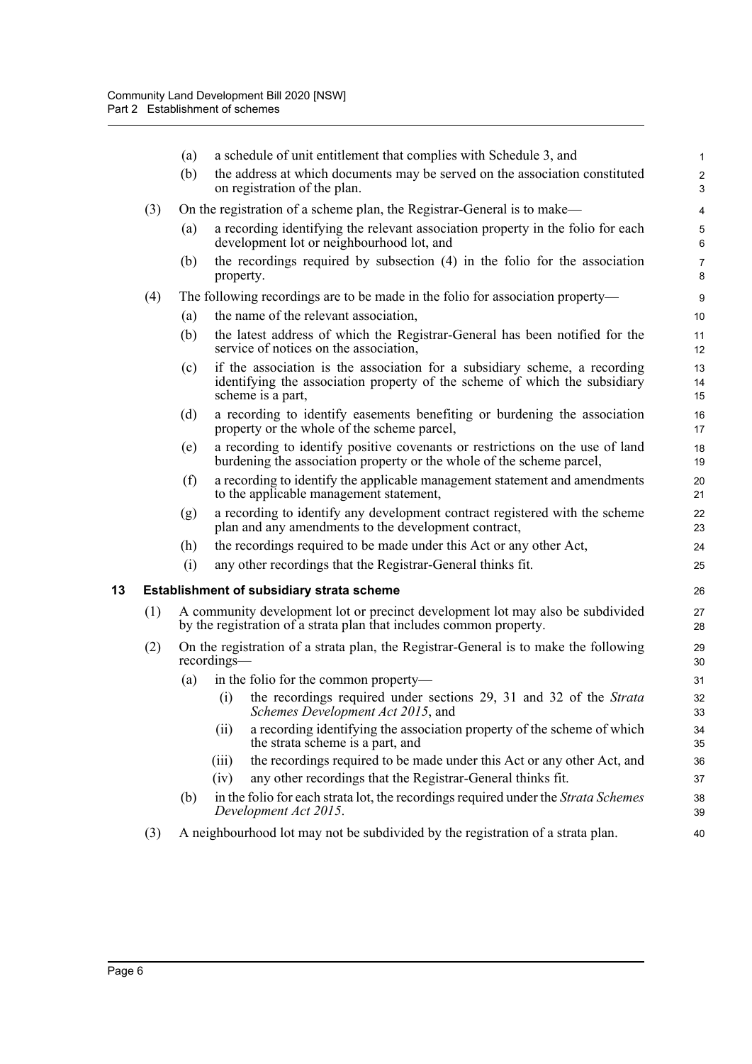(a) a schedule of unit entitlement that complies with Schedule 3, and

(b) the address at which documents may be served on the association constituted on registration of the plan.

(3) On the registration of a scheme plan, the Registrar-General is to make—

(a) a recording identifying the relevant association property in the folio for each development lot or neighbourhood lot, and

(b) the recordings required by subsection (4) in the folio for the association property.

(4) The following recordings are to be made in the folio for association property—

(a) the name of the relevant association,

(b) the latest address of which the Registrar-General has been notified for the service of notices on the association,

(c) if the association is the association for a subsidiary scheme, a recording identifying the association property of the scheme of which the subsidiary scheme is a part,

(d) a recording to identify easements benefiting or burdening the association property or the whole of the scheme parcel,

(e) a recording to identify positive covenants or restrictions on the use of land burdening the association property or the whole of the scheme parcel,

(f) a recording to identify the applicable management statement and amendments to the applicable management statement,

(g) a recording to identify any development contract registered with the scheme plan and any amendments to the development contract,

(h) the recordings required to be made under this Act or any other Act,

(i) any other recordings that the Registrar-General thinks fit.

### 13 Establishment of subsidiary strata scheme

(1) A community development lot or precinct development lot may also be subdivided by the registration of a strata plan that includes common property.

(2) On the registration of a strata plan, the Registrar-General is to make the following recordings—

(a) in the folio for the common property—

(i) the recordings required under sections 29, 31 and 32 of the *Strata Schemes Development Act 2015*, and

(ii) a recording identifying the association property of the scheme of which the strata scheme is a part, and

(iii) the recordings required to be made under this Act or any other Act, and

(iv) any other recordings that the Registrar-General thinks fit.

(b) in the folio for each strata lot, the recordings required under the *Strata Schemes Development Act 2015*.

(3) A neighbourhood lot may not be subdivided by the registration of a strata plan.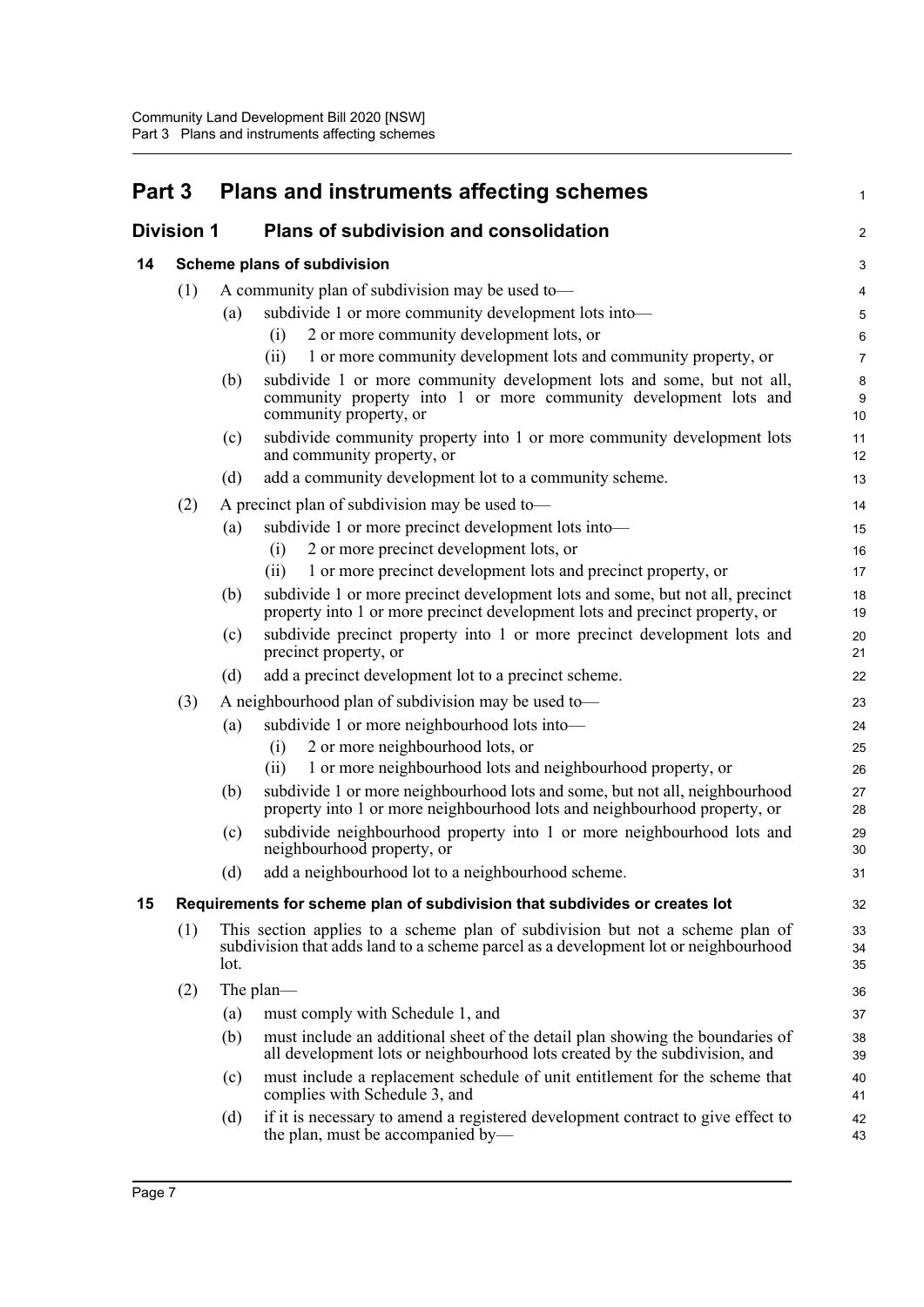# Part 3 Plans and instruments affecting schemes

## Division 1 Plans of subdivision and consolidation

### 14 Scheme plans of subdivision

(1) A community plan of subdivision may be used to—

(a) subdivide 1 or more community development lots into—

(i) 2 or more community development lots, or

(ii) 1 or more community development lots and community property, or

(b) subdivide 1 or more community development lots and some, but not all, community property into 1 or more community development lots and community property, or

(c) subdivide community property into 1 or more community development lots and community property, or

(d) add a community development lot to a community scheme.

(2) A precinct plan of subdivision may be used to—

(a) subdivide 1 or more precinct development lots into—

(i) 2 or more precinct development lots, or

(ii) 1 or more precinct development lots and precinct property, or

(b) subdivide 1 or more precinct development lots and some, but not all, precinct property into 1 or more precinct development lots and precinct property, or

(c) subdivide precinct property into 1 or more precinct development lots and precinct property, or

(d) add a precinct development lot to a precinct scheme.

(3) A neighbourhood plan of subdivision may be used to—

(a) subdivide 1 or more neighbourhood lots into—

(i) 2 or more neighbourhood lots, or

(ii) 1 or more neighbourhood lots and neighbourhood property, or

(b) subdivide 1 or more neighbourhood lots and some, but not all, neighbourhood property into 1 or more neighbourhood lots and neighbourhood property, or

(c) subdivide neighbourhood property into 1 or more neighbourhood lots and neighbourhood property, or

(d) add a neighbourhood lot to a neighbourhood scheme.

### 15 Requirements for scheme plan of subdivision that subdivides or creates lot

(1) This section applies to a scheme plan of subdivision but not a scheme plan of subdivision that adds land to a scheme parcel as a development lot or neighbourhood lot.

(2) The plan—

(a) must comply with Schedule 1, and

(b) must include an additional sheet of the detail plan showing the boundaries of all development lots or neighbourhood lots created by the subdivision, and

(c) must include a replacement schedule of unit entitlement for the scheme that complies with Schedule 3, and

(d) if it is necessary to amend a registered development contract to give effect to the plan, must be accompanied by—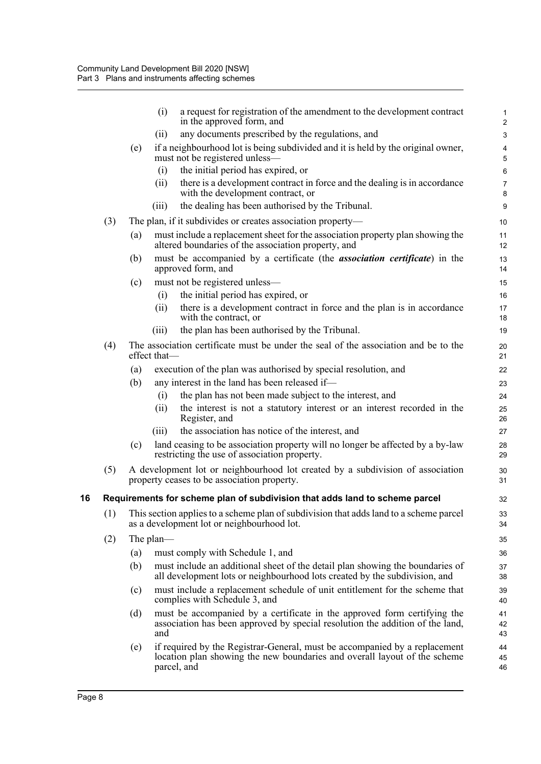(i) a request for registration of the amendment to the development contract in the approved form, and

(ii) any documents prescribed by the regulations, and

(e) if a neighbourhood lot is being subdivided and it is held by the original owner, must not be registered unless—

(i) the initial period has expired, or

(ii) there is a development contract in force and the dealing is in accordance with the development contract, or

(iii) the dealing has been authorised by the Tribunal.

(3) The plan, if it subdivides or creates association property—

(a) must include a replacement sheet for the association property plan showing the altered boundaries of the association property, and

(b) must be accompanied by a certificate (the ***association certificate***) in the approved form, and

(c) must not be registered unless—

(i) the initial period has expired, or

(ii) there is a development contract in force and the plan is in accordance with the contract, or

(iii) the plan has been authorised by the Tribunal.

(4) The association certificate must be under the seal of the association and be to the effect that—

(a) execution of the plan was authorised by special resolution, and

(b) any interest in the land has been released if—

(i) the plan has not been made subject to the interest, and

(ii) the interest is not a statutory interest or an interest recorded in the Register, and

(iii) the association has notice of the interest, and

(c) land ceasing to be association property will no longer be affected by a by-law restricting the use of association property.

(5) A development lot or neighbourhood lot created by a subdivision of association property ceases to be association property.

## 16 Requirements for scheme plan of subdivision that adds land to scheme parcel

(1) This section applies to a scheme plan of subdivision that adds land to a scheme parcel as a development lot or neighbourhood lot.

(2) The plan—

(a) must comply with Schedule 1, and

(b) must include an additional sheet of the detail plan showing the boundaries of all development lots or neighbourhood lots created by the subdivision, and

(c) must include a replacement schedule of unit entitlement for the scheme that complies with Schedule 3, and

(d) must be accompanied by a certificate in the approved form certifying the association has been approved by special resolution the addition of the land, and

(e) if required by the Registrar-General, must be accompanied by a replacement location plan showing the new boundaries and overall layout of the scheme parcel, and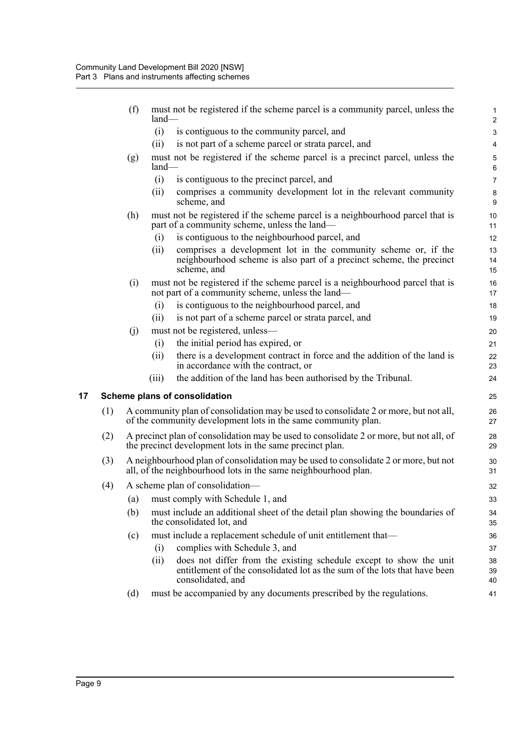(f) must not be registered if the scheme parcel is a community parcel, unless the land—

(i) is contiguous to the community parcel, and

(ii) is not part of a scheme parcel or strata parcel, and

(g) must not be registered if the scheme parcel is a precinct parcel, unless the land—

(i) is contiguous to the precinct parcel, and

(ii) comprises a community development lot in the relevant community scheme, and

(h) must not be registered if the scheme parcel is a neighbourhood parcel that is part of a community scheme, unless the land—

(i) is contiguous to the neighbourhood parcel, and

(ii) comprises a development lot in the community scheme or, if the neighbourhood scheme is also part of a precinct scheme, the precinct scheme, and

(i) must not be registered if the scheme parcel is a neighbourhood parcel that is not part of a community scheme, unless the land—

(i) is contiguous to the neighbourhood parcel, and

(ii) is not part of a scheme parcel or strata parcel, and

(j) must not be registered, unless—

(i) the initial period has expired, or

(ii) there is a development contract in force and the addition of the land is in accordance with the contract, or

(iii) the addition of the land has been authorised by the Tribunal.

## 17 Scheme plans of consolidation

(1) A community plan of consolidation may be used to consolidate 2 or more, but not all, of the community development lots in the same community plan.

(2) A precinct plan of consolidation may be used to consolidate 2 or more, but not all, of the precinct development lots in the same precinct plan.

(3) A neighbourhood plan of consolidation may be used to consolidate 2 or more, but not all, of the neighbourhood lots in the same neighbourhood plan.

(4) A scheme plan of consolidation—

(a) must comply with Schedule 1, and

(b) must include an additional sheet of the detail plan showing the boundaries of the consolidated lot, and

(c) must include a replacement schedule of unit entitlement that—

(i) complies with Schedule 3, and

(ii) does not differ from the existing schedule except to show the unit entitlement of the consolidated lot as the sum of the lots that have been consolidated, and

(d) must be accompanied by any documents prescribed by the regulations.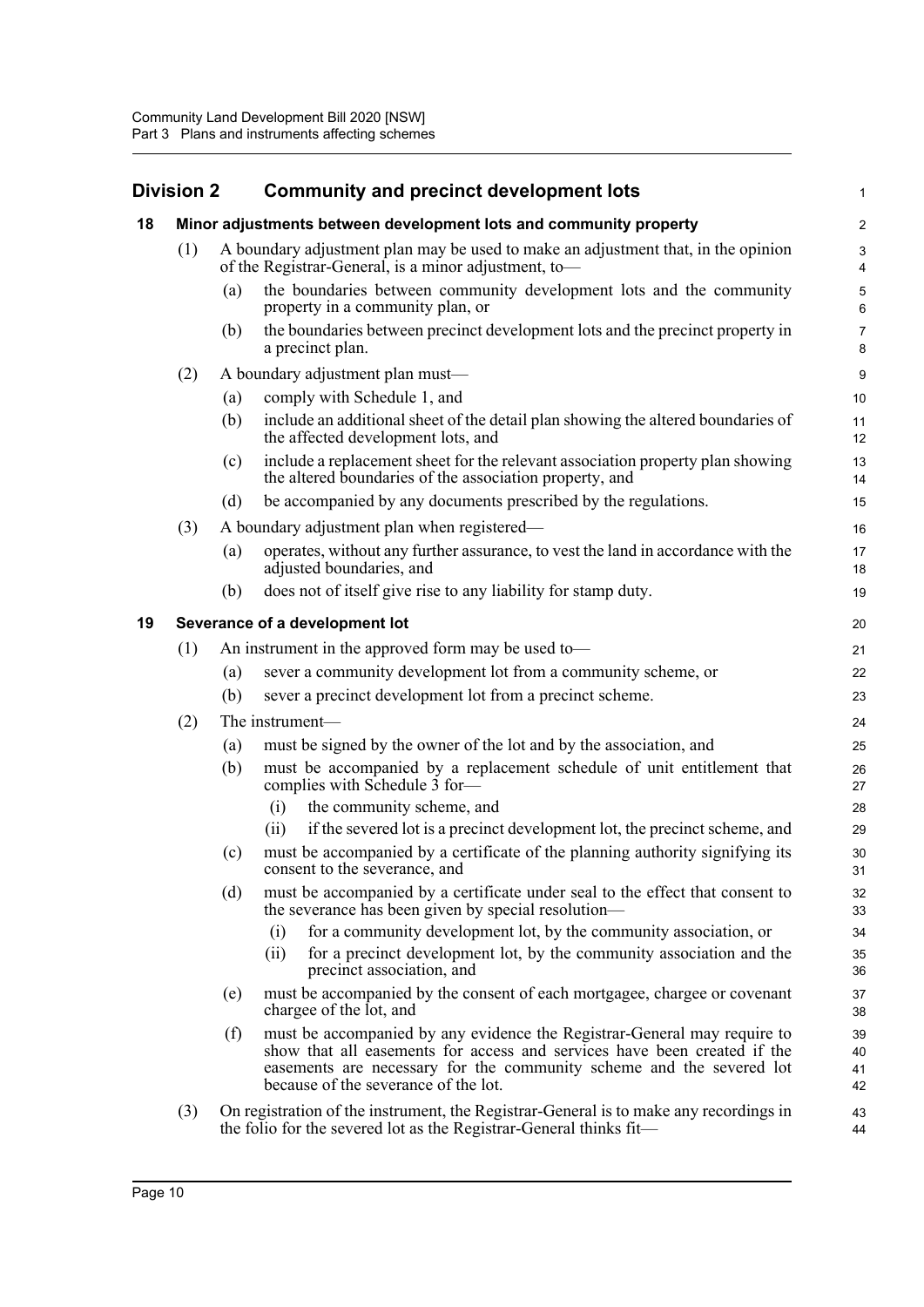## Division 2 Community and precinct development lots

### 18 Minor adjustments between development lots and community property

(1) A boundary adjustment plan may be used to make an adjustment that, in the opinion of the Registrar-General, is a minor adjustment, to—

(a) the boundaries between community development lots and the community property in a community plan, or

(b) the boundaries between precinct development lots and the precinct property in a precinct plan.

(2) A boundary adjustment plan must—

(a) comply with Schedule 1, and

(b) include an additional sheet of the detail plan showing the altered boundaries of the affected development lots, and

(c) include a replacement sheet for the relevant association property plan showing the altered boundaries of the association property, and

(d) be accompanied by any documents prescribed by the regulations.

(3) A boundary adjustment plan when registered—

(a) operates, without any further assurance, to vest the land in accordance with the adjusted boundaries, and

(b) does not of itself give rise to any liability for stamp duty.

### 19 Severance of a development lot

(1) An instrument in the approved form may be used to—

(a) sever a community development lot from a community scheme, or

(b) sever a precinct development lot from a precinct scheme.

(2) The instrument—

(a) must be signed by the owner of the lot and by the association, and

(b) must be accompanied by a replacement schedule of unit entitlement that complies with Schedule 3 for—

(i) the community scheme, and

(ii) if the severed lot is a precinct development lot, the precinct scheme, and

(c) must be accompanied by a certificate of the planning authority signifying its consent to the severance, and

(d) must be accompanied by a certificate under seal to the effect that consent to the severance has been given by special resolution—

(i) for a community development lot, by the community association, or

(ii) for a precinct development lot, by the community association and the precinct association, and

(e) must be accompanied by the consent of each mortgagee, chargee or covenant chargee of the lot, and

(f) must be accompanied by any evidence the Registrar-General may require to show that all easements for access and services have been created if the easements are necessary for the community scheme and the severed lot because of the severance of the lot.

(3) On registration of the instrument, the Registrar-General is to make any recordings in the folio for the severed lot as the Registrar-General thinks fit—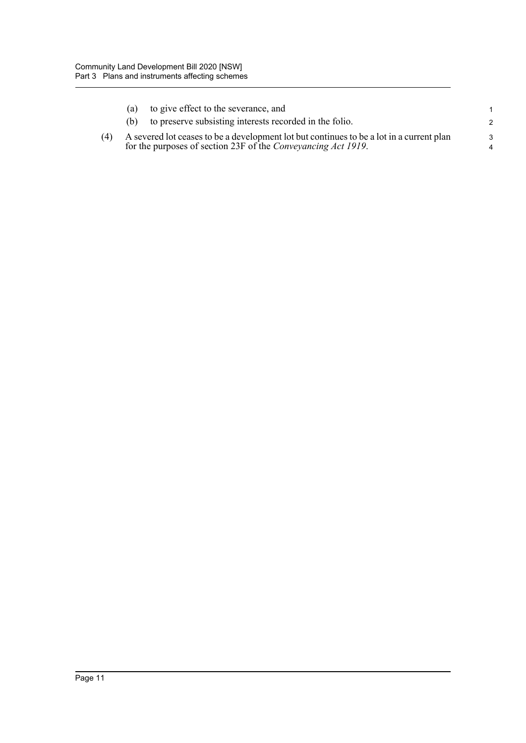(a) to give effect to the severance, and

(b) to preserve subsisting interests recorded in the folio.

(4) A severed lot ceases to be a development lot but continues to be a lot in a current plan for the purposes of section 23F of the *Conveyancing Act 1919*.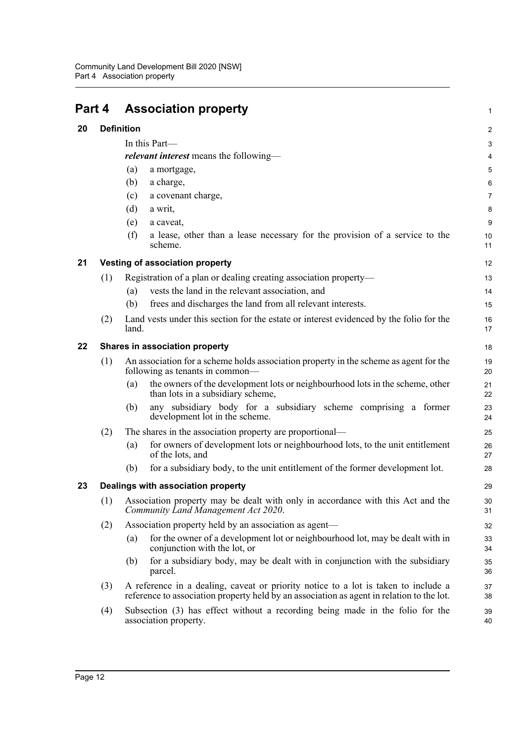# Part 4 Association property

## 20 Definition

In this Part—

***relevant interest*** means the following—

(a) a mortgage,

(b) a charge,

(c) a covenant charge,

(d) a writ,

(e) a caveat,

(f) a lease, other than a lease necessary for the provision of a service to the scheme.

## 21 Vesting of association property

(1) Registration of a plan or dealing creating association property—

(a) vests the land in the relevant association, and

(b) frees and discharges the land from all relevant interests.

(2) Land vests under this section for the estate or interest evidenced by the folio for the land.

## 22 Shares in association property

(1) An association for a scheme holds association property in the scheme as agent for the following as tenants in common—

(a) the owners of the development lots or neighbourhood lots in the scheme, other than lots in a subsidiary scheme,

(b) any subsidiary body for a subsidiary scheme comprising a former development lot in the scheme.

(2) The shares in the association property are proportional—

(a) for owners of development lots or neighbourhood lots, to the unit entitlement of the lots, and

(b) for a subsidiary body, to the unit entitlement of the former development lot.

## 23 Dealings with association property

(1) Association property may be dealt with only in accordance with this Act and the *Community Land Management Act 2020*.

(2) Association property held by an association as agent—

(a) for the owner of a development lot or neighbourhood lot, may be dealt with in conjunction with the lot, or

(b) for a subsidiary body, may be dealt with in conjunction with the subsidiary parcel.

(3) A reference in a dealing, caveat or priority notice to a lot is taken to include a reference to association property held by an association as agent in relation to the lot.

(4) Subsection (3) has effect without a recording being made in the folio for the association property.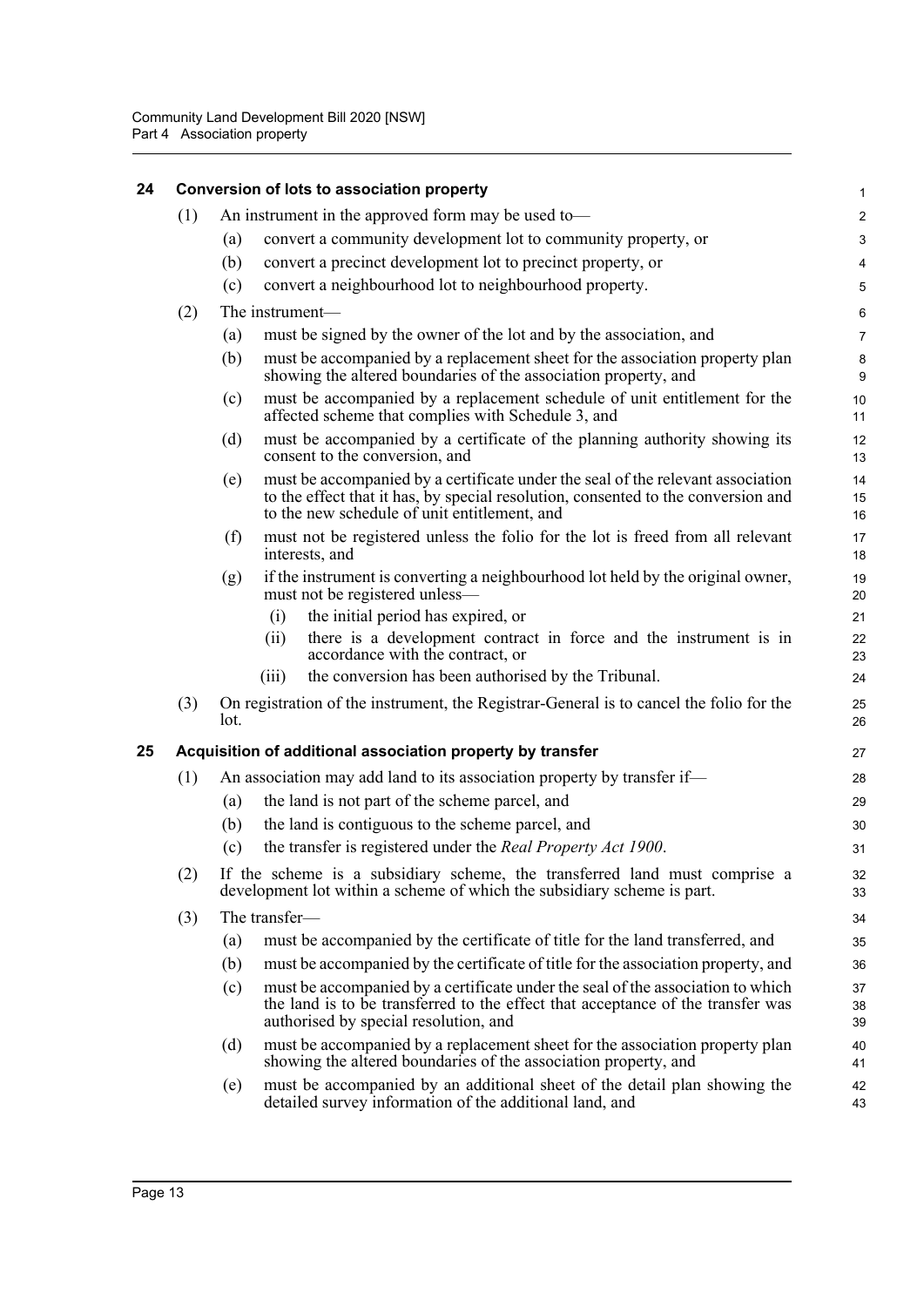## 24 Conversion of lots to association property

(1) An instrument in the approved form may be used to—

(a) convert a community development lot to community property, or

(b) convert a precinct development lot to precinct property, or

(c) convert a neighbourhood lot to neighbourhood property.

(2) The instrument—

(a) must be signed by the owner of the lot and by the association, and

(b) must be accompanied by a replacement sheet for the association property plan showing the altered boundaries of the association property, and

(c) must be accompanied by a replacement schedule of unit entitlement for the affected scheme that complies with Schedule 3, and

(d) must be accompanied by a certificate of the planning authority showing its consent to the conversion, and

(e) must be accompanied by a certificate under the seal of the relevant association to the effect that it has, by special resolution, consented to the conversion and to the new schedule of unit entitlement, and

(f) must not be registered unless the folio for the lot is freed from all relevant interests, and

(g) if the instrument is converting a neighbourhood lot held by the original owner, must not be registered unless—

(i) the initial period has expired, or

(ii) there is a development contract in force and the instrument is in accordance with the contract, or

(iii) the conversion has been authorised by the Tribunal.

(3) On registration of the instrument, the Registrar-General is to cancel the folio for the lot.

## 25 Acquisition of additional association property by transfer

(1) An association may add land to its association property by transfer if—

(a) the land is not part of the scheme parcel, and

(b) the land is contiguous to the scheme parcel, and

(c) the transfer is registered under the *Real Property Act 1900*.

(2) If the scheme is a subsidiary scheme, the transferred land must comprise a development lot within a scheme of which the subsidiary scheme is part.

(3) The transfer—

(a) must be accompanied by the certificate of title for the land transferred, and

(b) must be accompanied by the certificate of title for the association property, and

(c) must be accompanied by a certificate under the seal of the association to which the land is to be transferred to the effect that acceptance of the transfer was authorised by special resolution, and

(d) must be accompanied by a replacement sheet for the association property plan showing the altered boundaries of the association property, and

(e) must be accompanied by an additional sheet of the detail plan showing the detailed survey information of the additional land, and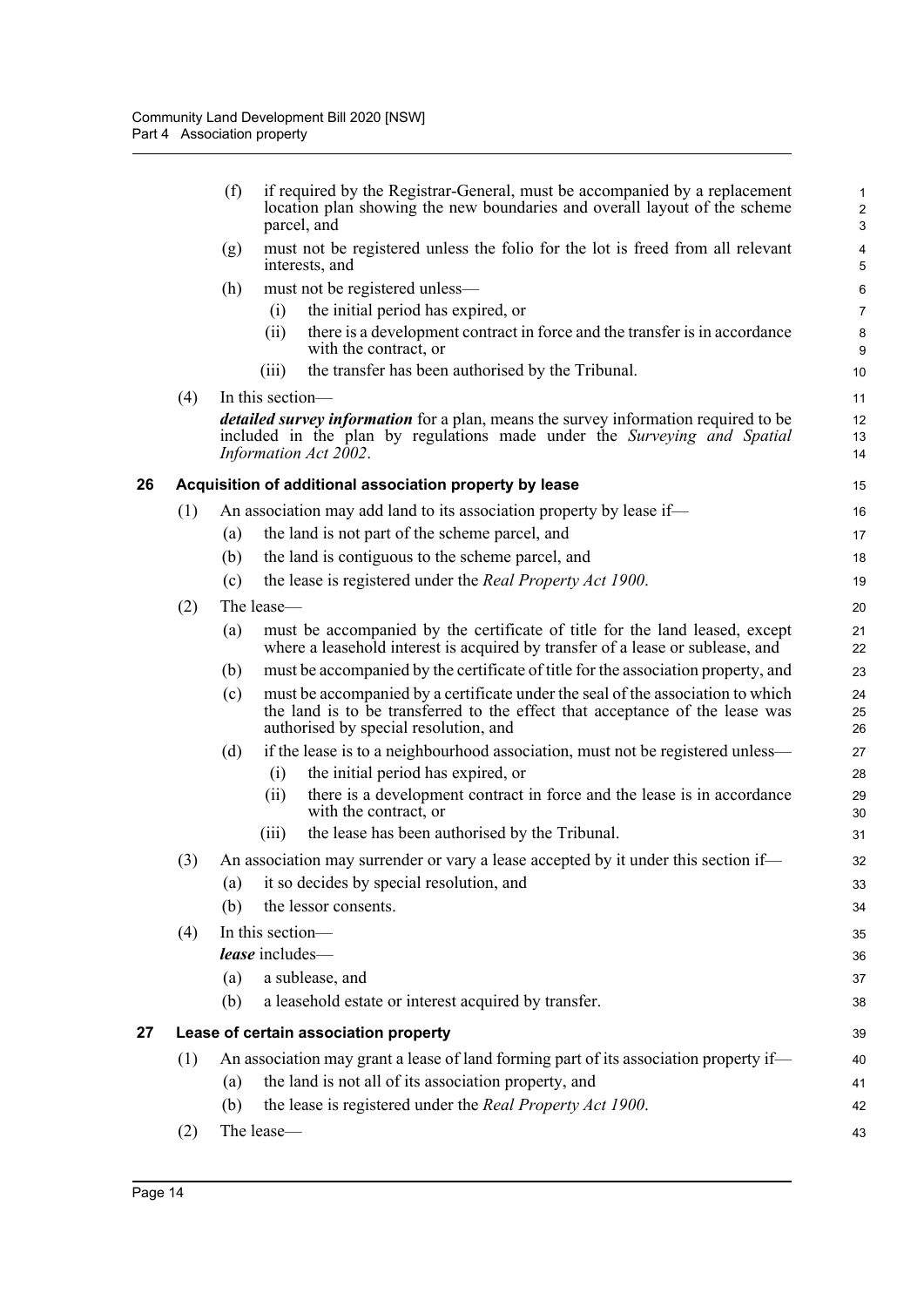(f) if required by the Registrar-General, must be accompanied by a replacement location plan showing the new boundaries and overall layout of the scheme parcel, and

(g) must not be registered unless the folio for the lot is freed from all relevant interests, and

(h) must not be registered unless—

(i) the initial period has expired, or

(ii) there is a development contract in force and the transfer is in accordance with the contract, or

(iii) the transfer has been authorised by the Tribunal.

(4) In this section—

***detailed survey information*** for a plan, means the survey information required to be included in the plan by regulations made under the *Surveying and Spatial Information Act 2002*.

## 26 Acquisition of additional association property by lease

(1) An association may add land to its association property by lease if—

(a) the land is not part of the scheme parcel, and

(b) the land is contiguous to the scheme parcel, and

(c) the lease is registered under the *Real Property Act 1900*.

(2) The lease—

(a) must be accompanied by the certificate of title for the land leased, except where a leasehold interest is acquired by transfer of a lease or sublease, and

(b) must be accompanied by the certificate of title for the association property, and

(c) must be accompanied by a certificate under the seal of the association to which the land is to be transferred to the effect that acceptance of the lease was authorised by special resolution, and

(d) if the lease is to a neighbourhood association, must not be registered unless—

(i) the initial period has expired, or

(ii) there is a development contract in force and the lease is in accordance with the contract, or

(iii) the lease has been authorised by the Tribunal.

(3) An association may surrender or vary a lease accepted by it under this section if—

(a) it so decides by special resolution, and

(b) the lessor consents.

(4) In this section—

***lease*** includes—

(a) a sublease, and

(b) a leasehold estate or interest acquired by transfer.

## 27 Lease of certain association property

(1) An association may grant a lease of land forming part of its association property if—

(a) the land is not all of its association property, and

(b) the lease is registered under the *Real Property Act 1900*.

(2) The lease—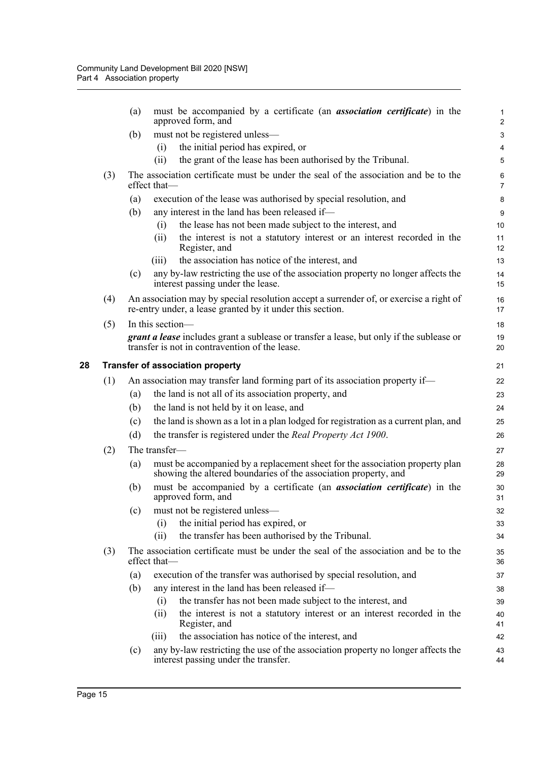(a) must be accompanied by a certificate (an ***association certificate***) in the approved form, and

(b) must not be registered unless—

(i) the initial period has expired, or

(ii) the grant of the lease has been authorised by the Tribunal.

(3) The association certificate must be under the seal of the association and be to the effect that—

(a) execution of the lease was authorised by special resolution, and

(b) any interest in the land has been released if—

(i) the lease has not been made subject to the interest, and

(ii) the interest is not a statutory interest or an interest recorded in the Register, and

(iii) the association has notice of the interest, and

(c) any by-law restricting the use of the association property no longer affects the interest passing under the lease.

(4) An association may by special resolution accept a surrender of, or exercise a right of re-entry under, a lease granted by it under this section.

(5) In this section—

***grant a lease*** includes grant a sublease or transfer a lease, but only if the sublease or transfer is not in contravention of the lease.

## 28 Transfer of association property

(1) An association may transfer land forming part of its association property if—

(a) the land is not all of its association property, and

(b) the land is not held by it on lease, and

(c) the land is shown as a lot in a plan lodged for registration as a current plan, and

(d) the transfer is registered under the *Real Property Act 1900*.

(2) The transfer—

(a) must be accompanied by a replacement sheet for the association property plan showing the altered boundaries of the association property, and

(b) must be accompanied by a certificate (an ***association certificate***) in the approved form, and

(c) must not be registered unless—

(i) the initial period has expired, or

(ii) the transfer has been authorised by the Tribunal.

(3) The association certificate must be under the seal of the association and be to the effect that—

(a) execution of the transfer was authorised by special resolution, and

(b) any interest in the land has been released if—

(i) the transfer has not been made subject to the interest, and

(ii) the interest is not a statutory interest or an interest recorded in the Register, and

(iii) the association has notice of the interest, and

(c) any by-law restricting the use of the association property no longer affects the interest passing under the transfer.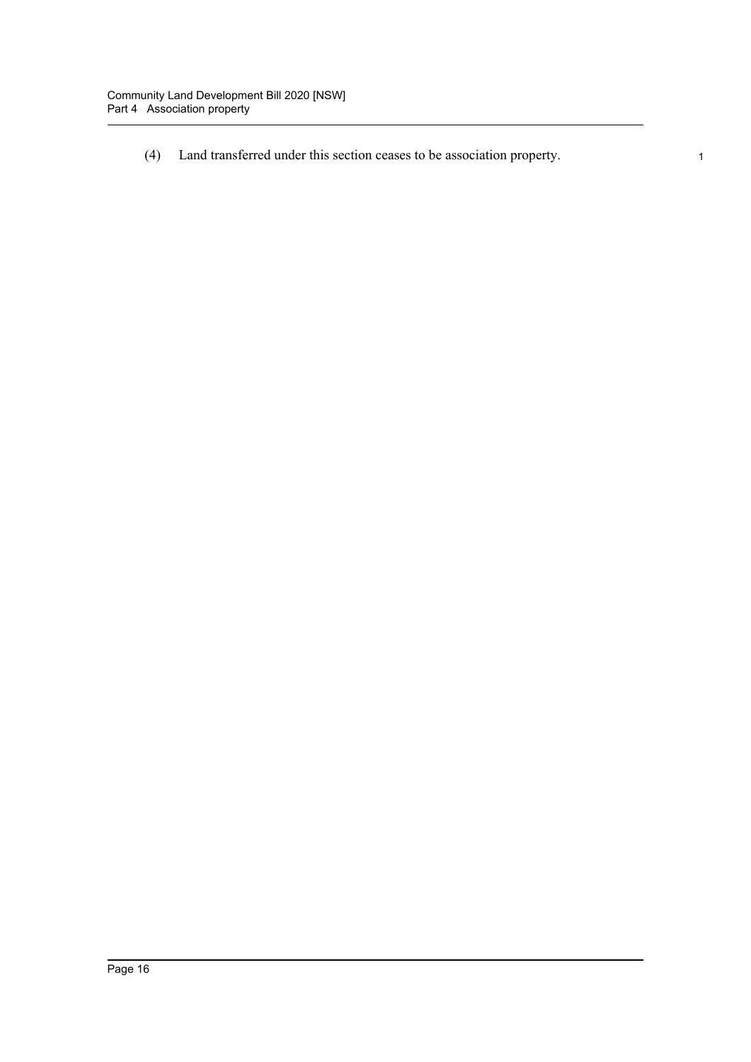(4) Land transferred under this section ceases to be association property.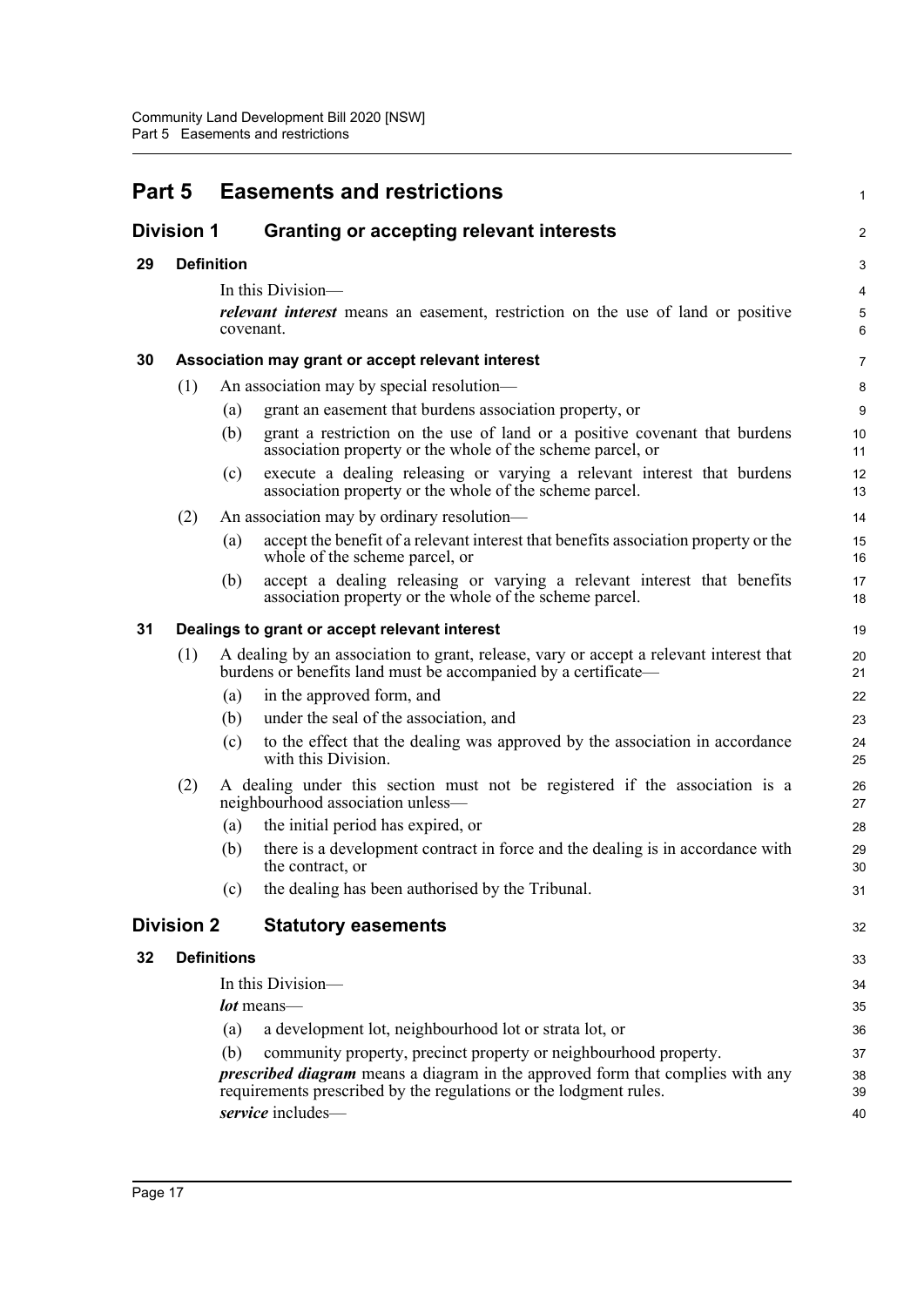# Part 5 Easements and restrictions

## Division 1 Granting or accepting relevant interests

### 29 Definition

In this Division—

***relevant interest*** means an easement, restriction on the use of land or positive covenant.

### 30 Association may grant or accept relevant interest

(1) An association may by special resolution—

(a) grant an easement that burdens association property, or

(b) grant a restriction on the use of land or a positive covenant that burdens association property or the whole of the scheme parcel, or

(c) execute a dealing releasing or varying a relevant interest that burdens association property or the whole of the scheme parcel.

(2) An association may by ordinary resolution—

(a) accept the benefit of a relevant interest that benefits association property or the whole of the scheme parcel, or

(b) accept a dealing releasing or varying a relevant interest that benefits association property or the whole of the scheme parcel.

### 31 Dealings to grant or accept relevant interest

(1) A dealing by an association to grant, release, vary or accept a relevant interest that burdens or benefits land must be accompanied by a certificate—

(a) in the approved form, and

(b) under the seal of the association, and

(c) to the effect that the dealing was approved by the association in accordance with this Division.

(2) A dealing under this section must not be registered if the association is a neighbourhood association unless—

(a) the initial period has expired, or

(b) there is a development contract in force and the dealing is in accordance with the contract, or

(c) the dealing has been authorised by the Tribunal.

## Division 2 Statutory easements

### 32 Definitions

In this Division—

***lot*** means—

(a) a development lot, neighbourhood lot or strata lot, or

(b) community property, precinct property or neighbourhood property.

***prescribed diagram*** means a diagram in the approved form that complies with any requirements prescribed by the regulations or the lodgment rules.

***service*** includes—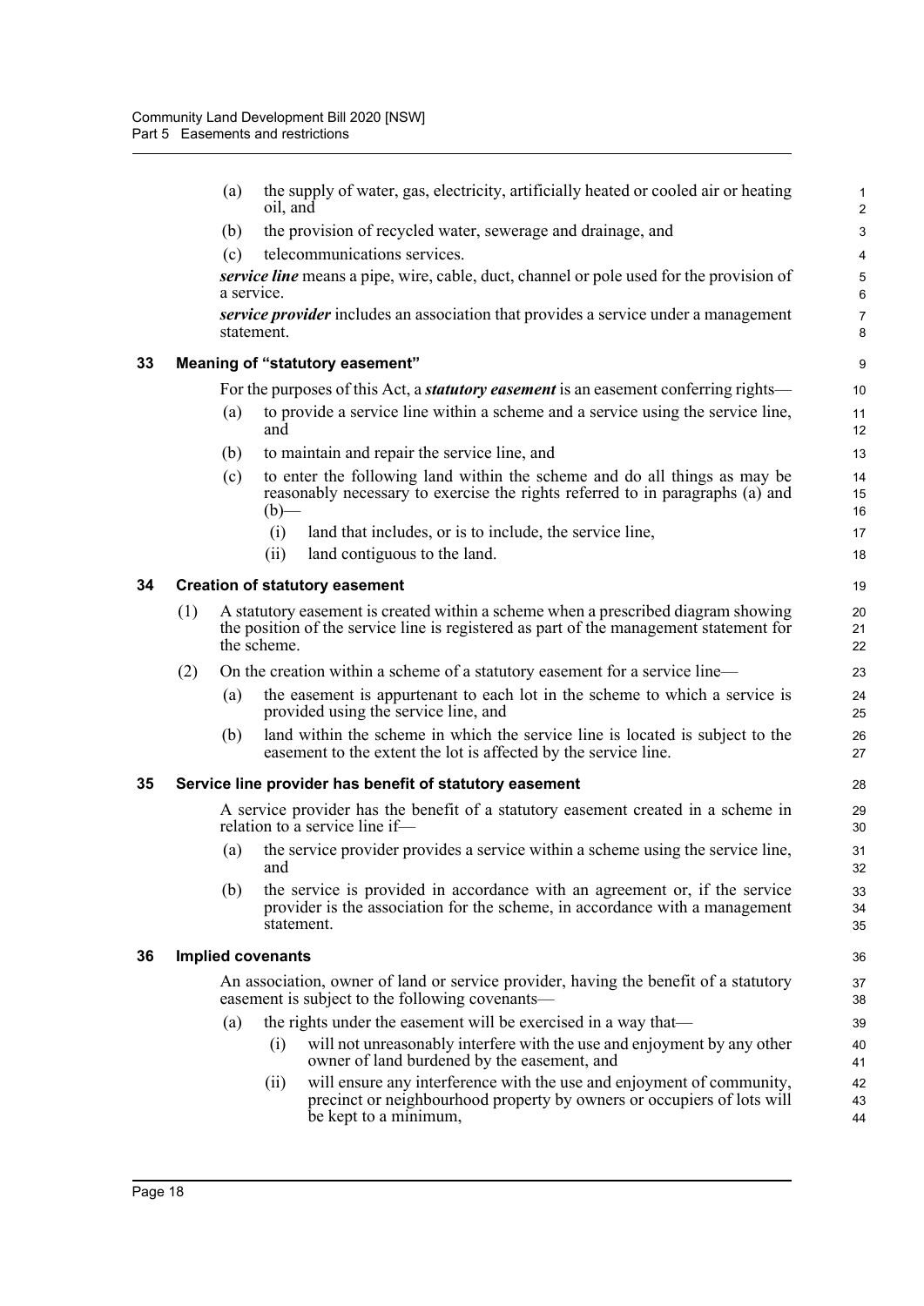(a) the supply of water, gas, electricity, artificially heated or cooled air or heating oil, and

(b) the provision of recycled water, sewerage and drainage, and

(c) telecommunications services.

***service line*** means a pipe, wire, cable, duct, channel or pole used for the provision of a service.

***service provider*** includes an association that provides a service under a management statement.

## 33 Meaning of "statutory easement"

For the purposes of this Act, a ***statutory easement*** is an easement conferring rights—

(a) to provide a service line within a scheme and a service using the service line, and

(b) to maintain and repair the service line, and

(c) to enter the following land within the scheme and do all things as may be reasonably necessary to exercise the rights referred to in paragraphs (a) and (b)—

(i) land that includes, or is to include, the service line,

(ii) land contiguous to the land.

## 34 Creation of statutory easement

(1) A statutory easement is created within a scheme when a prescribed diagram showing the position of the service line is registered as part of the management statement for the scheme.

(2) On the creation within a scheme of a statutory easement for a service line—

(a) the easement is appurtenant to each lot in the scheme to which a service is provided using the service line, and

(b) land within the scheme in which the service line is located is subject to the easement to the extent the lot is affected by the service line.

## 35 Service line provider has benefit of statutory easement

A service provider has the benefit of a statutory easement created in a scheme in relation to a service line if—

(a) the service provider provides a service within a scheme using the service line, and

(b) the service is provided in accordance with an agreement or, if the service provider is the association for the scheme, in accordance with a management statement.

## 36 Implied covenants

An association, owner of land or service provider, having the benefit of a statutory easement is subject to the following covenants—

(a) the rights under the easement will be exercised in a way that—

(i) will not unreasonably interfere with the use and enjoyment by any other owner of land burdened by the easement, and

(ii) will ensure any interference with the use and enjoyment of community, precinct or neighbourhood property by owners or occupiers of lots will be kept to a minimum,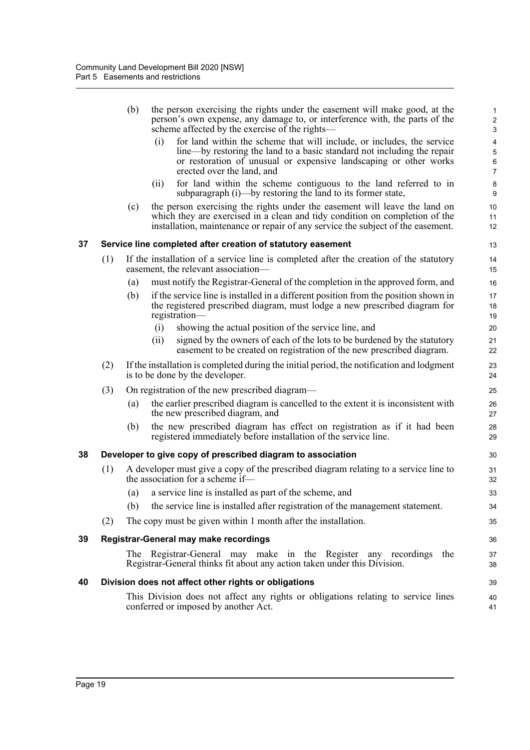(b) the person exercising the rights under the easement will make good, at the person's own expense, any damage to, or interference with, the parts of the scheme affected by the exercise of the rights—

(i) for land within the scheme that will include, or includes, the service line—by restoring the land to a basic standard not including the repair or restoration of unusual or expensive landscaping or other works erected over the land, and

(ii) for land within the scheme contiguous to the land referred to in subparagraph (i)—by restoring the land to its former state,

(c) the person exercising the rights under the easement will leave the land on which they are exercised in a clean and tidy condition on completion of the installation, maintenance or repair of any service the subject of the easement.

### 37 Service line completed after creation of statutory easement

(1) If the installation of a service line is completed after the creation of the statutory easement, the relevant association—

(a) must notify the Registrar-General of the completion in the approved form, and

(b) if the service line is installed in a different position from the position shown in the registered prescribed diagram, must lodge a new prescribed diagram for registration—

(i) showing the actual position of the service line, and

(ii) signed by the owners of each of the lots to be burdened by the statutory easement to be created on registration of the new prescribed diagram.

(2) If the installation is completed during the initial period, the notification and lodgment is to be done by the developer.

(3) On registration of the new prescribed diagram—

(a) the earlier prescribed diagram is cancelled to the extent it is inconsistent with the new prescribed diagram, and

(b) the new prescribed diagram has effect on registration as if it had been registered immediately before installation of the service line.

### 38 Developer to give copy of prescribed diagram to association

(1) A developer must give a copy of the prescribed diagram relating to a service line to the association for a scheme if—

(a) a service line is installed as part of the scheme, and

(b) the service line is installed after registration of the management statement.

(2) The copy must be given within 1 month after the installation.

### 39 Registrar-General may make recordings

The Registrar-General may make in the Register any recordings the Registrar-General thinks fit about any action taken under this Division.

### 40 Division does not affect other rights or obligations

This Division does not affect any rights or obligations relating to service lines conferred or imposed by another Act.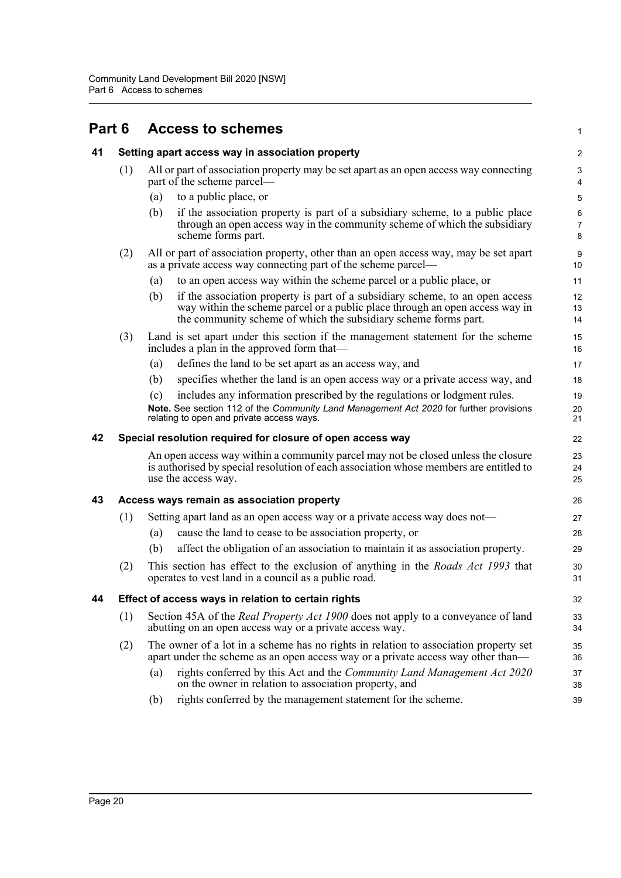# Part 6 Access to schemes

## 41 Setting apart access way in association property

(1) All or part of association property may be set apart as an open access way connecting part of the scheme parcel—

(a) to a public place, or

(b) if the association property is part of a subsidiary scheme, to a public place through an open access way in the community scheme of which the subsidiary scheme forms part.

(2) All or part of association property, other than an open access way, may be set apart as a private access way connecting part of the scheme parcel—

(a) to an open access way within the scheme parcel or a public place, or

(b) if the association property is part of a subsidiary scheme, to an open access way within the scheme parcel or a public place through an open access way in the community scheme of which the subsidiary scheme forms part.

(3) Land is set apart under this section if the management statement for the scheme includes a plan in the approved form that—

(a) defines the land to be set apart as an access way, and

(b) specifies whether the land is an open access way or a private access way, and

(c) includes any information prescribed by the regulations or lodgment rules.

**Note.** See section 112 of the *Community Land Management Act 2020* for further provisions relating to open and private access ways.

## 42 Special resolution required for closure of open access way

An open access way within a community parcel may not be closed unless the closure is authorised by special resolution of each association whose members are entitled to use the access way.

## 43 Access ways remain as association property

(1) Setting apart land as an open access way or a private access way does not—

(a) cause the land to cease to be association property, or

(b) affect the obligation of an association to maintain it as association property.

(2) This section has effect to the exclusion of anything in the *Roads Act 1993* that operates to vest land in a council as a public road.

## 44 Effect of access ways in relation to certain rights

(1) Section 45A of the *Real Property Act 1900* does not apply to a conveyance of land abutting on an open access way or a private access way.

(2) The owner of a lot in a scheme has no rights in relation to association property set apart under the scheme as an open access way or a private access way other than—

(a) rights conferred by this Act and the *Community Land Management Act 2020* on the owner in relation to association property, and

(b) rights conferred by the management statement for the scheme.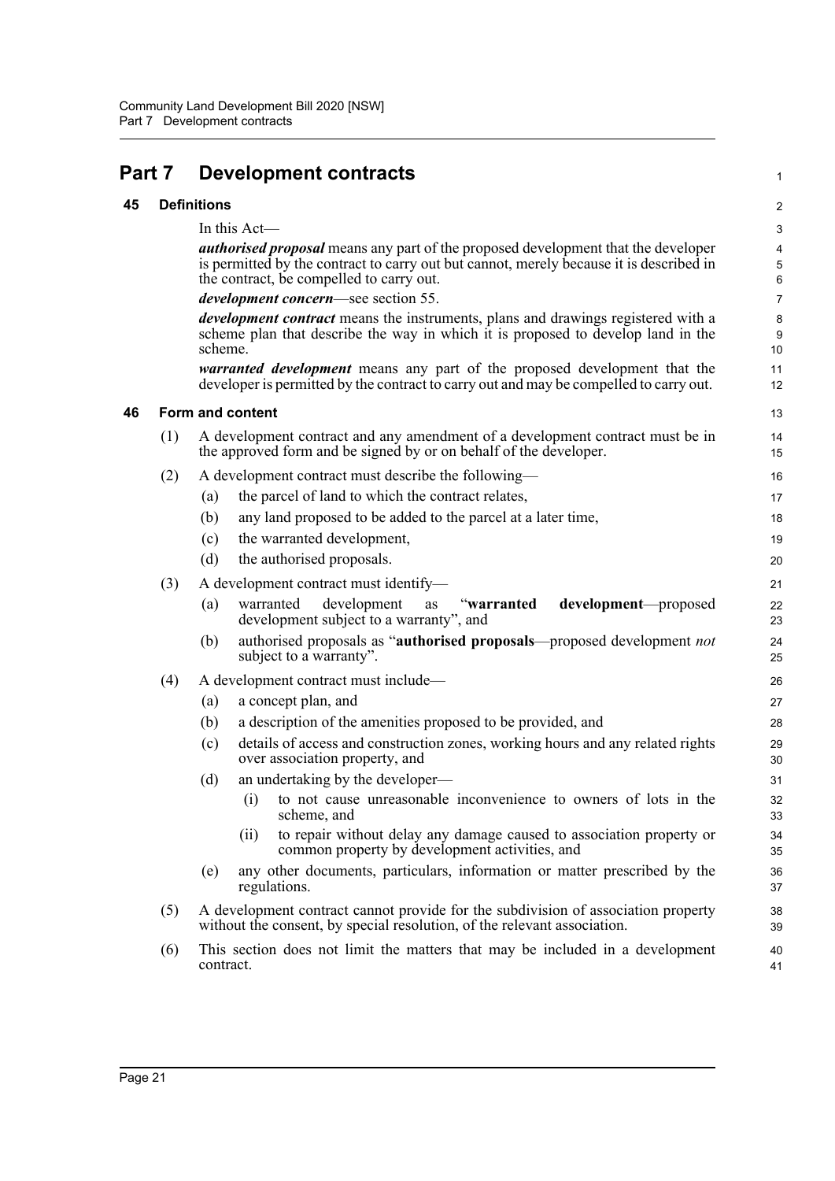# Part 7 Development contracts

## 45 Definitions

In this Act—

***authorised proposal*** means any part of the proposed development that the developer is permitted by the contract to carry out but cannot, merely because it is described in the contract, be compelled to carry out.

***development concern***—see section 55.

***development contract*** means the instruments, plans and drawings registered with a scheme plan that describe the way in which it is proposed to develop land in the scheme.

***warranted development*** means any part of the proposed development that the developer is permitted by the contract to carry out and may be compelled to carry out.

## 46 Form and content

(1) A development contract and any amendment of a development contract must be in the approved form and be signed by or on behalf of the developer.

(2) A development contract must describe the following—

- (a) the parcel of land to which the contract relates,
- (b) any land proposed to be added to the parcel at a later time,
- (c) the warranted development,
- (d) the authorised proposals.

(3) A development contract must identify—

- (a) warranted development as "**warranted development**—proposed development subject to a warranty", and
- (b) authorised proposals as "**authorised proposals**—proposed development *not* subject to a warranty".

(4) A development contract must include—

- (a) a concept plan, and
- (b) a description of the amenities proposed to be provided, and
- (c) details of access and construction zones, working hours and any related rights over association property, and
- (d) an undertaking by the developer—
  - (i) to not cause unreasonable inconvenience to owners of lots in the scheme, and
  - (ii) to repair without delay any damage caused to association property or common property by development activities, and
- (e) any other documents, particulars, information or matter prescribed by the regulations.

(5) A development contract cannot provide for the subdivision of association property without the consent, by special resolution, of the relevant association.

(6) This section does not limit the matters that may be included in a development contract.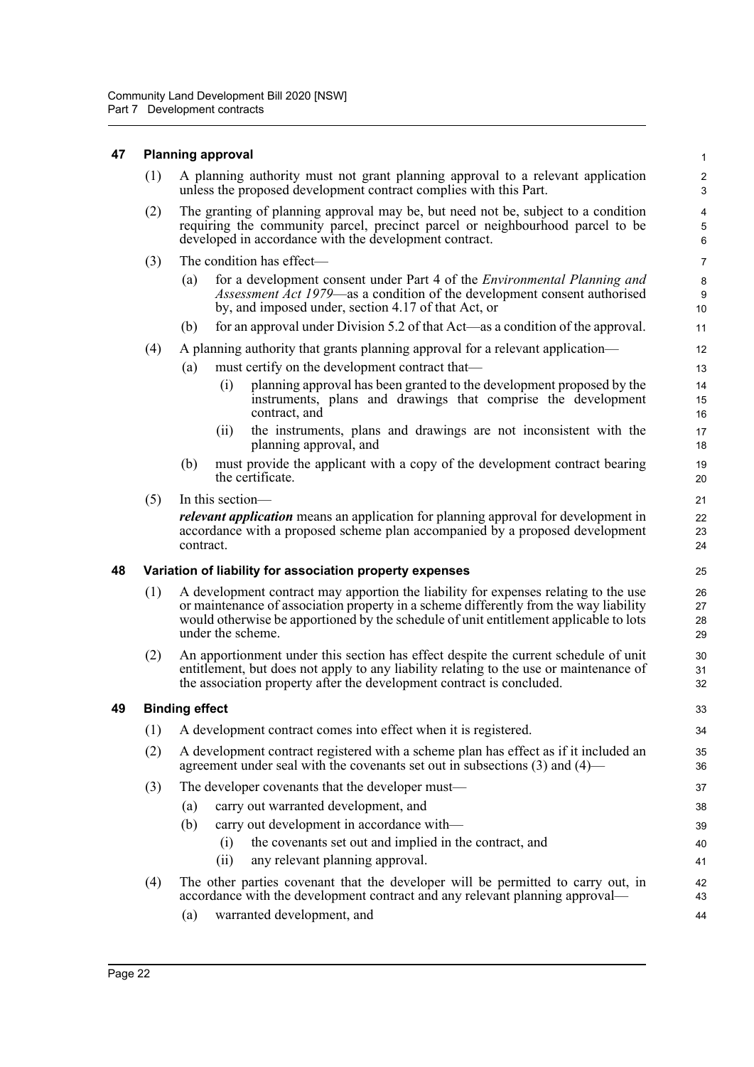### 47 Planning approval

(1) A planning authority must not grant planning approval to a relevant application unless the proposed development contract complies with this Part.

(2) The granting of planning approval may be, but need not be, subject to a condition requiring the community parcel, precinct parcel or neighbourhood parcel to be developed in accordance with the development contract.

(3) The condition has effect—

(a) for a development consent under Part 4 of the *Environmental Planning and Assessment Act 1979*—as a condition of the development consent authorised by, and imposed under, section 4.17 of that Act, or

(b) for an approval under Division 5.2 of that Act—as a condition of the approval.

(4) A planning authority that grants planning approval for a relevant application—

(a) must certify on the development contract that—

(i) planning approval has been granted to the development proposed by the instruments, plans and drawings that comprise the development contract, and

(ii) the instruments, plans and drawings are not inconsistent with the planning approval, and

(b) must provide the applicant with a copy of the development contract bearing the certificate.

(5) In this section—

***relevant application*** means an application for planning approval for development in accordance with a proposed scheme plan accompanied by a proposed development contract.

### 48 Variation of liability for association property expenses

(1) A development contract may apportion the liability for expenses relating to the use or maintenance of association property in a scheme differently from the way liability would otherwise be apportioned by the schedule of unit entitlement applicable to lots under the scheme.

(2) An apportionment under this section has effect despite the current schedule of unit entitlement, but does not apply to any liability relating to the use or maintenance of the association property after the development contract is concluded.

### 49 Binding effect

(1) A development contract comes into effect when it is registered.

(2) A development contract registered with a scheme plan has effect as if it included an agreement under seal with the covenants set out in subsections (3) and (4)—

(3) The developer covenants that the developer must—

(a) carry out warranted development, and

(b) carry out development in accordance with—

(i) the covenants set out and implied in the contract, and

(ii) any relevant planning approval.

(4) The other parties covenant that the developer will be permitted to carry out, in accordance with the development contract and any relevant planning approval—

(a) warranted development, and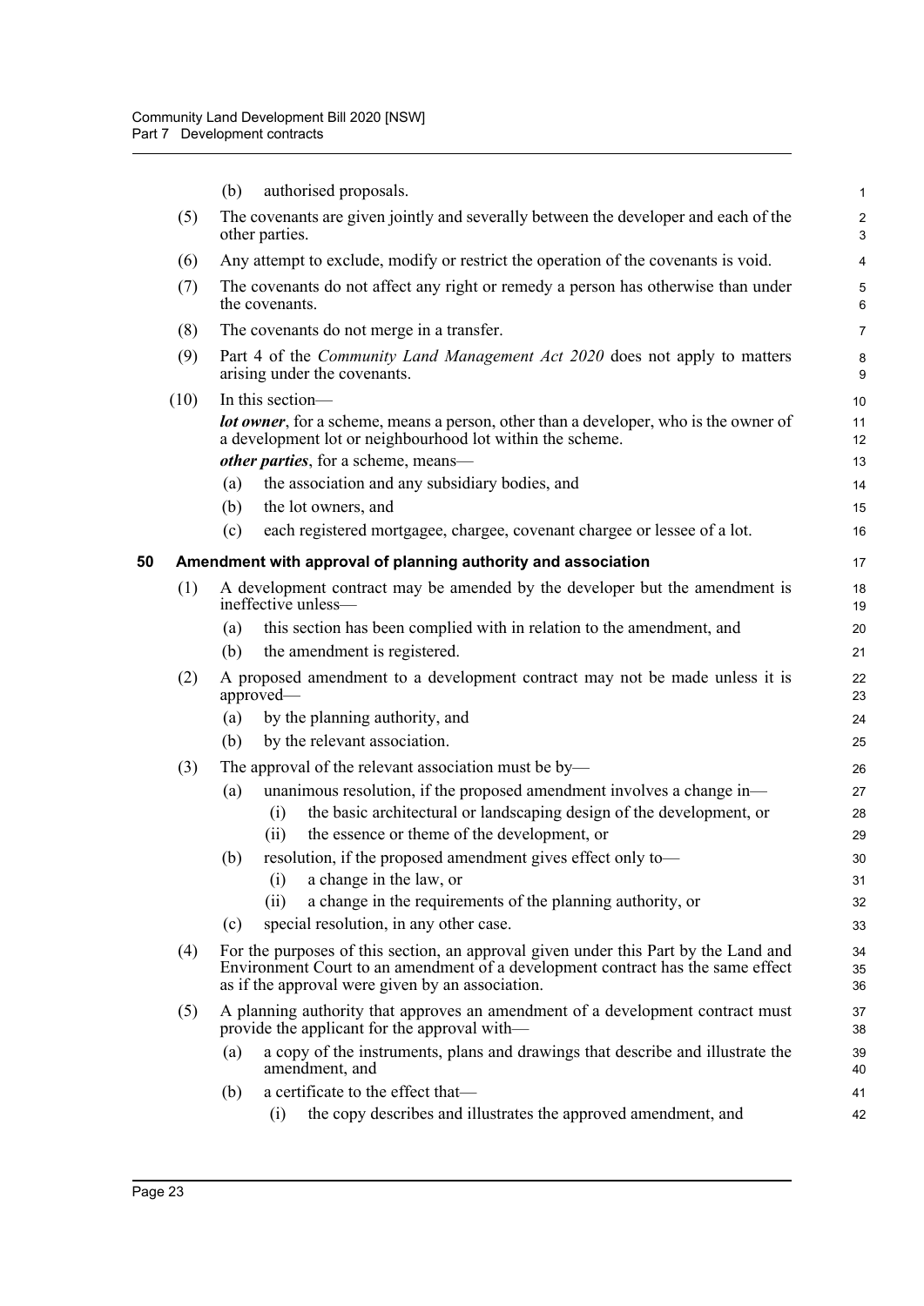(b) authorised proposals.

(5) The covenants are given jointly and severally between the developer and each of the other parties.

(6) Any attempt to exclude, modify or restrict the operation of the covenants is void.

(7) The covenants do not affect any right or remedy a person has otherwise than under the covenants.

(8) The covenants do not merge in a transfer.

(9) Part 4 of the *Community Land Management Act 2020* does not apply to matters arising under the covenants.

(10) In this section—

***lot owner***, for a scheme, means a person, other than a developer, who is the owner of a development lot or neighbourhood lot within the scheme.

***other parties***, for a scheme, means—

(a) the association and any subsidiary bodies, and

(b) the lot owners, and

(c) each registered mortgagee, chargee, covenant chargee or lessee of a lot.

## 50 Amendment with approval of planning authority and association

(1) A development contract may be amended by the developer but the amendment is ineffective unless—

(a) this section has been complied with in relation to the amendment, and

(b) the amendment is registered.

(2) A proposed amendment to a development contract may not be made unless it is approved—

(a) by the planning authority, and

(b) by the relevant association.

(3) The approval of the relevant association must be by—

(a) unanimous resolution, if the proposed amendment involves a change in—

(i) the basic architectural or landscaping design of the development, or

(ii) the essence or theme of the development, or

(b) resolution, if the proposed amendment gives effect only to—

(i) a change in the law, or

(ii) a change in the requirements of the planning authority, or

(c) special resolution, in any other case.

(4) For the purposes of this section, an approval given under this Part by the Land and Environment Court to an amendment of a development contract has the same effect as if the approval were given by an association.

(5) A planning authority that approves an amendment of a development contract must provide the applicant for the approval with—

(a) a copy of the instruments, plans and drawings that describe and illustrate the amendment, and

(b) a certificate to the effect that—

(i) the copy describes and illustrates the approved amendment, and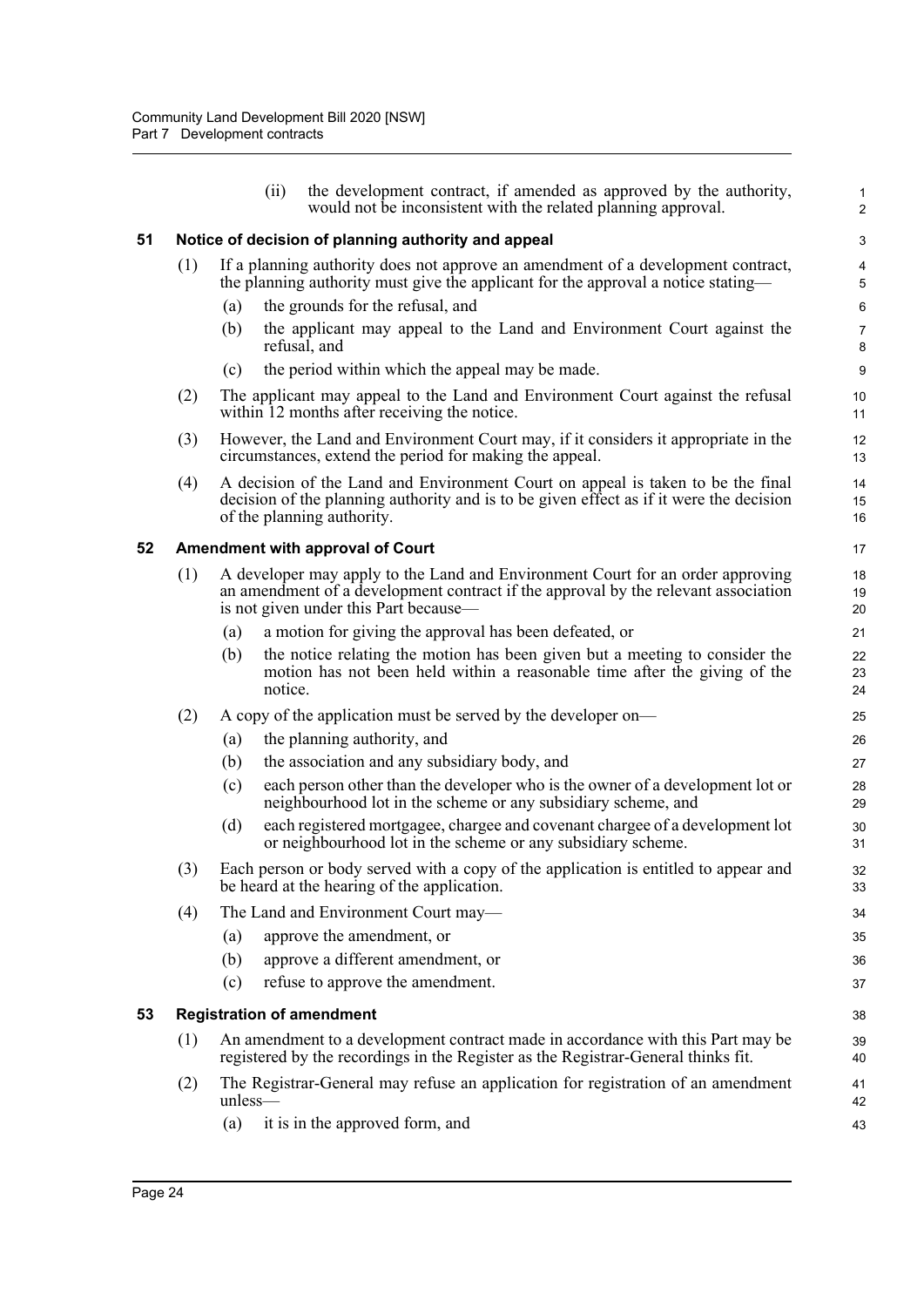(ii) the development contract, if amended as approved by the authority, would not be inconsistent with the related planning approval.

## 51 Notice of decision of planning authority and appeal

(1) If a planning authority does not approve an amendment of a development contract, the planning authority must give the applicant for the approval a notice stating—

(a) the grounds for the refusal, and

(b) the applicant may appeal to the Land and Environment Court against the refusal, and

(c) the period within which the appeal may be made.

(2) The applicant may appeal to the Land and Environment Court against the refusal within 12 months after receiving the notice.

(3) However, the Land and Environment Court may, if it considers it appropriate in the circumstances, extend the period for making the appeal.

(4) A decision of the Land and Environment Court on appeal is taken to be the final decision of the planning authority and is to be given effect as if it were the decision of the planning authority.

## 52 Amendment with approval of Court

(1) A developer may apply to the Land and Environment Court for an order approving an amendment of a development contract if the approval by the relevant association is not given under this Part because—

(a) a motion for giving the approval has been defeated, or

(b) the notice relating the motion has been given but a meeting to consider the motion has not been held within a reasonable time after the giving of the notice.

(2) A copy of the application must be served by the developer on—

(a) the planning authority, and

(b) the association and any subsidiary body, and

(c) each person other than the developer who is the owner of a development lot or neighbourhood lot in the scheme or any subsidiary scheme, and

(d) each registered mortgagee, chargee and covenant chargee of a development lot or neighbourhood lot in the scheme or any subsidiary scheme.

(3) Each person or body served with a copy of the application is entitled to appear and be heard at the hearing of the application.

(4) The Land and Environment Court may—

(a) approve the amendment, or

(b) approve a different amendment, or

(c) refuse to approve the amendment.

## 53 Registration of amendment

(1) An amendment to a development contract made in accordance with this Part may be registered by the recordings in the Register as the Registrar-General thinks fit.

(2) The Registrar-General may refuse an application for registration of an amendment unless—

(a) it is in the approved form, and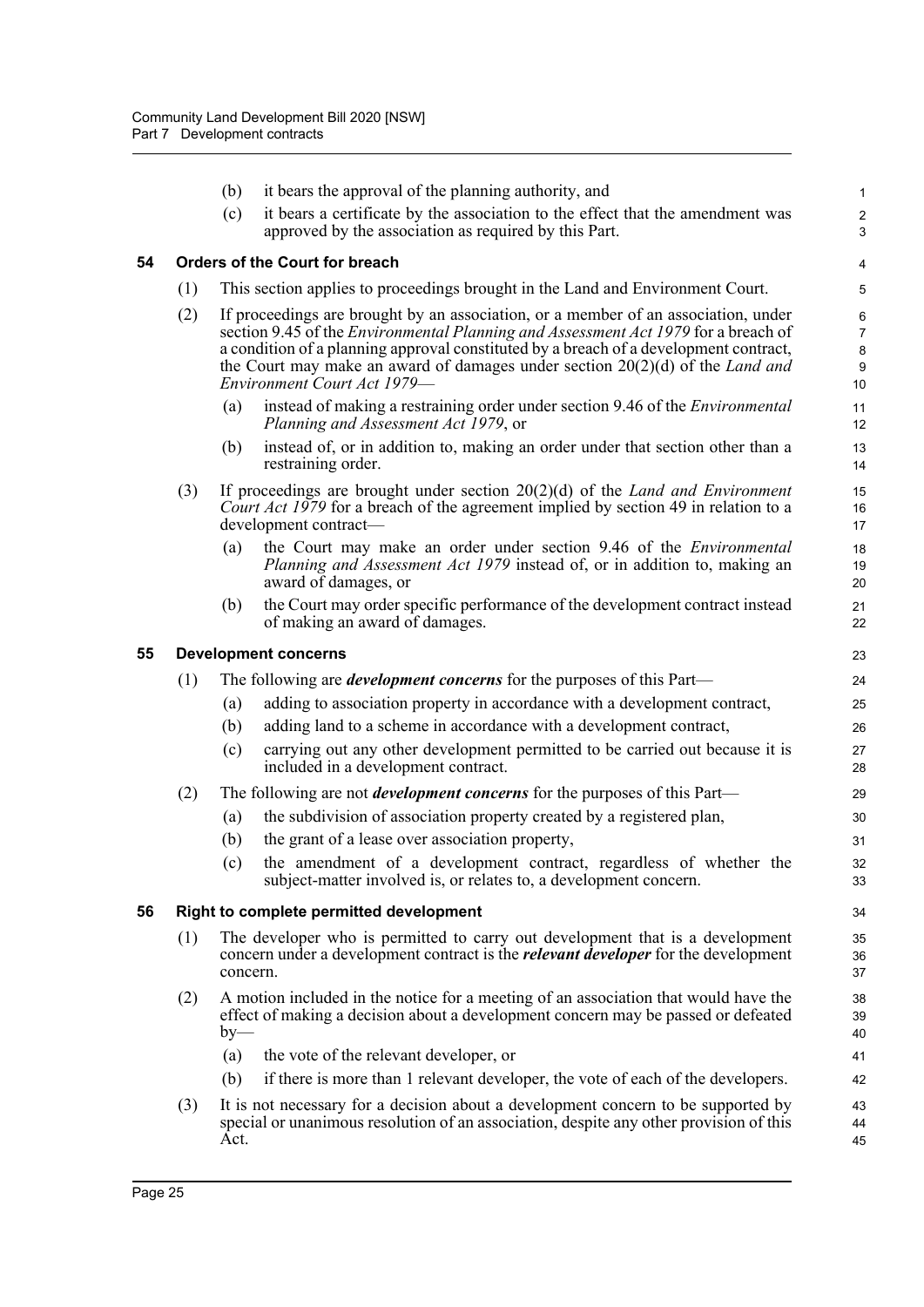(b) it bears the approval of the planning authority, and

(c) it bears a certificate by the association to the effect that the amendment was approved by the association as required by this Part.

## 54 Orders of the Court for breach

(1) This section applies to proceedings brought in the Land and Environment Court.

(2) If proceedings are brought by an association, or a member of an association, under section 9.45 of the *Environmental Planning and Assessment Act 1979* for a breach of a condition of a planning approval constituted by a breach of a development contract, the Court may make an award of damages under section 20(2)(d) of the *Land and Environment Court Act 1979*—

(a) instead of making a restraining order under section 9.46 of the *Environmental Planning and Assessment Act 1979*, or

(b) instead of, or in addition to, making an order under that section other than a restraining order.

(3) If proceedings are brought under section 20(2)(d) of the *Land and Environment Court Act 1979* for a breach of the agreement implied by section 49 in relation to a development contract—

(a) the Court may make an order under section 9.46 of the *Environmental Planning and Assessment Act 1979* instead of, or in addition to, making an award of damages, or

(b) the Court may order specific performance of the development contract instead of making an award of damages.

## 55 Development concerns

(1) The following are ***development concerns*** for the purposes of this Part—

(a) adding to association property in accordance with a development contract,

(b) adding land to a scheme in accordance with a development contract,

(c) carrying out any other development permitted to be carried out because it is included in a development contract.

(2) The following are not ***development concerns*** for the purposes of this Part—

(a) the subdivision of association property created by a registered plan,

(b) the grant of a lease over association property,

(c) the amendment of a development contract, regardless of whether the subject-matter involved is, or relates to, a development concern.

## 56 Right to complete permitted development

(1) The developer who is permitted to carry out development that is a development concern under a development contract is the ***relevant developer*** for the development concern.

(2) A motion included in the notice for a meeting of an association that would have the effect of making a decision about a development concern may be passed or defeated by—

(a) the vote of the relevant developer, or

(b) if there is more than 1 relevant developer, the vote of each of the developers.

(3) It is not necessary for a decision about a development concern to be supported by special or unanimous resolution of an association, despite any other provision of this Act.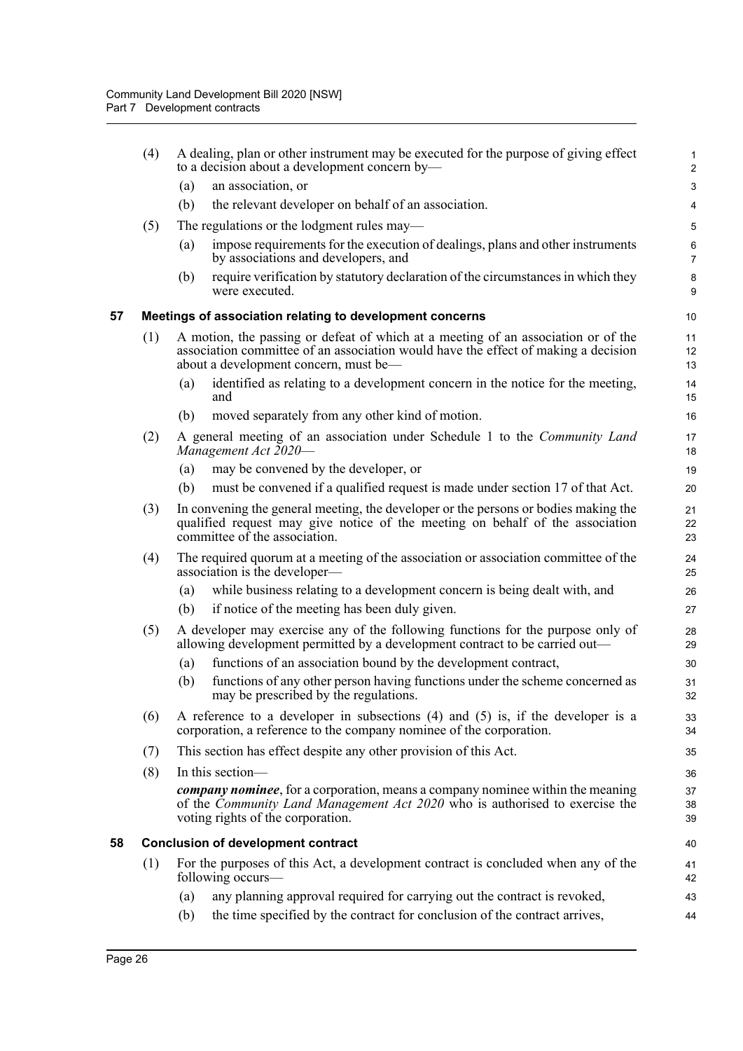(4) A dealing, plan or other instrument may be executed for the purpose of giving effect to a decision about a development concern by—

(a) an association, or

(b) the relevant developer on behalf of an association.

(5) The regulations or the lodgment rules may—

(a) impose requirements for the execution of dealings, plans and other instruments by associations and developers, and

(b) require verification by statutory declaration of the circumstances in which they were executed.

### 57 Meetings of association relating to development concerns

(1) A motion, the passing or defeat of which at a meeting of an association or of the association committee of an association would have the effect of making a decision about a development concern, must be—

(a) identified as relating to a development concern in the notice for the meeting, and

(b) moved separately from any other kind of motion.

(2) A general meeting of an association under Schedule 1 to the *Community Land Management Act 2020*—

(a) may be convened by the developer, or

(b) must be convened if a qualified request is made under section 17 of that Act.

(3) In convening the general meeting, the developer or the persons or bodies making the qualified request may give notice of the meeting on behalf of the association committee of the association.

(4) The required quorum at a meeting of the association or association committee of the association is the developer—

(a) while business relating to a development concern is being dealt with, and

(b) if notice of the meeting has been duly given.

(5) A developer may exercise any of the following functions for the purpose only of allowing development permitted by a development contract to be carried out—

(a) functions of an association bound by the development contract,

(b) functions of any other person having functions under the scheme concerned as may be prescribed by the regulations.

(6) A reference to a developer in subsections (4) and (5) is, if the developer is a corporation, a reference to the company nominee of the corporation.

(7) This section has effect despite any other provision of this Act.

(8) In this section—

***company nominee***, for a corporation, means a company nominee within the meaning of the *Community Land Management Act 2020* who is authorised to exercise the voting rights of the corporation.

### 58 Conclusion of development contract

(1) For the purposes of this Act, a development contract is concluded when any of the following occurs—

(a) any planning approval required for carrying out the contract is revoked,

(b) the time specified by the contract for conclusion of the contract arrives,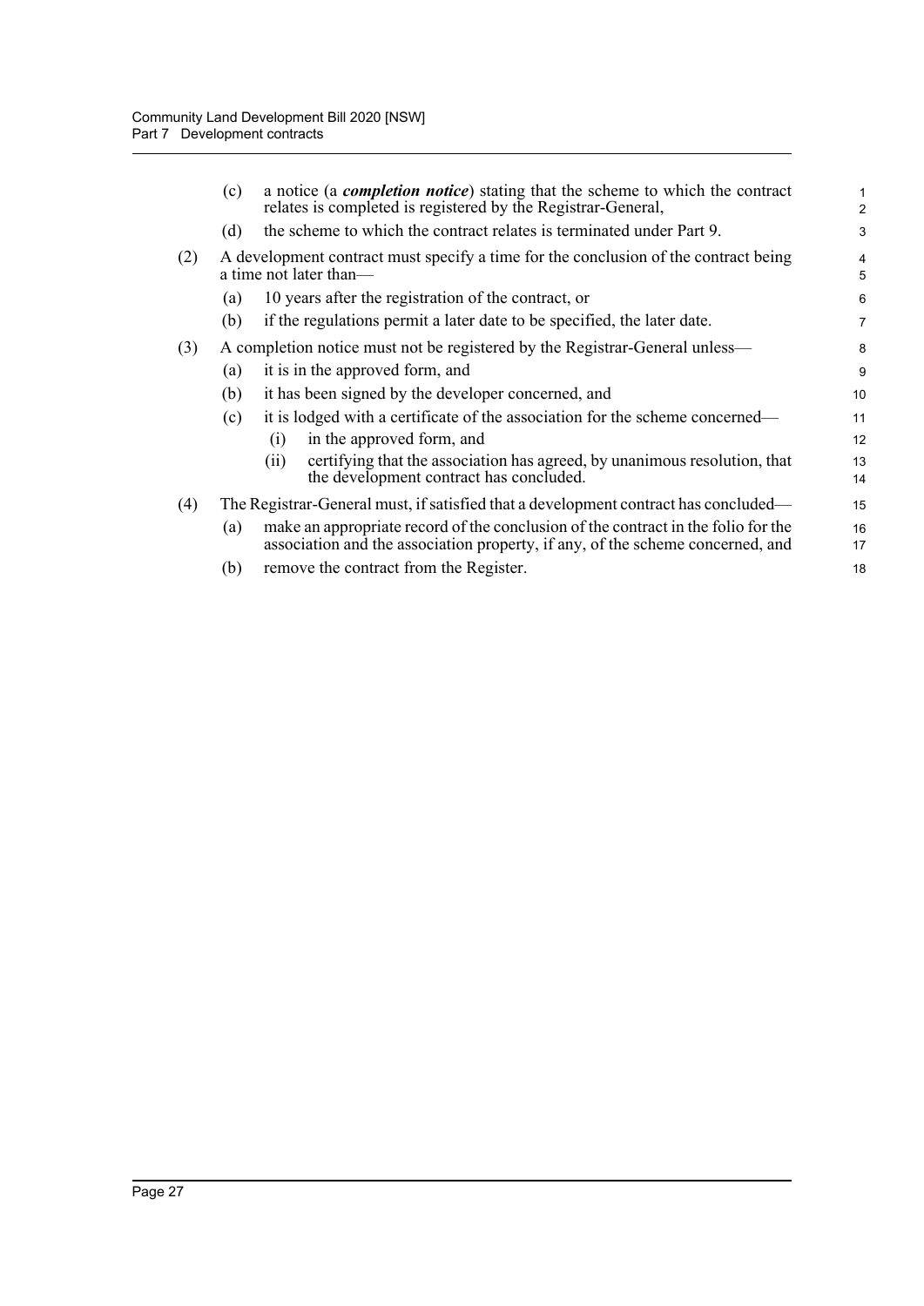(c) a notice (a ***completion notice***) stating that the scheme to which the contract relates is completed is registered by the Registrar-General,

(d) the scheme to which the contract relates is terminated under Part 9.

(2) A development contract must specify a time for the conclusion of the contract being a time not later than—

(a) 10 years after the registration of the contract, or

(b) if the regulations permit a later date to be specified, the later date.

(3) A completion notice must not be registered by the Registrar-General unless—

(a) it is in the approved form, and

(b) it has been signed by the developer concerned, and

(c) it is lodged with a certificate of the association for the scheme concerned—

(i) in the approved form, and

(ii) certifying that the association has agreed, by unanimous resolution, that the development contract has concluded.

(4) The Registrar-General must, if satisfied that a development contract has concluded—

(a) make an appropriate record of the conclusion of the contract in the folio for the association and the association property, if any, of the scheme concerned, and

(b) remove the contract from the Register.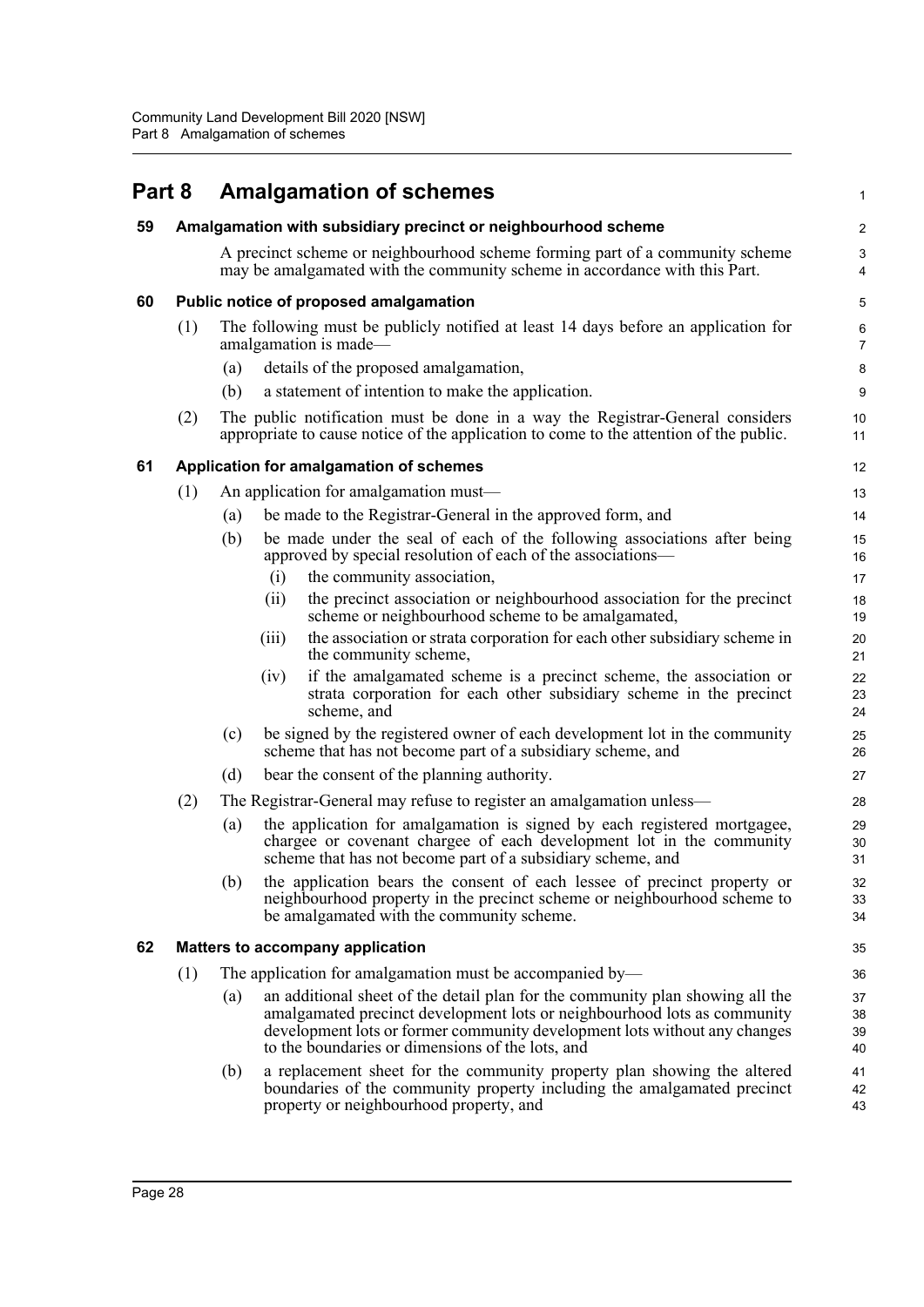## Part 8 Amalgamation of schemes

### 59 Amalgamation with subsidiary precinct or neighbourhood scheme

A precinct scheme or neighbourhood scheme forming part of a community scheme may be amalgamated with the community scheme in accordance with this Part.

### 60 Public notice of proposed amalgamation

(1) The following must be publicly notified at least 14 days before an application for amalgamation is made—

(a) details of the proposed amalgamation,

(b) a statement of intention to make the application.

(2) The public notification must be done in a way the Registrar-General considers appropriate to cause notice of the application to come to the attention of the public.

### 61 Application for amalgamation of schemes

(1) An application for amalgamation must—

(a) be made to the Registrar-General in the approved form, and

(b) be made under the seal of each of the following associations after being approved by special resolution of each of the associations—

(i) the community association,

(ii) the precinct association or neighbourhood association for the precinct scheme or neighbourhood scheme to be amalgamated,

(iii) the association or strata corporation for each other subsidiary scheme in the community scheme,

(iv) if the amalgamated scheme is a precinct scheme, the association or strata corporation for each other subsidiary scheme in the precinct scheme, and

(c) be signed by the registered owner of each development lot in the community scheme that has not become part of a subsidiary scheme, and

(d) bear the consent of the planning authority.

(2) The Registrar-General may refuse to register an amalgamation unless—

(a) the application for amalgamation is signed by each registered mortgagee, chargee or covenant chargee of each development lot in the community scheme that has not become part of a subsidiary scheme, and

(b) the application bears the consent of each lessee of precinct property or neighbourhood property in the precinct scheme or neighbourhood scheme to be amalgamated with the community scheme.

### 62 Matters to accompany application

(1) The application for amalgamation must be accompanied by—

(a) an additional sheet of the detail plan for the community plan showing all the amalgamated precinct development lots or neighbourhood lots as community development lots or former community development lots without any changes to the boundaries or dimensions of the lots, and

(b) a replacement sheet for the community property plan showing the altered boundaries of the community property including the amalgamated precinct property or neighbourhood property, and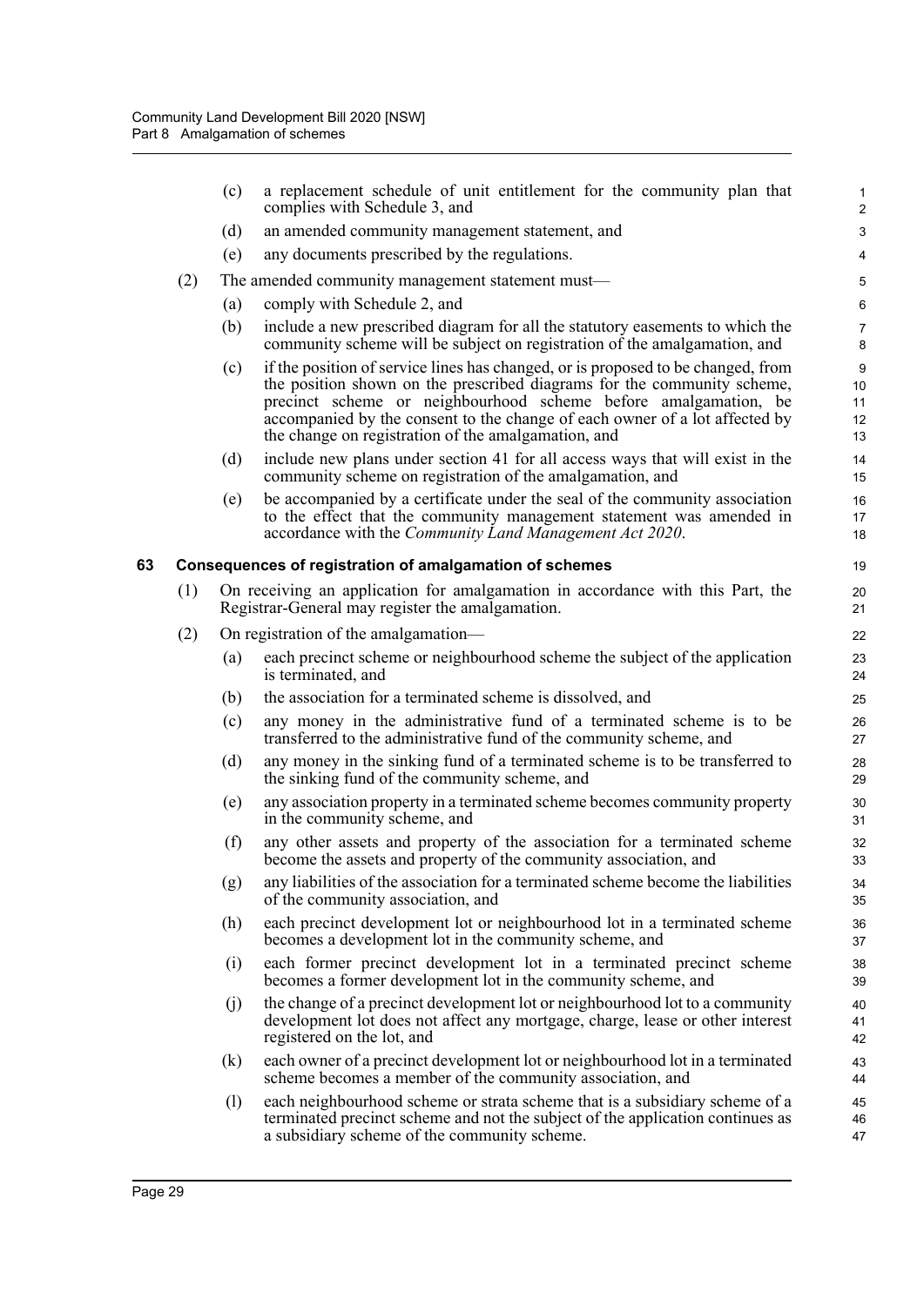(c) a replacement schedule of unit entitlement for the community plan that complies with Schedule 3, and

(d) an amended community management statement, and

(e) any documents prescribed by the regulations.

(2) The amended community management statement must—

(a) comply with Schedule 2, and

(b) include a new prescribed diagram for all the statutory easements to which the community scheme will be subject on registration of the amalgamation, and

(c) if the position of service lines has changed, or is proposed to be changed, from the position shown on the prescribed diagrams for the community scheme, precinct scheme or neighbourhood scheme before amalgamation, be accompanied by the consent to the change of each owner of a lot affected by the change on registration of the amalgamation, and

(d) include new plans under section 41 for all access ways that will exist in the community scheme on registration of the amalgamation, and

(e) be accompanied by a certificate under the seal of the community association to the effect that the community management statement was amended in accordance with the *Community Land Management Act 2020*.

### 63 Consequences of registration of amalgamation of schemes

(1) On receiving an application for amalgamation in accordance with this Part, the Registrar-General may register the amalgamation.

(2) On registration of the amalgamation—

(a) each precinct scheme or neighbourhood scheme the subject of the application is terminated, and

(b) the association for a terminated scheme is dissolved, and

(c) any money in the administrative fund of a terminated scheme is to be transferred to the administrative fund of the community scheme, and

(d) any money in the sinking fund of a terminated scheme is to be transferred to the sinking fund of the community scheme, and

(e) any association property in a terminated scheme becomes community property in the community scheme, and

(f) any other assets and property of the association for a terminated scheme become the assets and property of the community association, and

(g) any liabilities of the association for a terminated scheme become the liabilities of the community association, and

(h) each precinct development lot or neighbourhood lot in a terminated scheme becomes a development lot in the community scheme, and

(i) each former precinct development lot in a terminated precinct scheme becomes a former development lot in the community scheme, and

(j) the change of a precinct development lot or neighbourhood lot to a community development lot does not affect any mortgage, charge, lease or other interest registered on the lot, and

(k) each owner of a precinct development lot or neighbourhood lot in a terminated scheme becomes a member of the community association, and

(l) each neighbourhood scheme or strata scheme that is a subsidiary scheme of a terminated precinct scheme and not the subject of the application continues as a subsidiary scheme of the community scheme.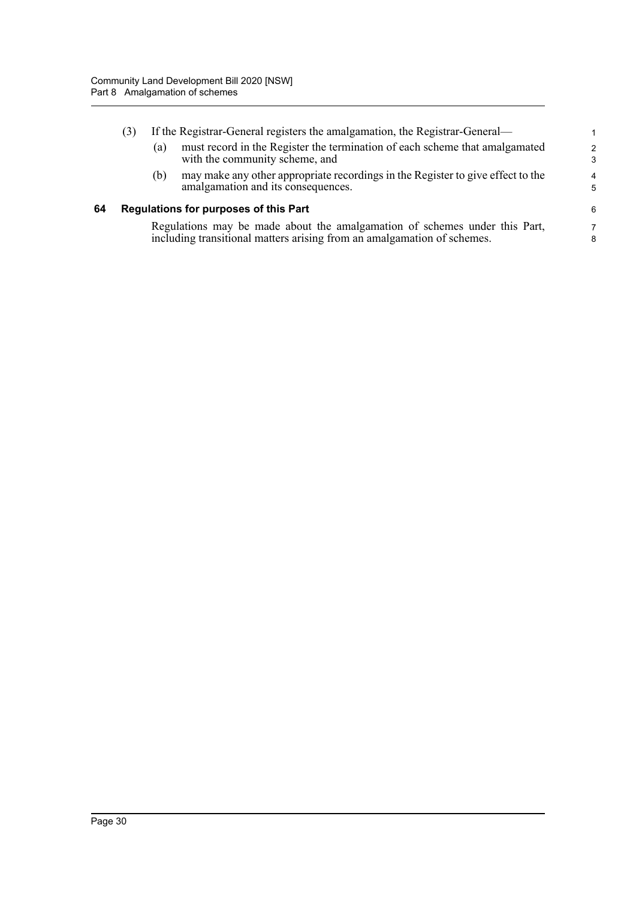(3) If the Registrar-General registers the amalgamation, the Registrar-General—

(a) must record in the Register the termination of each scheme that amalgamated with the community scheme, and

(b) may make any other appropriate recordings in the Register to give effect to the amalgamation and its consequences.

### 64 Regulations for purposes of this Part

Regulations may be made about the amalgamation of schemes under this Part, including transitional matters arising from an amalgamation of schemes.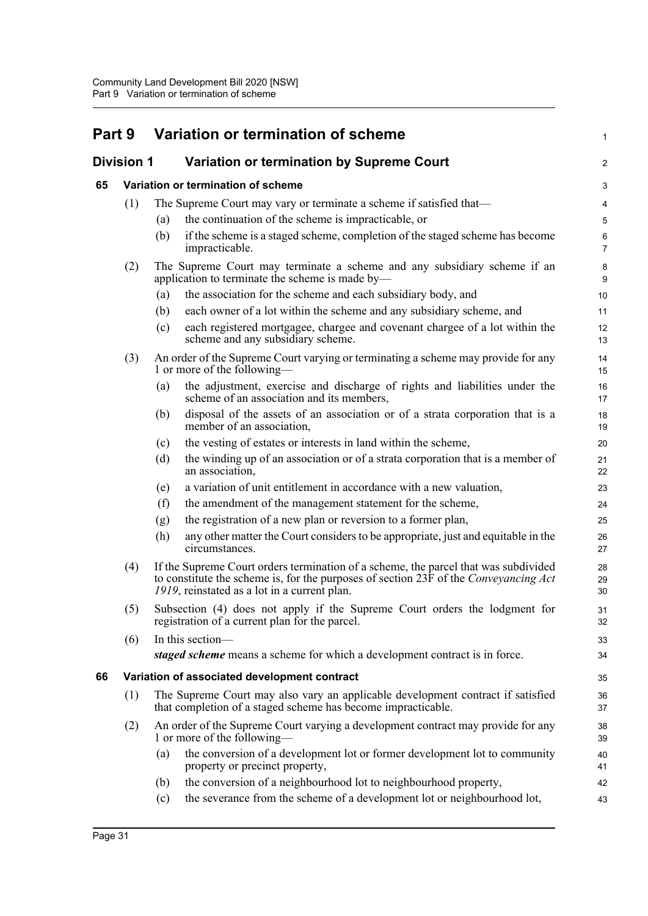# Part 9 Variation or termination of scheme

## Division 1 Variation or termination by Supreme Court

### 65 Variation or termination of scheme

(1) The Supreme Court may vary or terminate a scheme if satisfied that—

(a) the continuation of the scheme is impracticable, or

(b) if the scheme is a staged scheme, completion of the staged scheme has become impracticable.

(2) The Supreme Court may terminate a scheme and any subsidiary scheme if an application to terminate the scheme is made by—

(a) the association for the scheme and each subsidiary body, and

(b) each owner of a lot within the scheme and any subsidiary scheme, and

(c) each registered mortgagee, chargee and covenant chargee of a lot within the scheme and any subsidiary scheme.

(3) An order of the Supreme Court varying or terminating a scheme may provide for any 1 or more of the following—

(a) the adjustment, exercise and discharge of rights and liabilities under the scheme of an association and its members,

(b) disposal of the assets of an association or of a strata corporation that is a member of an association,

(c) the vesting of estates or interests in land within the scheme,

(d) the winding up of an association or of a strata corporation that is a member of an association,

(e) a variation of unit entitlement in accordance with a new valuation,

(f) the amendment of the management statement for the scheme,

(g) the registration of a new plan or reversion to a former plan,

(h) any other matter the Court considers to be appropriate, just and equitable in the circumstances.

(4) If the Supreme Court orders termination of a scheme, the parcel that was subdivided to constitute the scheme is, for the purposes of section 23F of the *Conveyancing Act 1919*, reinstated as a lot in a current plan.

(5) Subsection (4) does not apply if the Supreme Court orders the lodgment for registration of a current plan for the parcel.

(6) In this section—

***staged scheme*** means a scheme for which a development contract is in force.

### 66 Variation of associated development contract

(1) The Supreme Court may also vary an applicable development contract if satisfied that completion of a staged scheme has become impracticable.

(2) An order of the Supreme Court varying a development contract may provide for any 1 or more of the following—

(a) the conversion of a development lot or former development lot to community property or precinct property,

(b) the conversion of a neighbourhood lot to neighbourhood property,

(c) the severance from the scheme of a development lot or neighbourhood lot,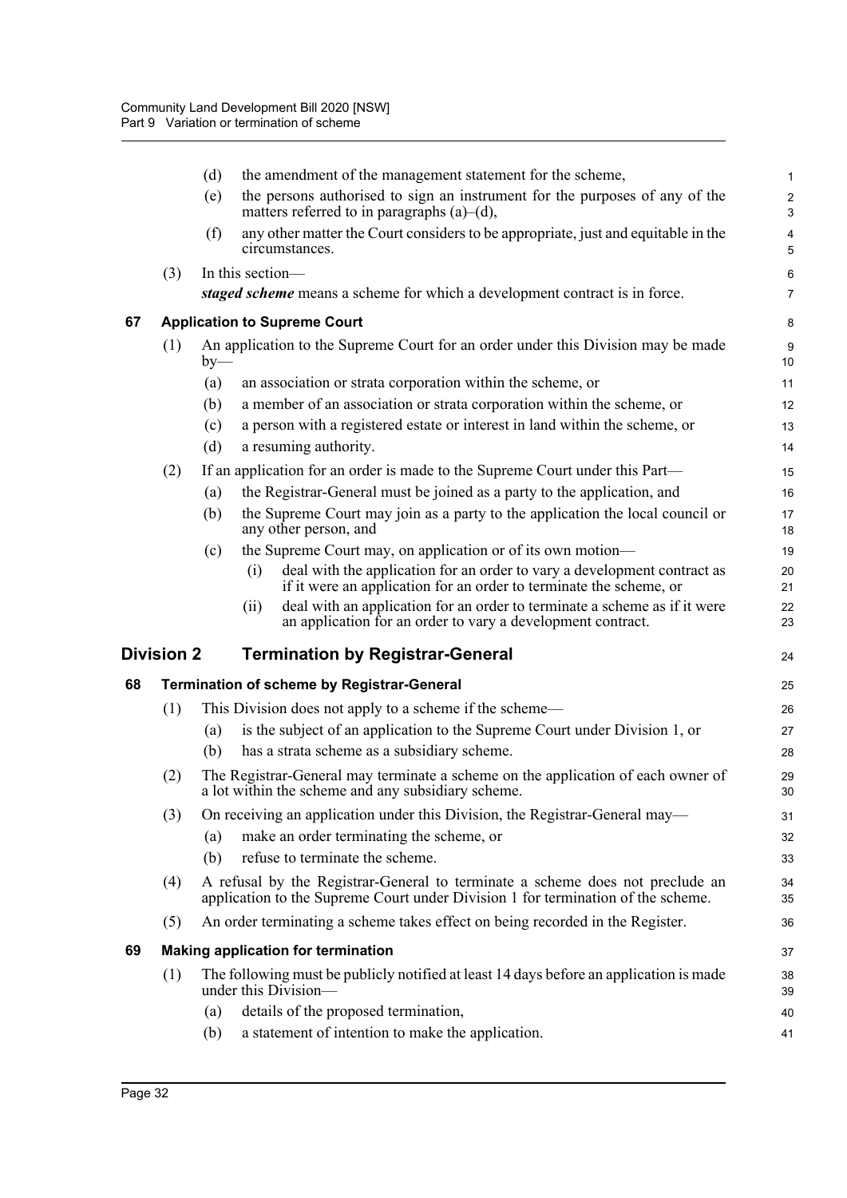(d) the amendment of the management statement for the scheme,

(e) the persons authorised to sign an instrument for the purposes of any of the matters referred to in paragraphs (a)–(d),

(f) any other matter the Court considers to be appropriate, just and equitable in the circumstances.

(3) In this section—

***staged scheme*** means a scheme for which a development contract is in force.

### 67 Application to Supreme Court

(1) An application to the Supreme Court for an order under this Division may be made by—

(a) an association or strata corporation within the scheme, or

(b) a member of an association or strata corporation within the scheme, or

(c) a person with a registered estate or interest in land within the scheme, or

(d) a resuming authority.

(2) If an application for an order is made to the Supreme Court under this Part—

(a) the Registrar-General must be joined as a party to the application, and

(b) the Supreme Court may join as a party to the application the local council or any other person, and

(c) the Supreme Court may, on application or of its own motion—

(i) deal with the application for an order to vary a development contract as if it were an application for an order to terminate the scheme, or

(ii) deal with an application for an order to terminate a scheme as if it were an application for an order to vary a development contract.

## Division 2 Termination by Registrar-General

### 68 Termination of scheme by Registrar-General

(1) This Division does not apply to a scheme if the scheme—

(a) is the subject of an application to the Supreme Court under Division 1, or

(b) has a strata scheme as a subsidiary scheme.

(2) The Registrar-General may terminate a scheme on the application of each owner of a lot within the scheme and any subsidiary scheme.

(3) On receiving an application under this Division, the Registrar-General may—

(a) make an order terminating the scheme, or

(b) refuse to terminate the scheme.

(4) A refusal by the Registrar-General to terminate a scheme does not preclude an application to the Supreme Court under Division 1 for termination of the scheme.

(5) An order terminating a scheme takes effect on being recorded in the Register.

### 69 Making application for termination

(1) The following must be publicly notified at least 14 days before an application is made under this Division—

(a) details of the proposed termination,

(b) a statement of intention to make the application.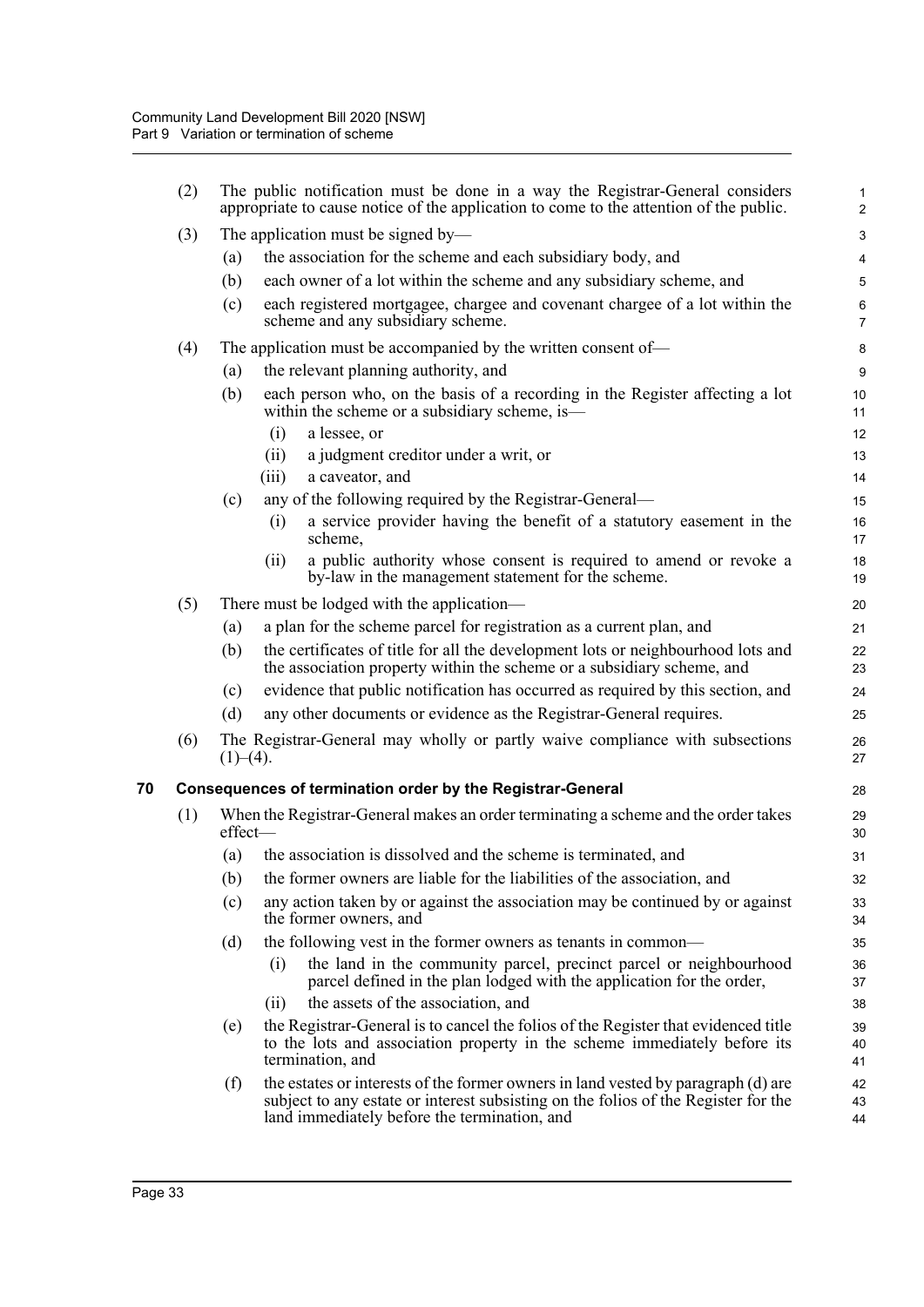(2) The public notification must be done in a way the Registrar-General considers appropriate to cause notice of the application to come to the attention of the public.

(3) The application must be signed by—

- (a) the association for the scheme and each subsidiary body, and
- (b) each owner of a lot within the scheme and any subsidiary scheme, and
- (c) each registered mortgagee, chargee and covenant chargee of a lot within the scheme and any subsidiary scheme.

(4) The application must be accompanied by the written consent of—

- (a) the relevant planning authority, and
- (b) each person who, on the basis of a recording in the Register affecting a lot within the scheme or a subsidiary scheme, is—
  - (i) a lessee, or
  - (ii) a judgment creditor under a writ, or
  - (iii) a caveator, and
- (c) any of the following required by the Registrar-General—
  - (i) a service provider having the benefit of a statutory easement in the scheme,
  - (ii) a public authority whose consent is required to amend or revoke a by-law in the management statement for the scheme.

(5) There must be lodged with the application—

- (a) a plan for the scheme parcel for registration as a current plan, and
- (b) the certificates of title for all the development lots or neighbourhood lots and the association property within the scheme or a subsidiary scheme, and
- (c) evidence that public notification has occurred as required by this section, and
- (d) any other documents or evidence as the Registrar-General requires.

(6) The Registrar-General may wholly or partly waive compliance with subsections (1)–(4).

## 70 Consequences of termination order by the Registrar-General

(1) When the Registrar-General makes an order terminating a scheme and the order takes effect—

- (a) the association is dissolved and the scheme is terminated, and
- (b) the former owners are liable for the liabilities of the association, and
- (c) any action taken by or against the association may be continued by or against the former owners, and
- (d) the following vest in the former owners as tenants in common—
  - (i) the land in the community parcel, precinct parcel or neighbourhood parcel defined in the plan lodged with the application for the order,
  - (ii) the assets of the association, and
- (e) the Registrar-General is to cancel the folios of the Register that evidenced title to the lots and association property in the scheme immediately before its termination, and
- (f) the estates or interests of the former owners in land vested by paragraph (d) are subject to any estate or interest subsisting on the folios of the Register for the land immediately before the termination, and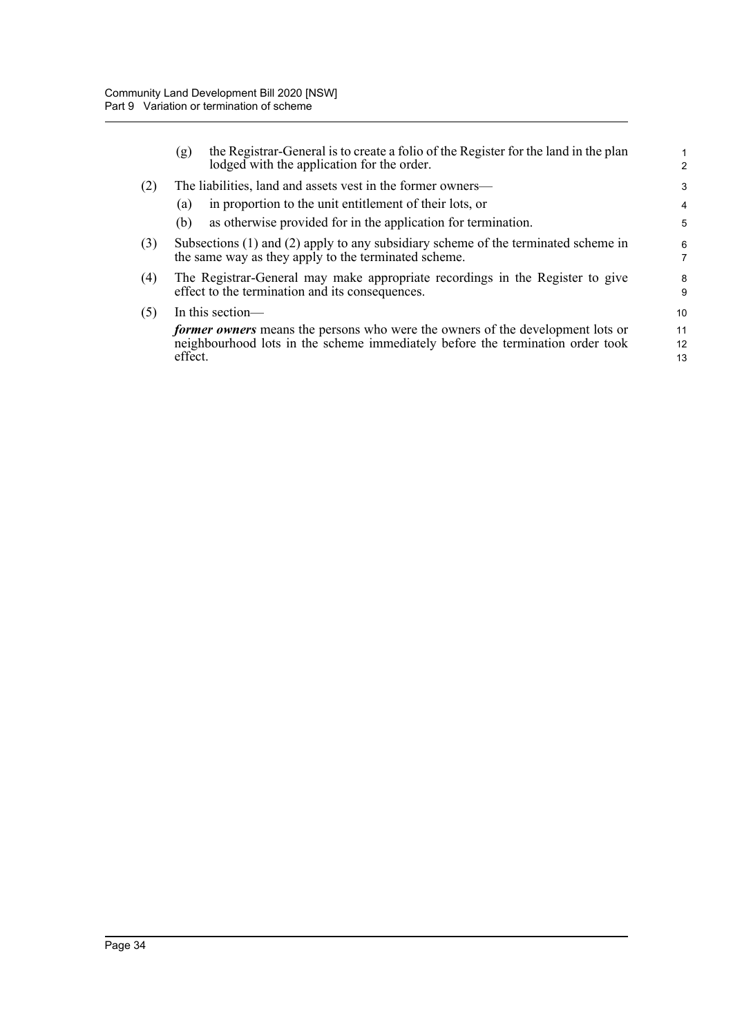(g) the Registrar-General is to create a folio of the Register for the land in the plan lodged with the application for the order.

(2) The liabilities, land and assets vest in the former owners—

(a) in proportion to the unit entitlement of their lots, or

(b) as otherwise provided for in the application for termination.

(3) Subsections (1) and (2) apply to any subsidiary scheme of the terminated scheme in the same way as they apply to the terminated scheme.

(4) The Registrar-General may make appropriate recordings in the Register to give effect to the termination and its consequences.

(5) In this section—

***former owners*** means the persons who were the owners of the development lots or neighbourhood lots in the scheme immediately before the termination order took effect.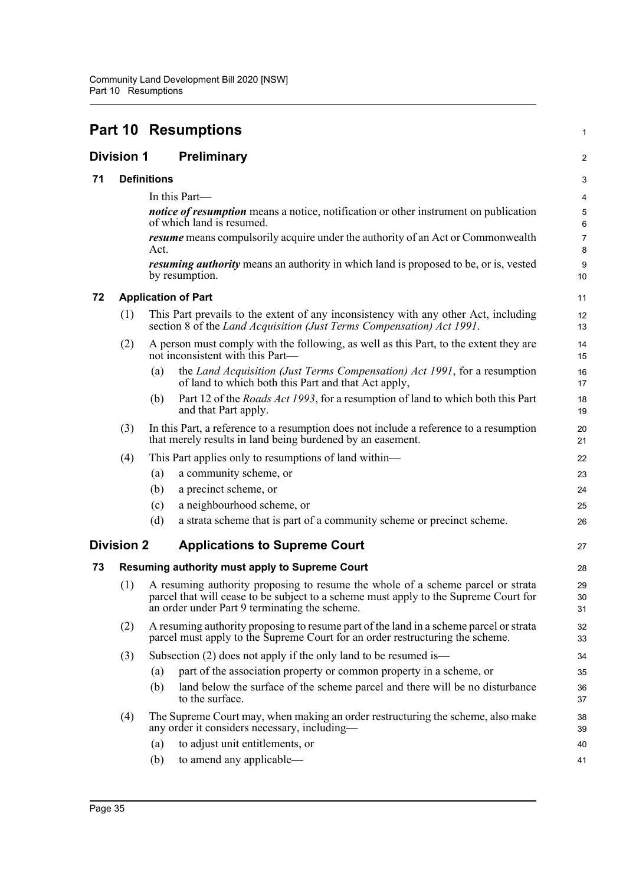# Part 10 Resumptions

## Division 1 Preliminary

### 71 Definitions

In this Part—

***notice of resumption*** means a notice, notification or other instrument on publication of which land is resumed.

***resume*** means compulsorily acquire under the authority of an Act or Commonwealth Act.

***resuming authority*** means an authority in which land is proposed to be, or is, vested by resumption.

### 72 Application of Part

(1) This Part prevails to the extent of any inconsistency with any other Act, including section 8 of the *Land Acquisition (Just Terms Compensation) Act 1991*.

(2) A person must comply with the following, as well as this Part, to the extent they are not inconsistent with this Part—

- (a) the *Land Acquisition (Just Terms Compensation) Act 1991*, for a resumption of land to which both this Part and that Act apply,
- (b) Part 12 of the *Roads Act 1993*, for a resumption of land to which both this Part and that Part apply.

(3) In this Part, a reference to a resumption does not include a reference to a resumption that merely results in land being burdened by an easement.

(4) This Part applies only to resumptions of land within—

- (a) a community scheme, or
- (b) a precinct scheme, or
- (c) a neighbourhood scheme, or
- (d) a strata scheme that is part of a community scheme or precinct scheme.

## Division 2 Applications to Supreme Court

### 73 Resuming authority must apply to Supreme Court

(1) A resuming authority proposing to resume the whole of a scheme parcel or strata parcel that will cease to be subject to a scheme must apply to the Supreme Court for an order under Part 9 terminating the scheme.

(2) A resuming authority proposing to resume part of the land in a scheme parcel or strata parcel must apply to the Supreme Court for an order restructuring the scheme.

(3) Subsection (2) does not apply if the only land to be resumed is—

- (a) part of the association property or common property in a scheme, or
- (b) land below the surface of the scheme parcel and there will be no disturbance to the surface.

(4) The Supreme Court may, when making an order restructuring the scheme, also make any order it considers necessary, including—

- (a) to adjust unit entitlements, or
- (b) to amend any applicable—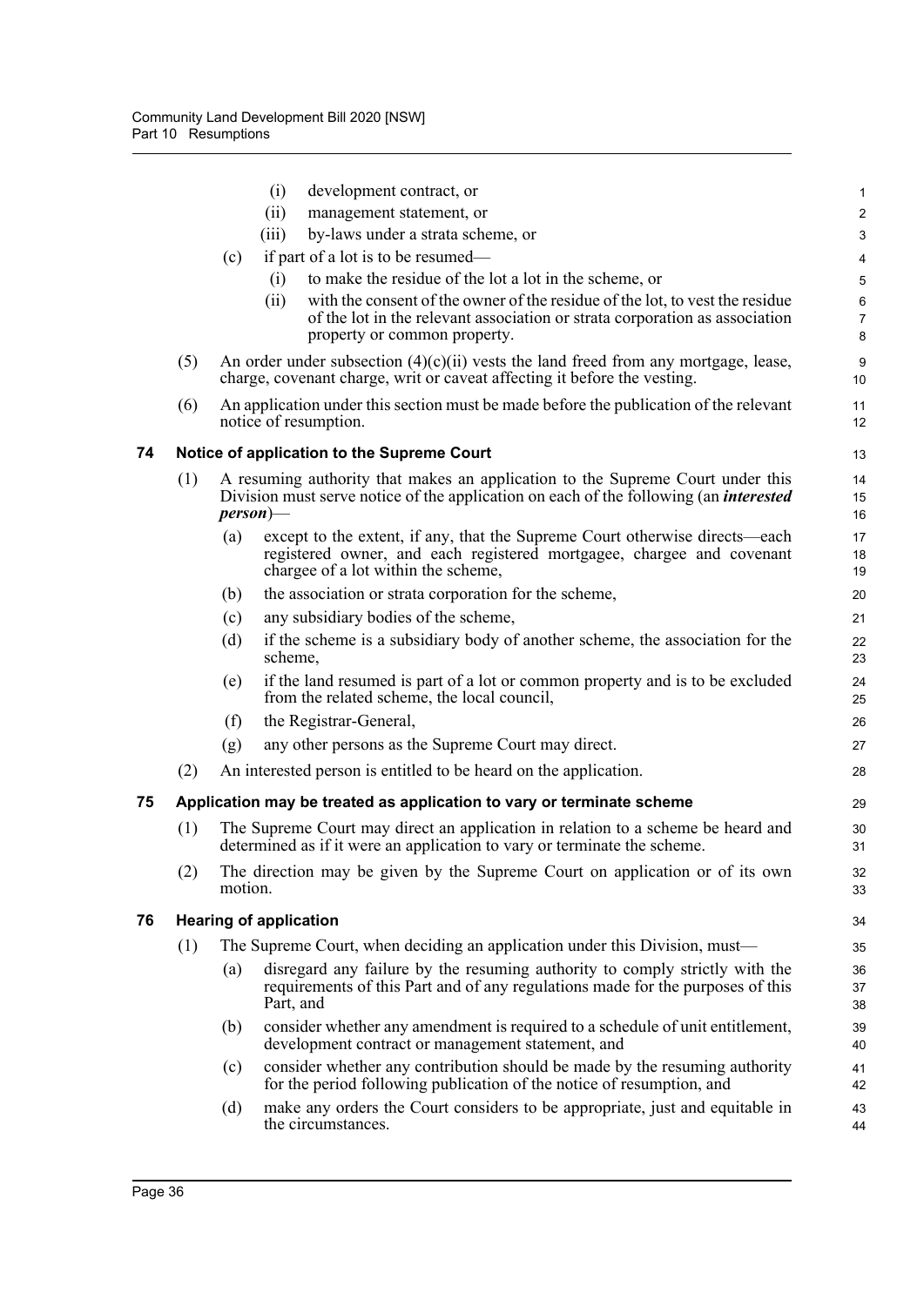(i) development contract, or

(ii) management statement, or

(iii) by-laws under a strata scheme, or

(c) if part of a lot is to be resumed—

(i) to make the residue of the lot a lot in the scheme, or

(ii) with the consent of the owner of the residue of the lot, to vest the residue of the lot in the relevant association or strata corporation as association property or common property.

(5) An order under subsection (4)(c)(ii) vests the land freed from any mortgage, lease, charge, covenant charge, writ or caveat affecting it before the vesting.

(6) An application under this section must be made before the publication of the relevant notice of resumption.

### 74 Notice of application to the Supreme Court

(1) A resuming authority that makes an application to the Supreme Court under this Division must serve notice of the application on each of the following (an ***interested person***)—

(a) except to the extent, if any, that the Supreme Court otherwise directs—each registered owner, and each registered mortgagee, chargee and covenant chargee of a lot within the scheme,

(b) the association or strata corporation for the scheme,

(c) any subsidiary bodies of the scheme,

(d) if the scheme is a subsidiary body of another scheme, the association for the scheme,

(e) if the land resumed is part of a lot or common property and is to be excluded from the related scheme, the local council,

(f) the Registrar-General,

(g) any other persons as the Supreme Court may direct.

(2) An interested person is entitled to be heard on the application.

### 75 Application may be treated as application to vary or terminate scheme

(1) The Supreme Court may direct an application in relation to a scheme be heard and determined as if it were an application to vary or terminate the scheme.

(2) The direction may be given by the Supreme Court on application or of its own motion.

### 76 Hearing of application

(1) The Supreme Court, when deciding an application under this Division, must—

(a) disregard any failure by the resuming authority to comply strictly with the requirements of this Part and of any regulations made for the purposes of this Part, and

(b) consider whether any amendment is required to a schedule of unit entitlement, development contract or management statement, and

(c) consider whether any contribution should be made by the resuming authority for the period following publication of the notice of resumption, and

(d) make any orders the Court considers to be appropriate, just and equitable in the circumstances.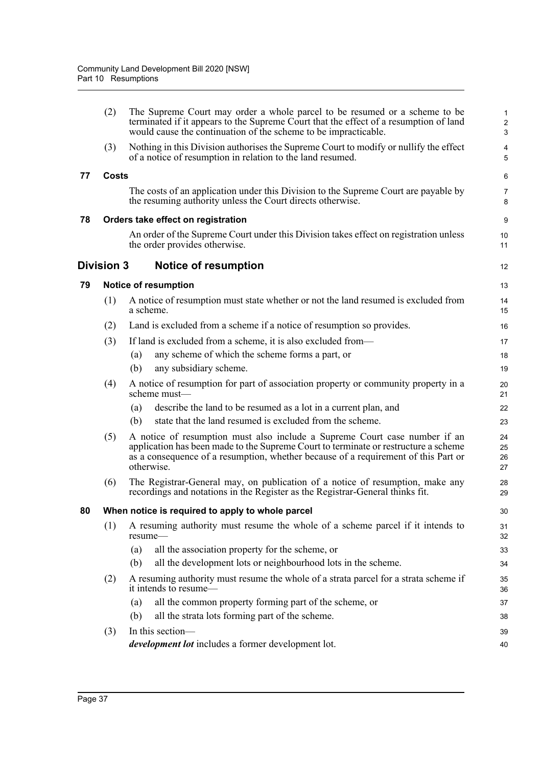(2) The Supreme Court may order a whole parcel to be resumed or a scheme to be terminated if it appears to the Supreme Court that the effect of a resumption of land would cause the continuation of the scheme to be impracticable.

(3) Nothing in this Division authorises the Supreme Court to modify or nullify the effect of a notice of resumption in relation to the land resumed.

### 77 Costs

The costs of an application under this Division to the Supreme Court are payable by the resuming authority unless the Court directs otherwise.

### 78 Orders take effect on registration

An order of the Supreme Court under this Division takes effect on registration unless the order provides otherwise.

## Division 3 Notice of resumption

### 79 Notice of resumption

(1) A notice of resumption must state whether or not the land resumed is excluded from a scheme.

(2) Land is excluded from a scheme if a notice of resumption so provides.

(3) If land is excluded from a scheme, it is also excluded from—

- (a) any scheme of which the scheme forms a part, or
- (b) any subsidiary scheme.

(4) A notice of resumption for part of association property or community property in a scheme must—

- (a) describe the land to be resumed as a lot in a current plan, and
- (b) state that the land resumed is excluded from the scheme.

(5) A notice of resumption must also include a Supreme Court case number if an application has been made to the Supreme Court to terminate or restructure a scheme as a consequence of a resumption, whether because of a requirement of this Part or otherwise.

(6) The Registrar-General may, on publication of a notice of resumption, make any recordings and notations in the Register as the Registrar-General thinks fit.

### 80 When notice is required to apply to whole parcel

(1) A resuming authority must resume the whole of a scheme parcel if it intends to resume—

- (a) all the association property for the scheme, or
- (b) all the development lots or neighbourhood lots in the scheme.

(2) A resuming authority must resume the whole of a strata parcel for a strata scheme if it intends to resume—

- (a) all the common property forming part of the scheme, or
- (b) all the strata lots forming part of the scheme.

(3) In this section—

***development lot*** includes a former development lot.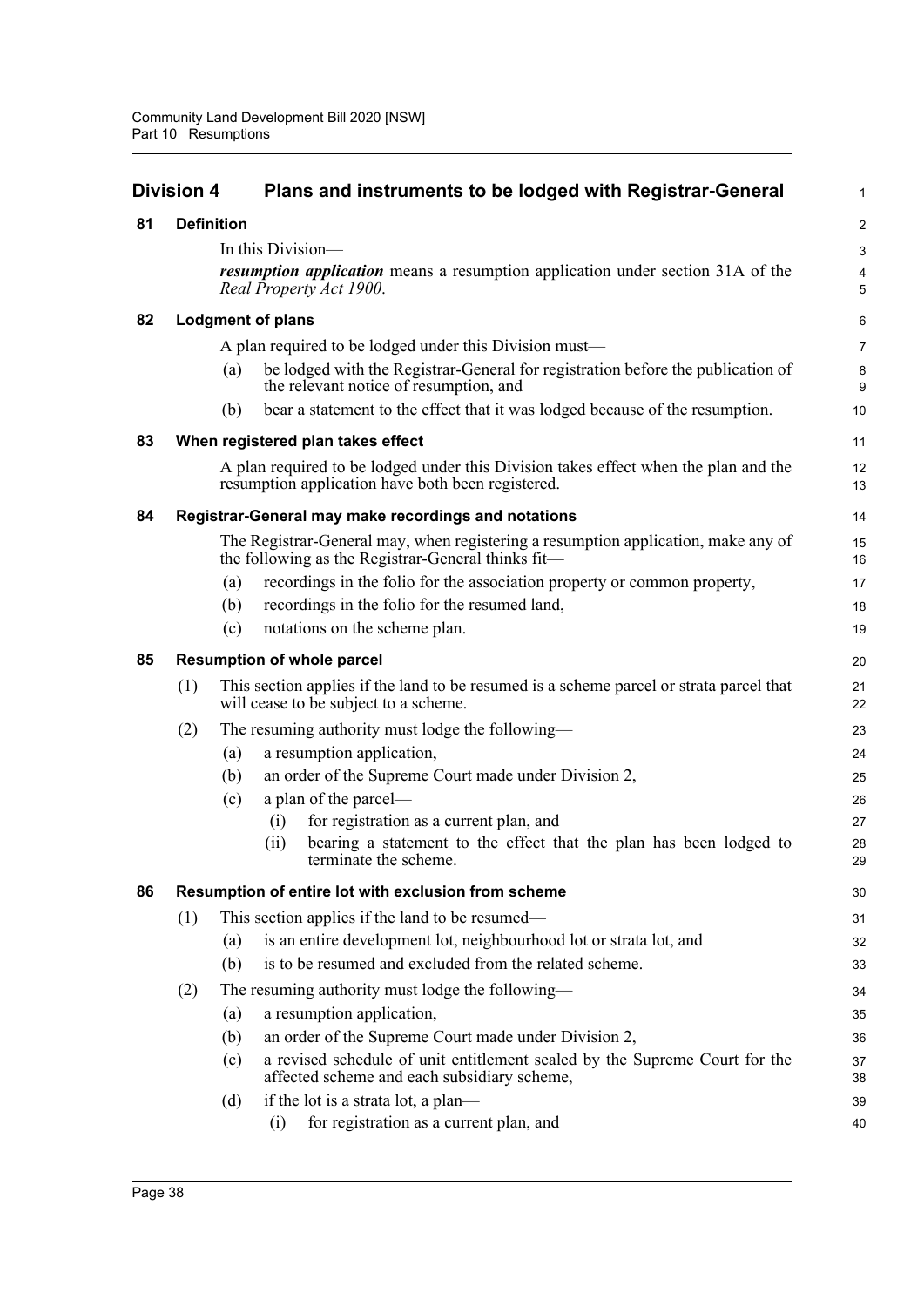## Division 4 Plans and instruments to be lodged with Registrar-General

### 81 Definition

In this Division—

***resumption application*** means a resumption application under section 31A of the *Real Property Act 1900*.

### 82 Lodgment of plans

A plan required to be lodged under this Division must—

(a) be lodged with the Registrar-General for registration before the publication of the relevant notice of resumption, and

(b) bear a statement to the effect that it was lodged because of the resumption.

### 83 When registered plan takes effect

A plan required to be lodged under this Division takes effect when the plan and the resumption application have both been registered.

### 84 Registrar-General may make recordings and notations

The Registrar-General may, when registering a resumption application, make any of the following as the Registrar-General thinks fit—

(a) recordings in the folio for the association property or common property,

(b) recordings in the folio for the resumed land,

(c) notations on the scheme plan.

### 85 Resumption of whole parcel

(1) This section applies if the land to be resumed is a scheme parcel or strata parcel that will cease to be subject to a scheme.

(2) The resuming authority must lodge the following—

(a) a resumption application,

(b) an order of the Supreme Court made under Division 2,

(c) a plan of the parcel—

(i) for registration as a current plan, and

(ii) bearing a statement to the effect that the plan has been lodged to terminate the scheme.

### 86 Resumption of entire lot with exclusion from scheme

(1) This section applies if the land to be resumed—

(a) is an entire development lot, neighbourhood lot or strata lot, and

(b) is to be resumed and excluded from the related scheme.

(2) The resuming authority must lodge the following—

(a) a resumption application,

(b) an order of the Supreme Court made under Division 2,

(c) a revised schedule of unit entitlement sealed by the Supreme Court for the affected scheme and each subsidiary scheme,

(d) if the lot is a strata lot, a plan—

(i) for registration as a current plan, and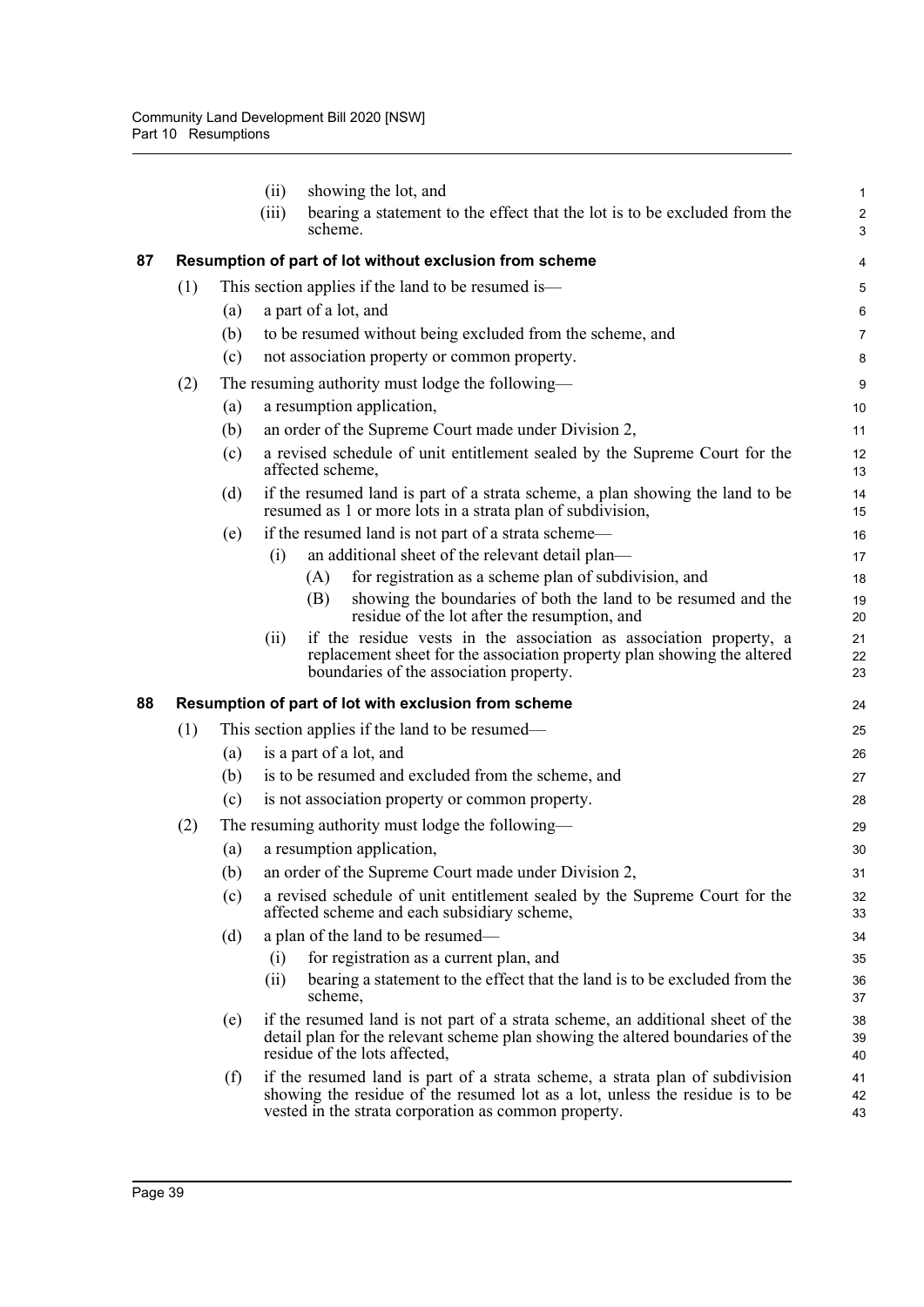(ii) showing the lot, and

(iii) bearing a statement to the effect that the lot is to be excluded from the scheme.

## 87 Resumption of part of lot without exclusion from scheme

(1) This section applies if the land to be resumed is—

(a) a part of a lot, and

(b) to be resumed without being excluded from the scheme, and

(c) not association property or common property.

(2) The resuming authority must lodge the following—

(a) a resumption application,

(b) an order of the Supreme Court made under Division 2,

(c) a revised schedule of unit entitlement sealed by the Supreme Court for the affected scheme,

(d) if the resumed land is part of a strata scheme, a plan showing the land to be resumed as 1 or more lots in a strata plan of subdivision,

(e) if the resumed land is not part of a strata scheme—

(i) an additional sheet of the relevant detail plan—

(A) for registration as a scheme plan of subdivision, and

(B) showing the boundaries of both the land to be resumed and the residue of the lot after the resumption, and

(ii) if the residue vests in the association as association property, a replacement sheet for the association property plan showing the altered boundaries of the association property.

## 88 Resumption of part of lot with exclusion from scheme

(1) This section applies if the land to be resumed—

(a) is a part of a lot, and

(b) is to be resumed and excluded from the scheme, and

(c) is not association property or common property.

(2) The resuming authority must lodge the following—

(a) a resumption application,

(b) an order of the Supreme Court made under Division 2,

(c) a revised schedule of unit entitlement sealed by the Supreme Court for the affected scheme and each subsidiary scheme,

(d) a plan of the land to be resumed—

(i) for registration as a current plan, and

(ii) bearing a statement to the effect that the land is to be excluded from the scheme,

(e) if the resumed land is not part of a strata scheme, an additional sheet of the detail plan for the relevant scheme plan showing the altered boundaries of the residue of the lots affected,

(f) if the resumed land is part of a strata scheme, a strata plan of subdivision showing the residue of the resumed lot as a lot, unless the residue is to be vested in the strata corporation as common property.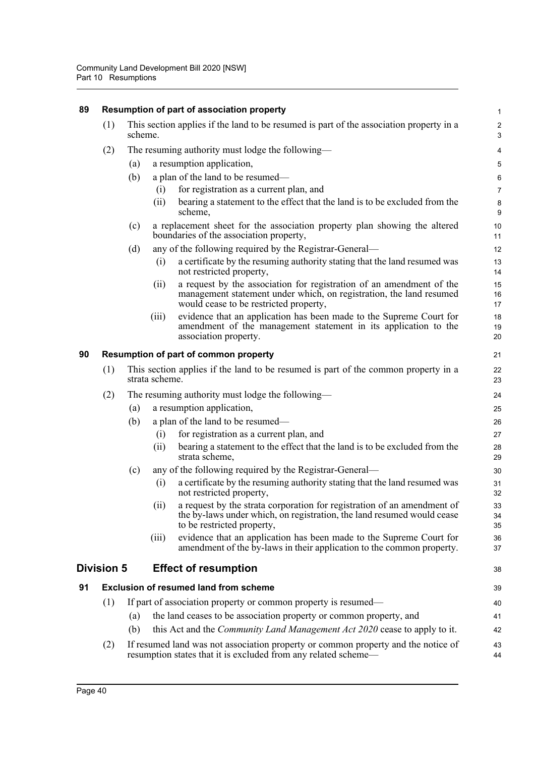### 89 Resumption of part of association property

(1) This section applies if the land to be resumed is part of the association property in a scheme.

(2) The resuming authority must lodge the following—

- (a) a resumption application,
- (b) a plan of the land to be resumed—
  - (i) for registration as a current plan, and
  - (ii) bearing a statement to the effect that the land is to be excluded from the scheme,
- (c) a replacement sheet for the association property plan showing the altered boundaries of the association property,
- (d) any of the following required by the Registrar-General—
  - (i) a certificate by the resuming authority stating that the land resumed was not restricted property,
  - (ii) a request by the association for registration of an amendment of the management statement under which, on registration, the land resumed would cease to be restricted property,
  - (iii) evidence that an application has been made to the Supreme Court for amendment of the management statement in its application to the association property.

### 90 Resumption of part of common property

(1) This section applies if the land to be resumed is part of the common property in a strata scheme.

(2) The resuming authority must lodge the following—

- (a) a resumption application,
- (b) a plan of the land to be resumed—
  - (i) for registration as a current plan, and
  - (ii) bearing a statement to the effect that the land is to be excluded from the strata scheme,
- (c) any of the following required by the Registrar-General—
  - (i) a certificate by the resuming authority stating that the land resumed was not restricted property,
  - (ii) a request by the strata corporation for registration of an amendment of the by-laws under which, on registration, the land resumed would cease to be restricted property,
  - (iii) evidence that an application has been made to the Supreme Court for amendment of the by-laws in their application to the common property.

## Division 5 Effect of resumption

### 91 Exclusion of resumed land from scheme

(1) If part of association property or common property is resumed—

- (a) the land ceases to be association property or common property, and
- (b) this Act and the *Community Land Management Act 2020* cease to apply to it.

(2) If resumed land was not association property or common property and the notice of resumption states that it is excluded from any related scheme—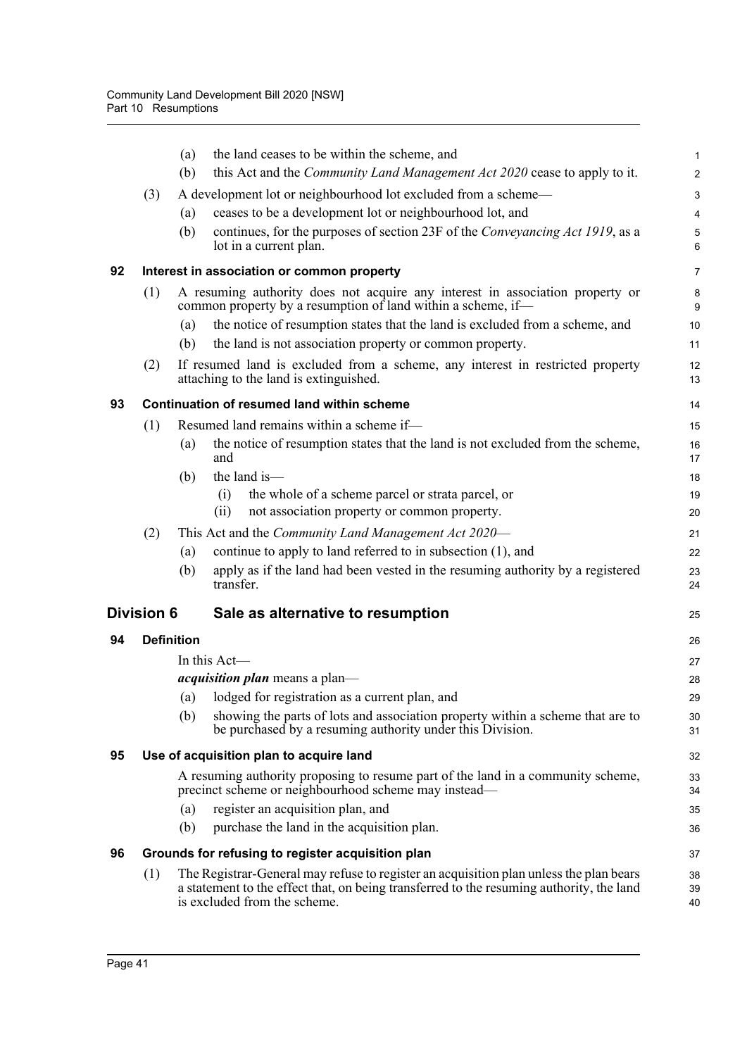(a) the land ceases to be within the scheme, and

(b) this Act and the *Community Land Management Act 2020* cease to apply to it.

(3) A development lot or neighbourhood lot excluded from a scheme—

(a) ceases to be a development lot or neighbourhood lot, and

(b) continues, for the purposes of section 23F of the *Conveyancing Act 1919*, as a lot in a current plan.

### 92 Interest in association or common property

(1) A resuming authority does not acquire any interest in association property or common property by a resumption of land within a scheme, if—

(a) the notice of resumption states that the land is excluded from a scheme, and

(b) the land is not association property or common property.

(2) If resumed land is excluded from a scheme, any interest in restricted property attaching to the land is extinguished.

### 93 Continuation of resumed land within scheme

(1) Resumed land remains within a scheme if—

(a) the notice of resumption states that the land is not excluded from the scheme, and

(b) the land is—

(i) the whole of a scheme parcel or strata parcel, or

(ii) not association property or common property.

(2) This Act and the *Community Land Management Act 2020*—

(a) continue to apply to land referred to in subsection (1), and

(b) apply as if the land had been vested in the resuming authority by a registered transfer.

## Division 6 Sale as alternative to resumption

### 94 Definition

In this Act—

***acquisition plan*** means a plan—

(a) lodged for registration as a current plan, and

(b) showing the parts of lots and association property within a scheme that are to be purchased by a resuming authority under this Division.

### 95 Use of acquisition plan to acquire land

A resuming authority proposing to resume part of the land in a community scheme, precinct scheme or neighbourhood scheme may instead—

(a) register an acquisition plan, and

(b) purchase the land in the acquisition plan.

### 96 Grounds for refusing to register acquisition plan

(1) The Registrar-General may refuse to register an acquisition plan unless the plan bears a statement to the effect that, on being transferred to the resuming authority, the land is excluded from the scheme.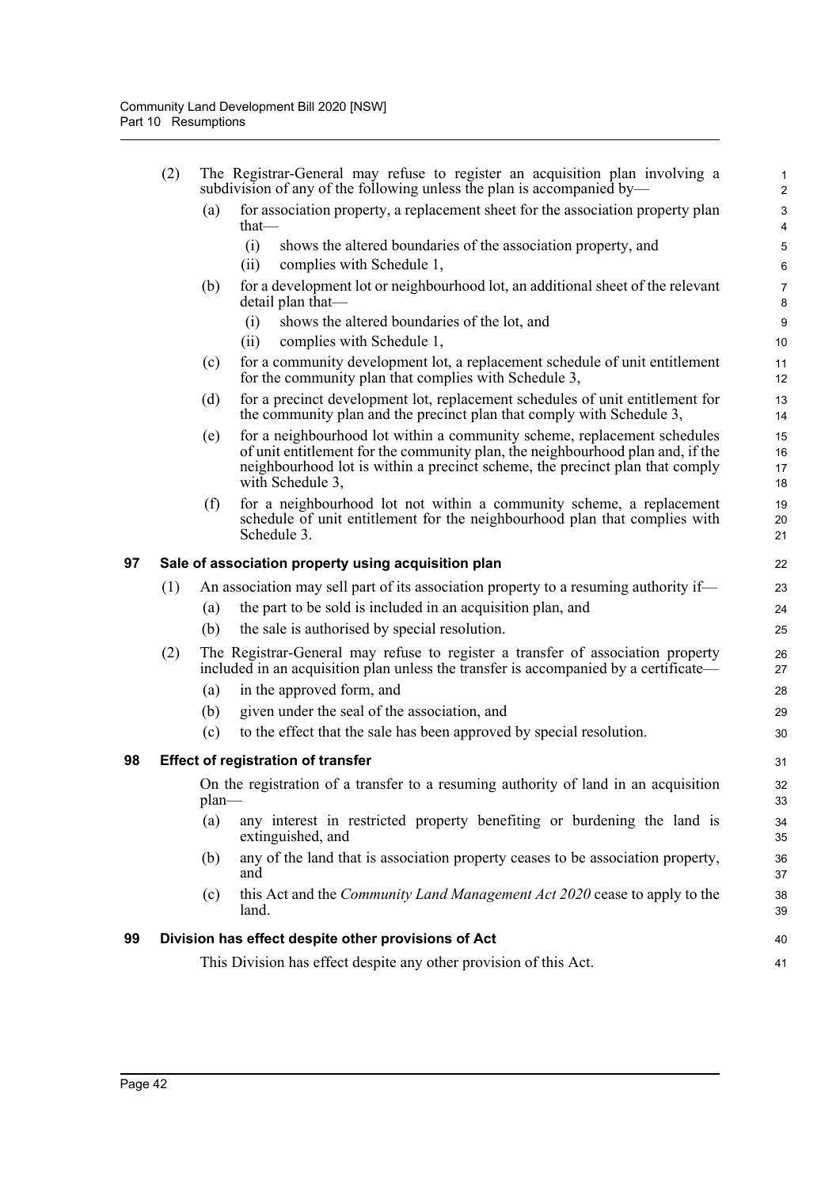(2) The Registrar-General may refuse to register an acquisition plan involving a subdivision of any of the following unless the plan is accompanied by—

(a) for association property, a replacement sheet for the association property plan that—

(i) shows the altered boundaries of the association property, and

(ii) complies with Schedule 1,

(b) for a development lot or neighbourhood lot, an additional sheet of the relevant detail plan that—

(i) shows the altered boundaries of the lot, and

(ii) complies with Schedule 1,

(c) for a community development lot, a replacement schedule of unit entitlement for the community plan that complies with Schedule 3,

(d) for a precinct development lot, replacement schedules of unit entitlement for the community plan and the precinct plan that comply with Schedule 3,

(e) for a neighbourhood lot within a community scheme, replacement schedules of unit entitlement for the community plan, the neighbourhood plan and, if the neighbourhood lot is within a precinct scheme, the precinct plan that comply with Schedule 3,

(f) for a neighbourhood lot not within a community scheme, a replacement schedule of unit entitlement for the neighbourhood plan that complies with Schedule 3.

### 97 Sale of association property using acquisition plan

(1) An association may sell part of its association property to a resuming authority if—

(a) the part to be sold is included in an acquisition plan, and

(b) the sale is authorised by special resolution.

(2) The Registrar-General may refuse to register a transfer of association property included in an acquisition plan unless the transfer is accompanied by a certificate—

(a) in the approved form, and

(b) given under the seal of the association, and

(c) to the effect that the sale has been approved by special resolution.

### 98 Effect of registration of transfer

On the registration of a transfer to a resuming authority of land in an acquisition plan—

(a) any interest in restricted property benefiting or burdening the land is extinguished, and

(b) any of the land that is association property ceases to be association property, and

(c) this Act and the *Community Land Management Act 2020* cease to apply to the land.

### 99 Division has effect despite other provisions of Act

This Division has effect despite any other provision of this Act.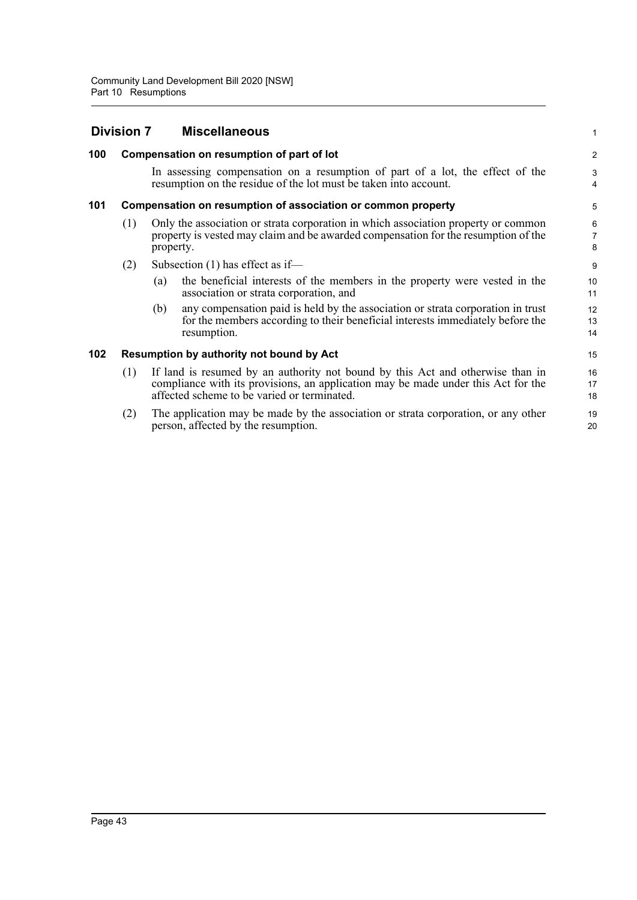## Division 7 Miscellaneous

### 100 Compensation on resumption of part of lot

In assessing compensation on a resumption of part of a lot, the effect of the resumption on the residue of the lot must be taken into account.

### 101 Compensation on resumption of association or common property

(1) Only the association or strata corporation in which association property or common property is vested may claim and be awarded compensation for the resumption of the property.

(2) Subsection (1) has effect as if—

(a) the beneficial interests of the members in the property were vested in the association or strata corporation, and

(b) any compensation paid is held by the association or strata corporation in trust for the members according to their beneficial interests immediately before the resumption.

### 102 Resumption by authority not bound by Act

(1) If land is resumed by an authority not bound by this Act and otherwise than in compliance with its provisions, an application may be made under this Act for the affected scheme to be varied or terminated.

(2) The application may be made by the association or strata corporation, or any other person, affected by the resumption.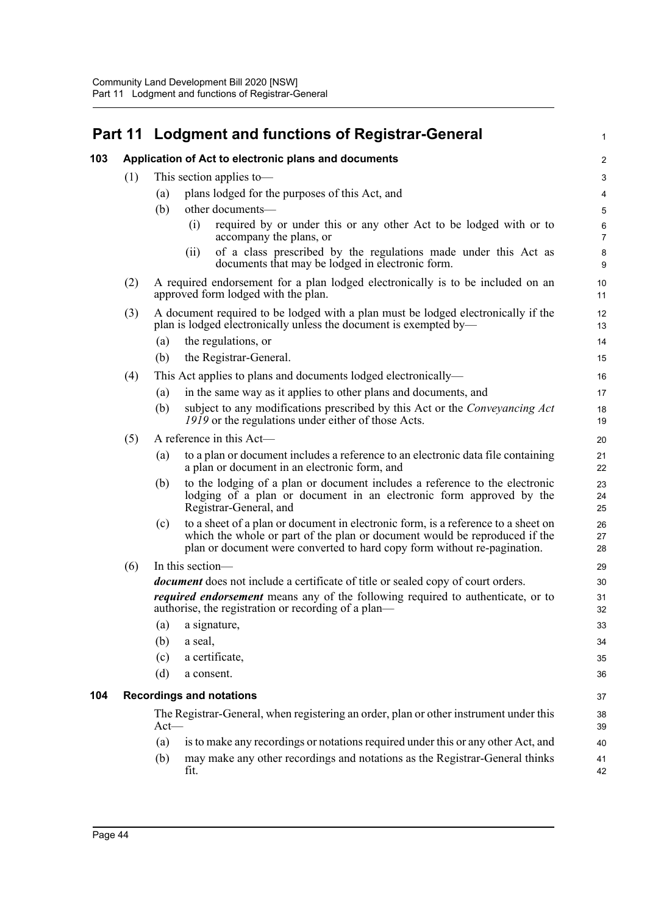# Part 11 Lodgment and functions of Registrar-General

## 103 Application of Act to electronic plans and documents

(1) This section applies to—

(a) plans lodged for the purposes of this Act, and

(b) other documents—

(i) required by or under this or any other Act to be lodged with or to accompany the plans, or

(ii) of a class prescribed by the regulations made under this Act as documents that may be lodged in electronic form.

(2) A required endorsement for a plan lodged electronically is to be included on an approved form lodged with the plan.

(3) A document required to be lodged with a plan must be lodged electronically if the plan is lodged electronically unless the document is exempted by—

(a) the regulations, or

(b) the Registrar-General.

(4) This Act applies to plans and documents lodged electronically—

(a) in the same way as it applies to other plans and documents, and

(b) subject to any modifications prescribed by this Act or the *Conveyancing Act 1919* or the regulations under either of those Acts.

(5) A reference in this Act—

(a) to a plan or document includes a reference to an electronic data file containing a plan or document in an electronic form, and

(b) to the lodging of a plan or document includes a reference to the electronic lodging of a plan or document in an electronic form approved by the Registrar-General, and

(c) to a sheet of a plan or document in electronic form, is a reference to a sheet on which the whole or part of the plan or document would be reproduced if the plan or document were converted to hard copy form without re-pagination.

(6) In this section—

***document*** does not include a certificate of title or sealed copy of court orders.

***required endorsement*** means any of the following required to authenticate, or to authorise, the registration or recording of a plan—

(a) a signature,

(b) a seal,

(c) a certificate,

(d) a consent.

## 104 Recordings and notations

The Registrar-General, when registering an order, plan or other instrument under this Act—

(a) is to make any recordings or notations required under this or any other Act, and

(b) may make any other recordings and notations as the Registrar-General thinks fit.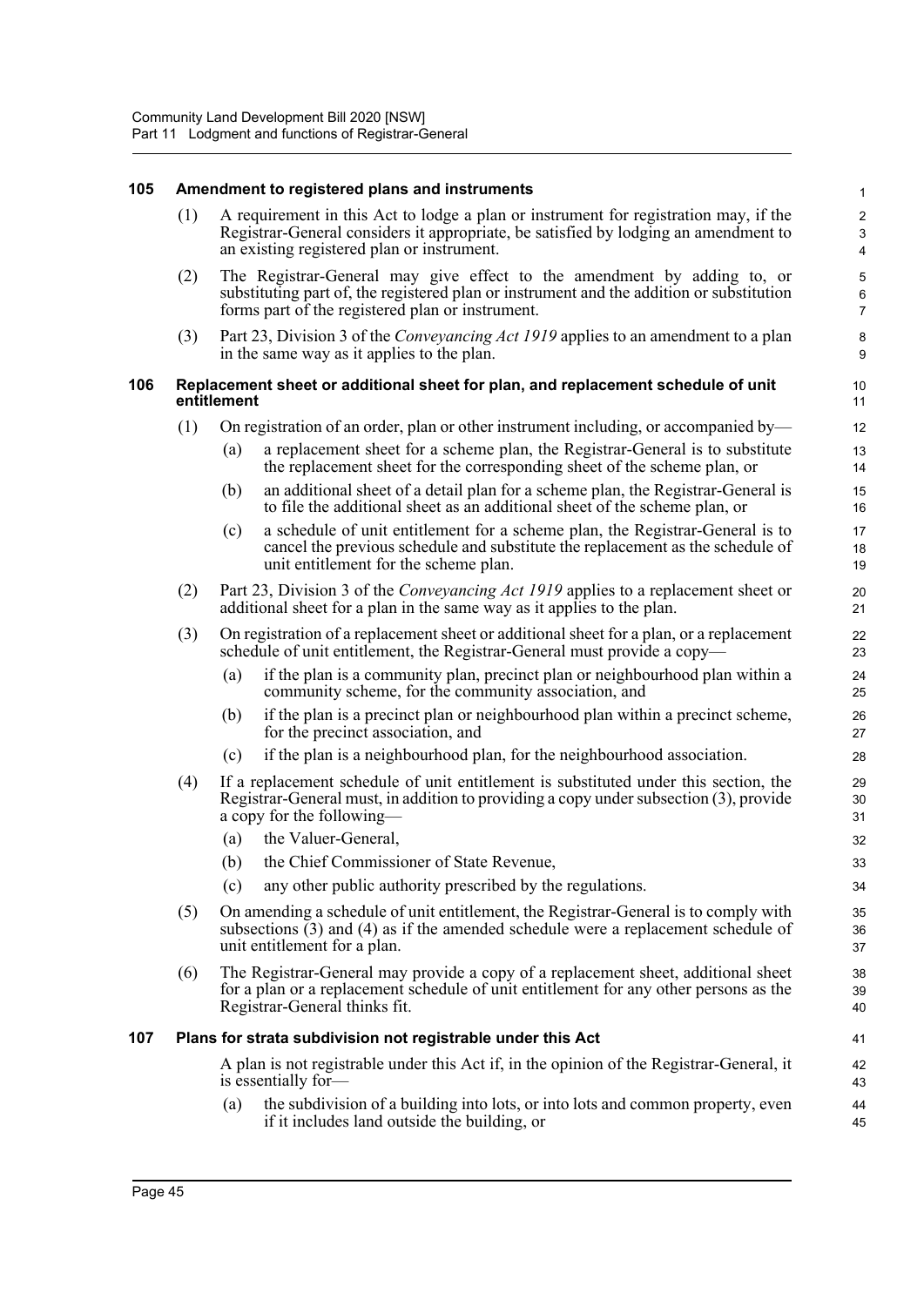### 105 Amendment to registered plans and instruments

(1) A requirement in this Act to lodge a plan or instrument for registration may, if the Registrar-General considers it appropriate, be satisfied by lodging an amendment to an existing registered plan or instrument.

(2) The Registrar-General may give effect to the amendment by adding to, or substituting part of, the registered plan or instrument and the addition or substitution forms part of the registered plan or instrument.

(3) Part 23, Division 3 of the *Conveyancing Act 1919* applies to an amendment to a plan in the same way as it applies to the plan.

### 106 Replacement sheet or additional sheet for plan, and replacement schedule of unit entitlement

(1) On registration of an order, plan or other instrument including, or accompanied by—

- (a) a replacement sheet for a scheme plan, the Registrar-General is to substitute the replacement sheet for the corresponding sheet of the scheme plan, or
- (b) an additional sheet of a detail plan for a scheme plan, the Registrar-General is to file the additional sheet as an additional sheet of the scheme plan, or
- (c) a schedule of unit entitlement for a scheme plan, the Registrar-General is to cancel the previous schedule and substitute the replacement as the schedule of unit entitlement for the scheme plan.

(2) Part 23, Division 3 of the *Conveyancing Act 1919* applies to a replacement sheet or additional sheet for a plan in the same way as it applies to the plan.

(3) On registration of a replacement sheet or additional sheet for a plan, or a replacement schedule of unit entitlement, the Registrar-General must provide a copy—

- (a) if the plan is a community plan, precinct plan or neighbourhood plan within a community scheme, for the community association, and
- (b) if the plan is a precinct plan or neighbourhood plan within a precinct scheme, for the precinct association, and
- (c) if the plan is a neighbourhood plan, for the neighbourhood association.

(4) If a replacement schedule of unit entitlement is substituted under this section, the Registrar-General must, in addition to providing a copy under subsection (3), provide a copy for the following—

- (a) the Valuer-General,
- (b) the Chief Commissioner of State Revenue,
- (c) any other public authority prescribed by the regulations.

(5) On amending a schedule of unit entitlement, the Registrar-General is to comply with subsections (3) and (4) as if the amended schedule were a replacement schedule of unit entitlement for a plan.

(6) The Registrar-General may provide a copy of a replacement sheet, additional sheet for a plan or a replacement schedule of unit entitlement for any other persons as the Registrar-General thinks fit.

### 107 Plans for strata subdivision not registrable under this Act

A plan is not registrable under this Act if, in the opinion of the Registrar-General, it is essentially for—

- (a) the subdivision of a building into lots, or into lots and common property, even if it includes land outside the building, or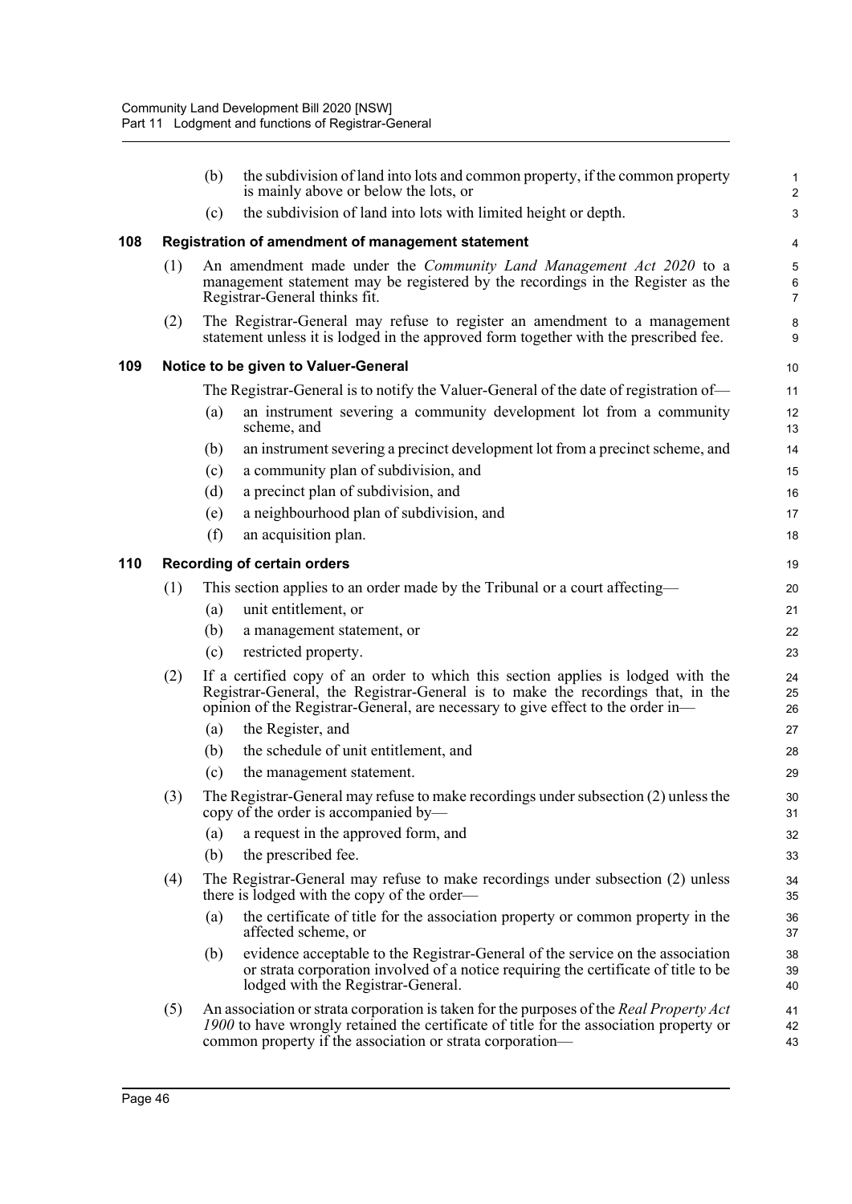(b) the subdivision of land into lots and common property, if the common property is mainly above or below the lots, or

(c) the subdivision of land into lots with limited height or depth.

### 108 Registration of amendment of management statement

(1) An amendment made under the *Community Land Management Act 2020* to a management statement may be registered by the recordings in the Register as the Registrar-General thinks fit.

(2) The Registrar-General may refuse to register an amendment to a management statement unless it is lodged in the approved form together with the prescribed fee.

### 109 Notice to be given to Valuer-General

The Registrar-General is to notify the Valuer-General of the date of registration of—

(a) an instrument severing a community development lot from a community scheme, and

(b) an instrument severing a precinct development lot from a precinct scheme, and

(c) a community plan of subdivision, and

(d) a precinct plan of subdivision, and

(e) a neighbourhood plan of subdivision, and

(f) an acquisition plan.

### 110 Recording of certain orders

(1) This section applies to an order made by the Tribunal or a court affecting—

(a) unit entitlement, or

(b) a management statement, or

(c) restricted property.

(2) If a certified copy of an order to which this section applies is lodged with the Registrar-General, the Registrar-General is to make the recordings that, in the opinion of the Registrar-General, are necessary to give effect to the order in—

(a) the Register, and

(b) the schedule of unit entitlement, and

(c) the management statement.

(3) The Registrar-General may refuse to make recordings under subsection (2) unless the copy of the order is accompanied by—

(a) a request in the approved form, and

(b) the prescribed fee.

(4) The Registrar-General may refuse to make recordings under subsection (2) unless there is lodged with the copy of the order—

(a) the certificate of title for the association property or common property in the affected scheme, or

(b) evidence acceptable to the Registrar-General of the service on the association or strata corporation involved of a notice requiring the certificate of title to be lodged with the Registrar-General.

(5) An association or strata corporation is taken for the purposes of the *Real Property Act 1900* to have wrongly retained the certificate of title for the association property or common property if the association or strata corporation—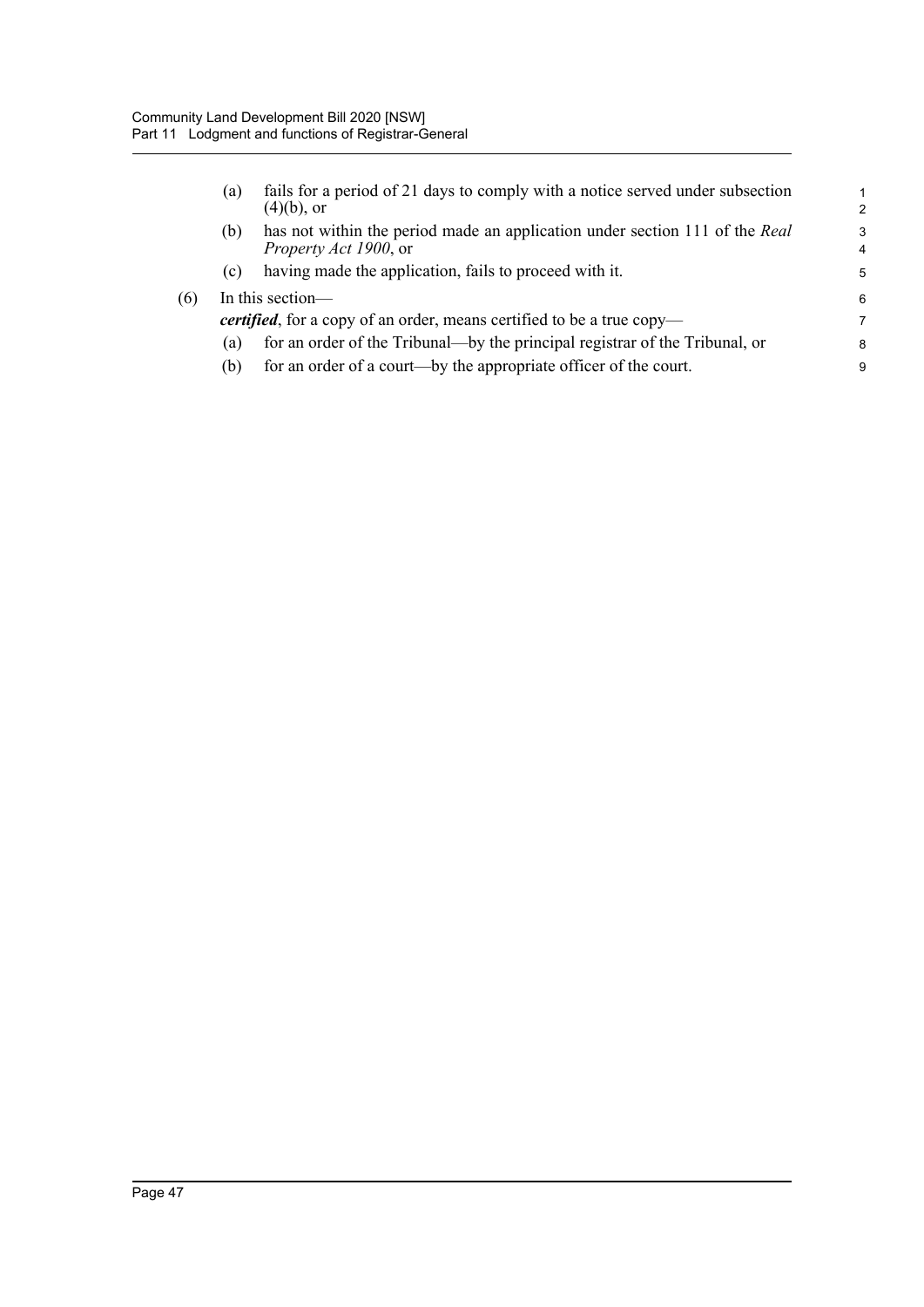(a) fails for a period of 21 days to comply with a notice served under subsection (4)(b), or

(b) has not within the period made an application under section 111 of the *Real Property Act 1900*, or

(c) having made the application, fails to proceed with it.

(6) In this section—

***certified***, for a copy of an order, means certified to be a true copy—

(a) for an order of the Tribunal—by the principal registrar of the Tribunal, or

(b) for an order of a court—by the appropriate officer of the court.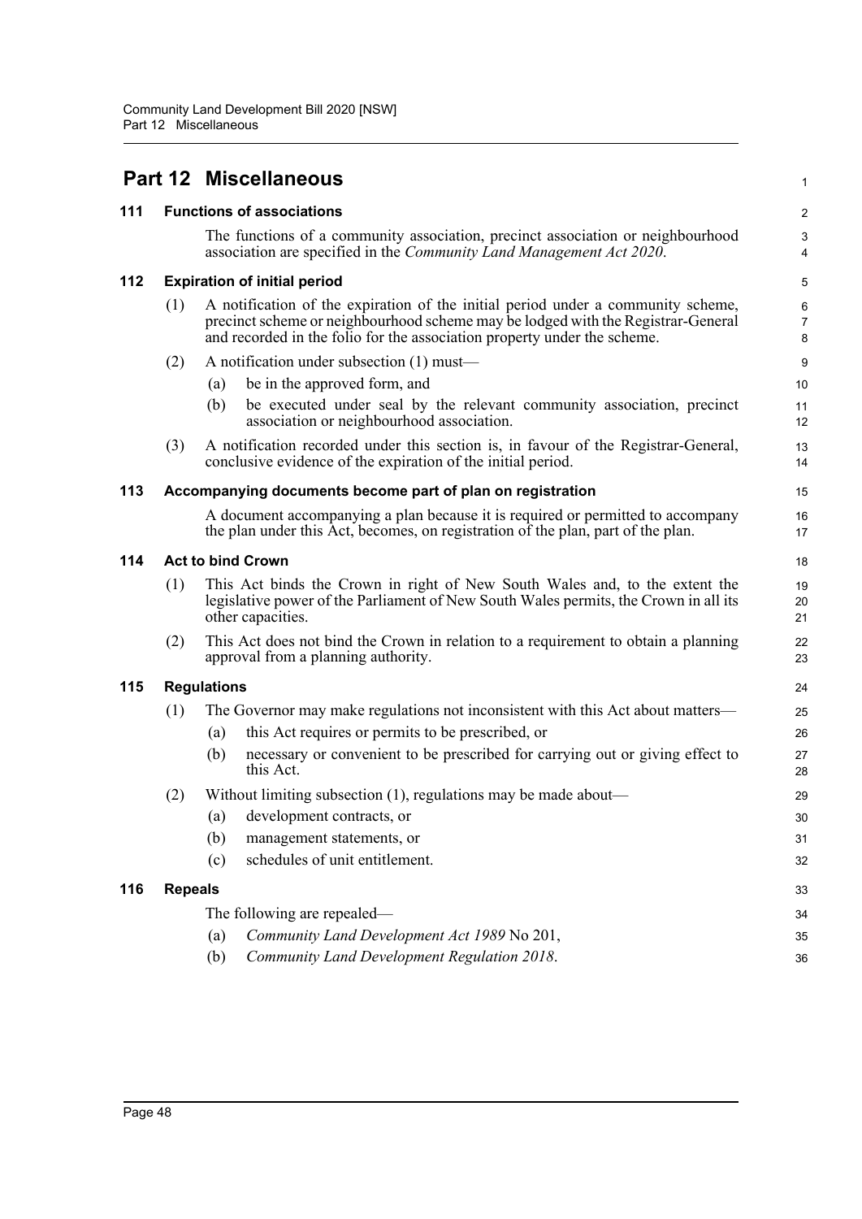# Part 12 Miscellaneous

## 111 Functions of associations

The functions of a community association, precinct association or neighbourhood association are specified in the *Community Land Management Act 2020*.

## 112 Expiration of initial period

(1) A notification of the expiration of the initial period under a community scheme, precinct scheme or neighbourhood scheme may be lodged with the Registrar-General and recorded in the folio for the association property under the scheme.

(2) A notification under subsection (1) must—

- (a) be in the approved form, and
- (b) be executed under seal by the relevant community association, precinct association or neighbourhood association.

(3) A notification recorded under this section is, in favour of the Registrar-General, conclusive evidence of the expiration of the initial period.

## 113 Accompanying documents become part of plan on registration

A document accompanying a plan because it is required or permitted to accompany the plan under this Act, becomes, on registration of the plan, part of the plan.

## 114 Act to bind Crown

(1) This Act binds the Crown in right of New South Wales and, to the extent the legislative power of the Parliament of New South Wales permits, the Crown in all its other capacities.

(2) This Act does not bind the Crown in relation to a requirement to obtain a planning approval from a planning authority.

## 115 Regulations

(1) The Governor may make regulations not inconsistent with this Act about matters—

- (a) this Act requires or permits to be prescribed, or
- (b) necessary or convenient to be prescribed for carrying out or giving effect to this Act.

(2) Without limiting subsection (1), regulations may be made about—

- (a) development contracts, or
- (b) management statements, or
- (c) schedules of unit entitlement.

## 116 Repeals

The following are repealed—

- (a) *Community Land Development Act 1989* No 201,
- (b) *Community Land Development Regulation 2018*.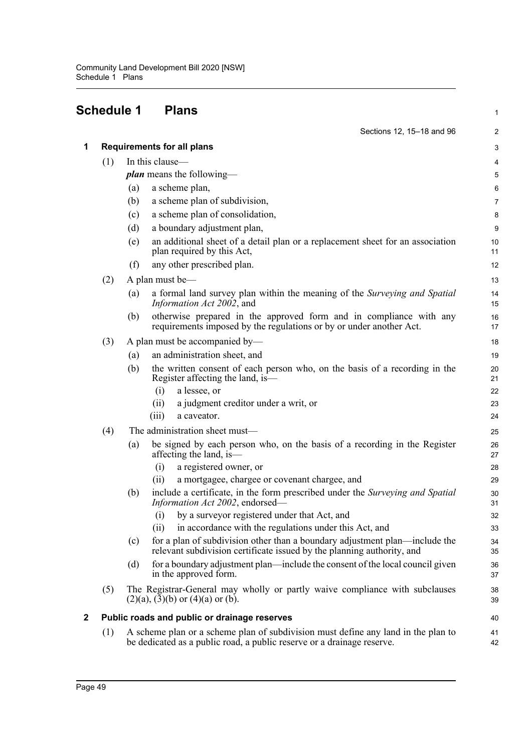# Schedule 1 Plans

Sections 12, 15–18 and 96

## 1 Requirements for all plans

(1) In this clause—

***plan*** means the following—

(a) a scheme plan,

(b) a scheme plan of subdivision,

(c) a scheme plan of consolidation,

(d) a boundary adjustment plan,

(e) an additional sheet of a detail plan or a replacement sheet for an association plan required by this Act,

(f) any other prescribed plan.

(2) A plan must be—

(a) a formal land survey plan within the meaning of the *Surveying and Spatial Information Act 2002*, and

(b) otherwise prepared in the approved form and in compliance with any requirements imposed by the regulations or by or under another Act.

(3) A plan must be accompanied by—

(a) an administration sheet, and

(b) the written consent of each person who, on the basis of a recording in the Register affecting the land, is—

(i) a lessee, or

(ii) a judgment creditor under a writ, or

(iii) a caveator.

(4) The administration sheet must—

(a) be signed by each person who, on the basis of a recording in the Register affecting the land, is—

(i) a registered owner, or

(ii) a mortgagee, chargee or covenant chargee, and

(b) include a certificate, in the form prescribed under the *Surveying and Spatial Information Act 2002*, endorsed—

(i) by a surveyor registered under that Act, and

(ii) in accordance with the regulations under this Act, and

(c) for a plan of subdivision other than a boundary adjustment plan—include the relevant subdivision certificate issued by the planning authority, and

(d) for a boundary adjustment plan—include the consent of the local council given in the approved form.

(5) The Registrar-General may wholly or partly waive compliance with subclauses (2)(a), (3)(b) or (4)(a) or (b).

## 2 Public roads and public or drainage reserves

(1) A scheme plan or a scheme plan of subdivision must define any land in the plan to be dedicated as a public road, a public reserve or a drainage reserve.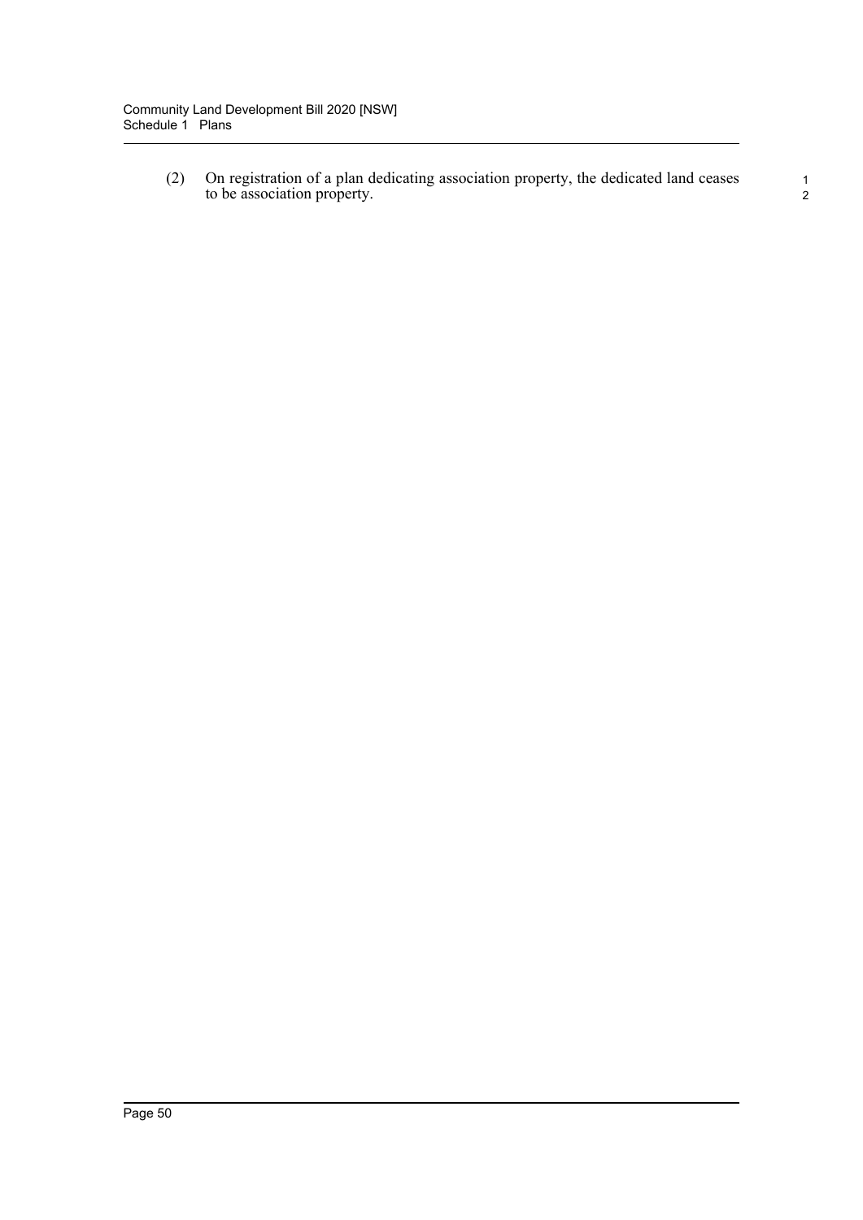(2) On registration of a plan dedicating association property, the dedicated land ceases to be association property.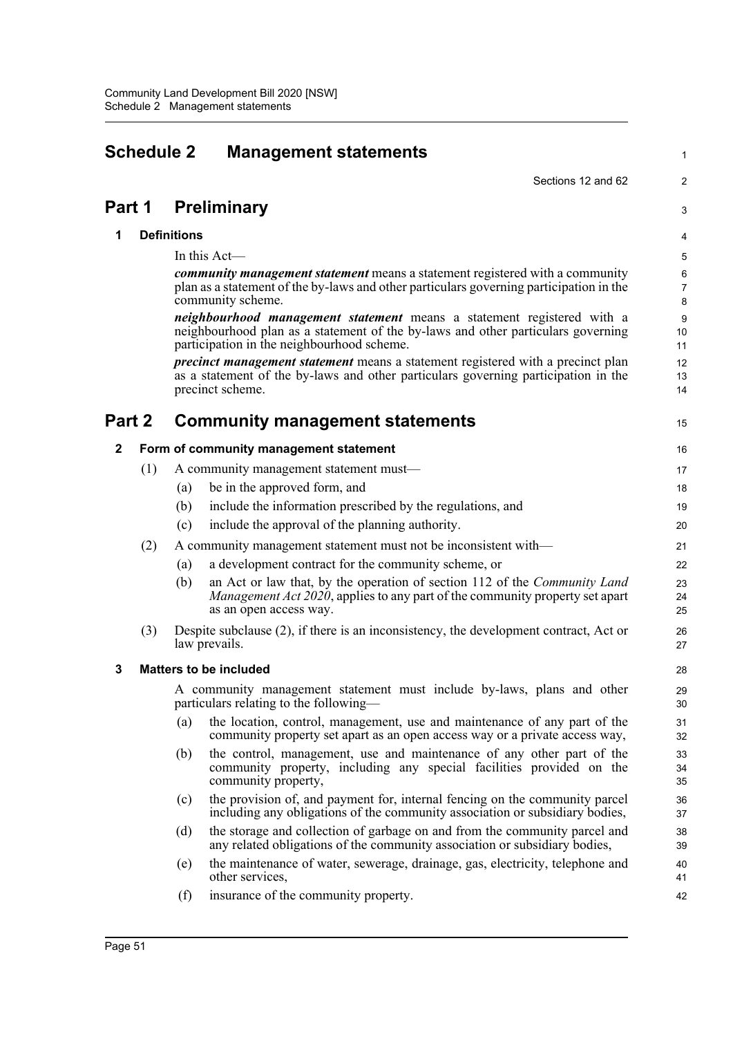# Schedule 2 Management statements

Sections 12 and 62

## Part 1 Preliminary

### 1 Definitions

In this Act—

***community management statement*** means a statement registered with a community plan as a statement of the by-laws and other particulars governing participation in the community scheme.

***neighbourhood management statement*** means a statement registered with a neighbourhood plan as a statement of the by-laws and other particulars governing participation in the neighbourhood scheme.

***precinct management statement*** means a statement registered with a precinct plan as a statement of the by-laws and other particulars governing participation in the precinct scheme.

## Part 2 Community management statements

### 2 Form of community management statement

(1) A community management statement must—

- (a) be in the approved form, and
- (b) include the information prescribed by the regulations, and
- (c) include the approval of the planning authority.

(2) A community management statement must not be inconsistent with—

- (a) a development contract for the community scheme, or
- (b) an Act or law that, by the operation of section 112 of the *Community Land Management Act 2020*, applies to any part of the community property set apart as an open access way.

(3) Despite subclause (2), if there is an inconsistency, the development contract, Act or law prevails.

### 3 Matters to be included

A community management statement must include by-laws, plans and other particulars relating to the following—

- (a) the location, control, management, use and maintenance of any part of the community property set apart as an open access way or a private access way,
- (b) the control, management, use and maintenance of any other part of the community property, including any special facilities provided on the community property,
- (c) the provision of, and payment for, internal fencing on the community parcel including any obligations of the community association or subsidiary bodies,
- (d) the storage and collection of garbage on and from the community parcel and any related obligations of the community association or subsidiary bodies,
- (e) the maintenance of water, sewerage, drainage, gas, electricity, telephone and other services,
- (f) insurance of the community property.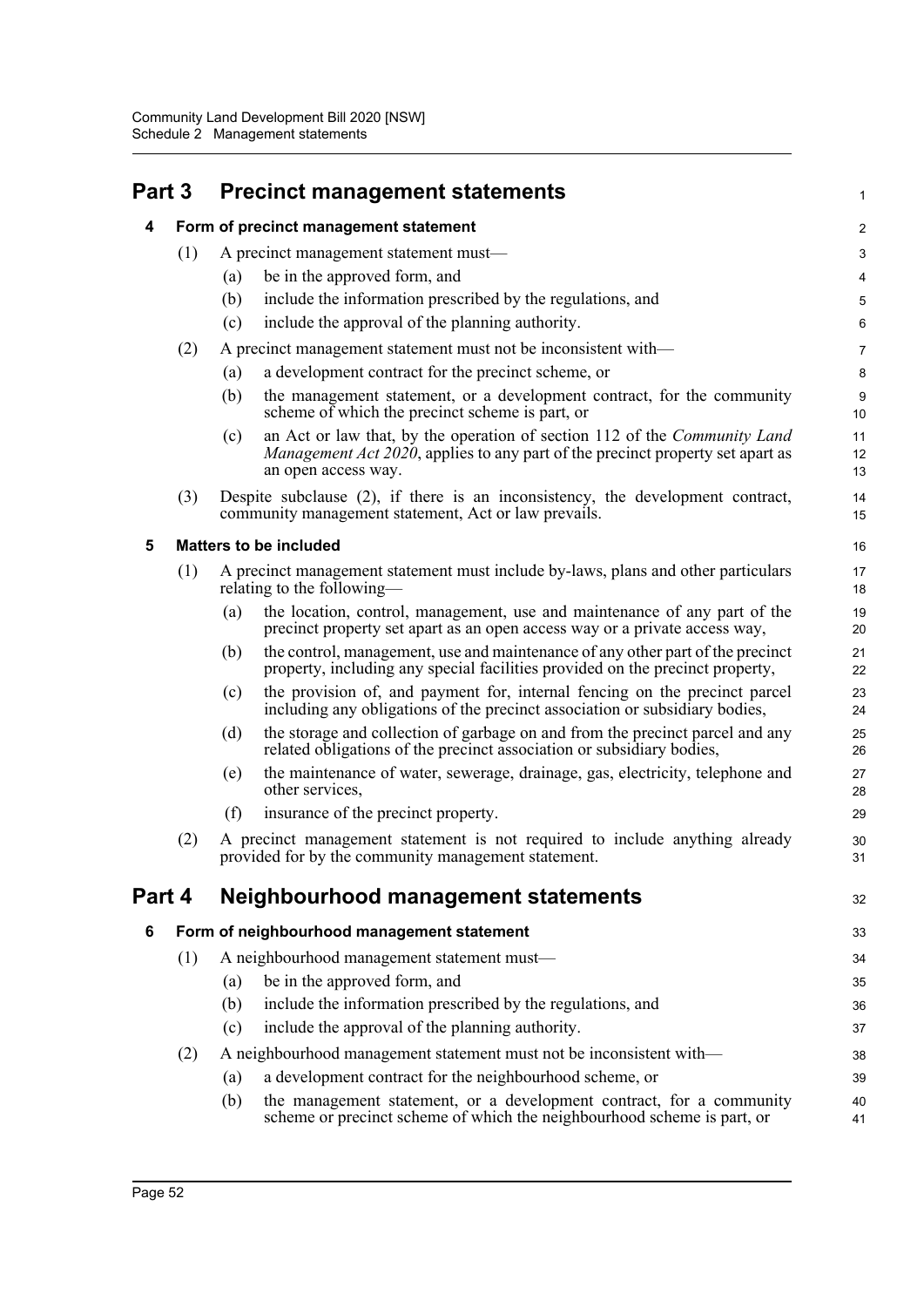## Part 3 Precinct management statements

### 4 Form of precinct management statement

(1) A precinct management statement must—

(a) be in the approved form, and

(b) include the information prescribed by the regulations, and

(c) include the approval of the planning authority.

(2) A precinct management statement must not be inconsistent with—

(a) a development contract for the precinct scheme, or

(b) the management statement, or a development contract, for the community scheme of which the precinct scheme is part, or

(c) an Act or law that, by the operation of section 112 of the *Community Land Management Act 2020*, applies to any part of the precinct property set apart as an open access way.

(3) Despite subclause (2), if there is an inconsistency, the development contract, community management statement, Act or law prevails.

### 5 Matters to be included

(1) A precinct management statement must include by-laws, plans and other particulars relating to the following—

(a) the location, control, management, use and maintenance of any part of the precinct property set apart as an open access way or a private access way,

(b) the control, management, use and maintenance of any other part of the precinct property, including any special facilities provided on the precinct property,

(c) the provision of, and payment for, internal fencing on the precinct parcel including any obligations of the precinct association or subsidiary bodies,

(d) the storage and collection of garbage on and from the precinct parcel and any related obligations of the precinct association or subsidiary bodies,

(e) the maintenance of water, sewerage, drainage, gas, electricity, telephone and other services,

(f) insurance of the precinct property.

(2) A precinct management statement is not required to include anything already provided for by the community management statement.

## Part 4 Neighbourhood management statements

### 6 Form of neighbourhood management statement

(1) A neighbourhood management statement must—

(a) be in the approved form, and

(b) include the information prescribed by the regulations, and

(c) include the approval of the planning authority.

(2) A neighbourhood management statement must not be inconsistent with—

(a) a development contract for the neighbourhood scheme, or

(b) the management statement, or a development contract, for a community scheme or precinct scheme of which the neighbourhood scheme is part, or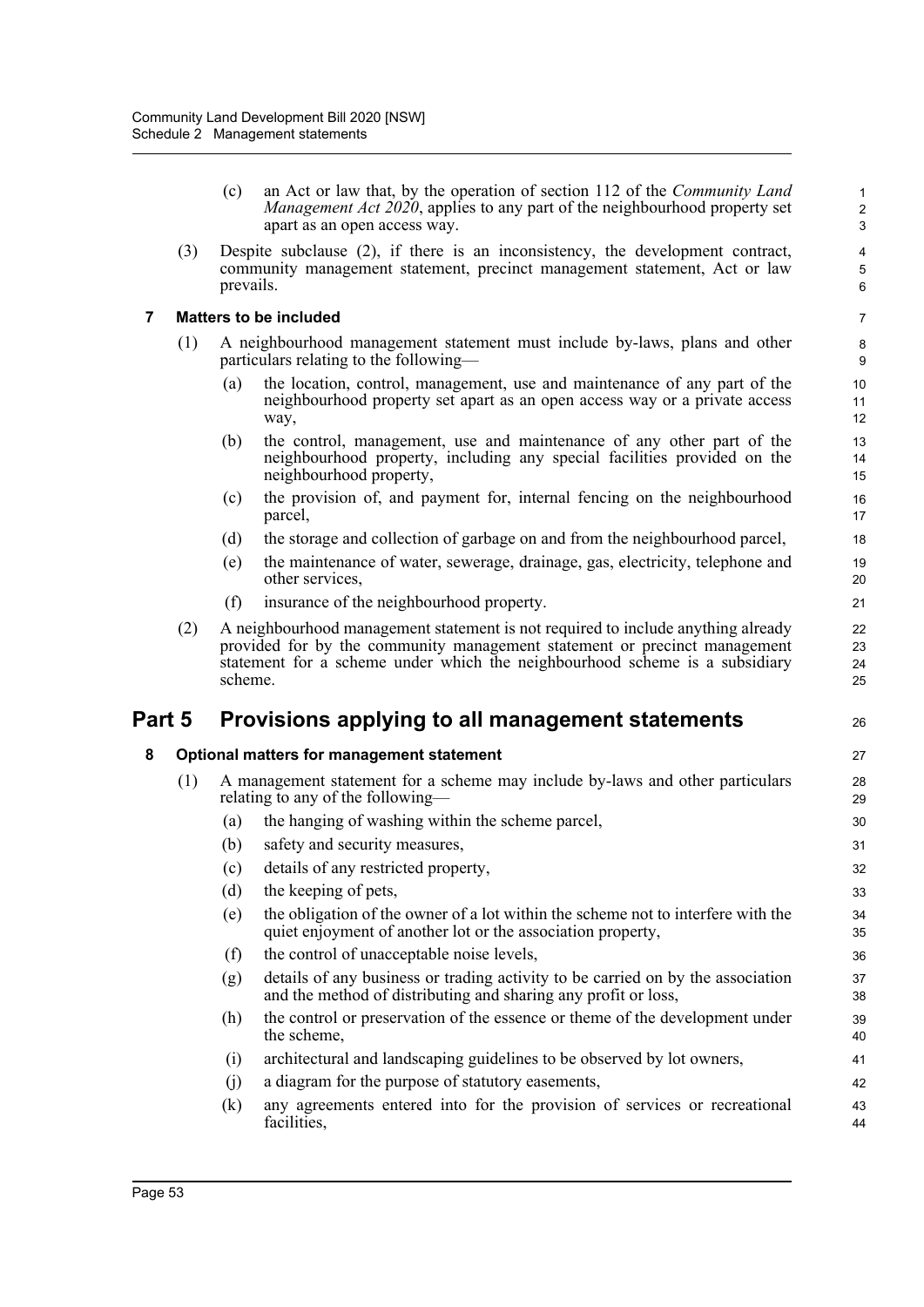(c) an Act or law that, by the operation of section 112 of the *Community Land Management Act 2020*, applies to any part of the neighbourhood property set apart as an open access way.

(3) Despite subclause (2), if there is an inconsistency, the development contract, community management statement, precinct management statement, Act or law prevails.

### 7 Matters to be included

(1) A neighbourhood management statement must include by-laws, plans and other particulars relating to the following—

(a) the location, control, management, use and maintenance of any part of the neighbourhood property set apart as an open access way or a private access way,

(b) the control, management, use and maintenance of any other part of the neighbourhood property, including any special facilities provided on the neighbourhood property,

(c) the provision of, and payment for, internal fencing on the neighbourhood parcel,

(d) the storage and collection of garbage on and from the neighbourhood parcel,

(e) the maintenance of water, sewerage, drainage, gas, electricity, telephone and other services,

(f) insurance of the neighbourhood property.

(2) A neighbourhood management statement is not required to include anything already provided for by the community management statement or precinct management statement for a scheme under which the neighbourhood scheme is a subsidiary scheme.

## Part 5 Provisions applying to all management statements

### 8 Optional matters for management statement

(1) A management statement for a scheme may include by-laws and other particulars relating to any of the following—

(a) the hanging of washing within the scheme parcel,

(b) safety and security measures,

(c) details of any restricted property,

(d) the keeping of pets,

(e) the obligation of the owner of a lot within the scheme not to interfere with the quiet enjoyment of another lot or the association property,

(f) the control of unacceptable noise levels,

(g) details of any business or trading activity to be carried on by the association and the method of distributing and sharing any profit or loss,

(h) the control or preservation of the essence or theme of the development under the scheme,

(i) architectural and landscaping guidelines to be observed by lot owners,

(j) a diagram for the purpose of statutory easements,

(k) any agreements entered into for the provision of services or recreational facilities,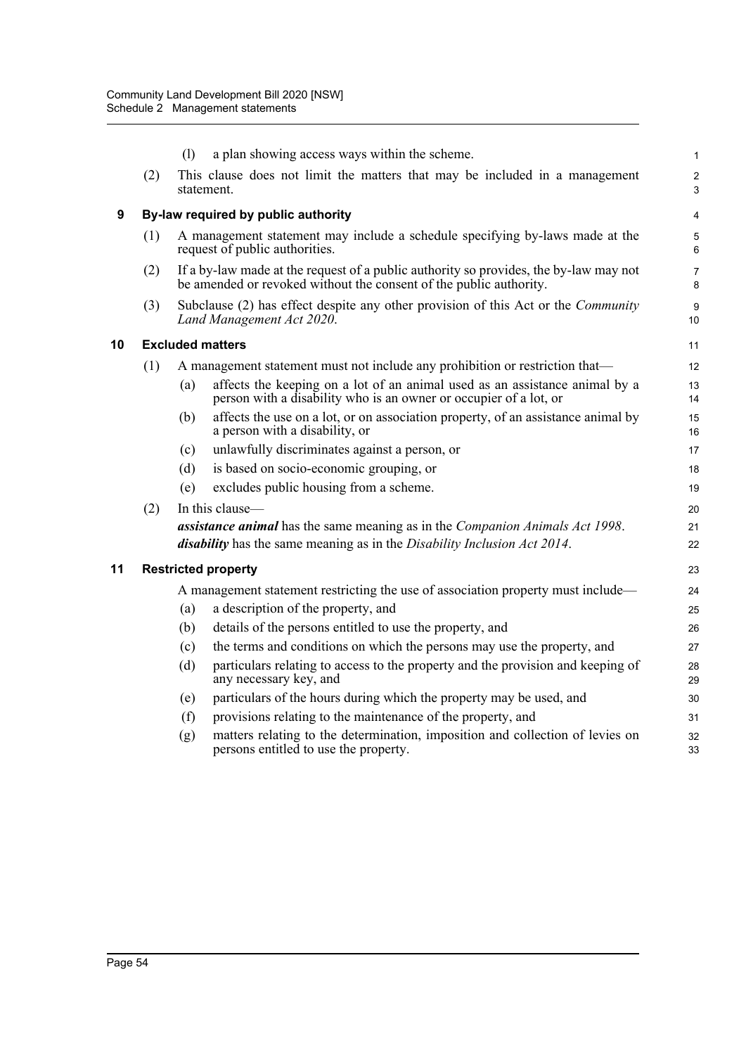(l) a plan showing access ways within the scheme.

(2) This clause does not limit the matters that may be included in a management statement.

## 9 By-law required by public authority

(1) A management statement may include a schedule specifying by-laws made at the request of public authorities.

(2) If a by-law made at the request of a public authority so provides, the by-law may not be amended or revoked without the consent of the public authority.

(3) Subclause (2) has effect despite any other provision of this Act or the *Community Land Management Act 2020*.

## 10 Excluded matters

(1) A management statement must not include any prohibition or restriction that—

(a) affects the keeping on a lot of an animal used as an assistance animal by a person with a disability who is an owner or occupier of a lot, or

(b) affects the use on a lot, or on association property, of an assistance animal by a person with a disability, or

(c) unlawfully discriminates against a person, or

(d) is based on socio-economic grouping, or

(e) excludes public housing from a scheme.

(2) In this clause—

***assistance animal*** has the same meaning as in the *Companion Animals Act 1998*.

***disability*** has the same meaning as in the *Disability Inclusion Act 2014*.

## 11 Restricted property

A management statement restricting the use of association property must include—

(a) a description of the property, and

(b) details of the persons entitled to use the property, and

(c) the terms and conditions on which the persons may use the property, and

(d) particulars relating to access to the property and the provision and keeping of any necessary key, and

(e) particulars of the hours during which the property may be used, and

(f) provisions relating to the maintenance of the property, and

(g) matters relating to the determination, imposition and collection of levies on persons entitled to use the property.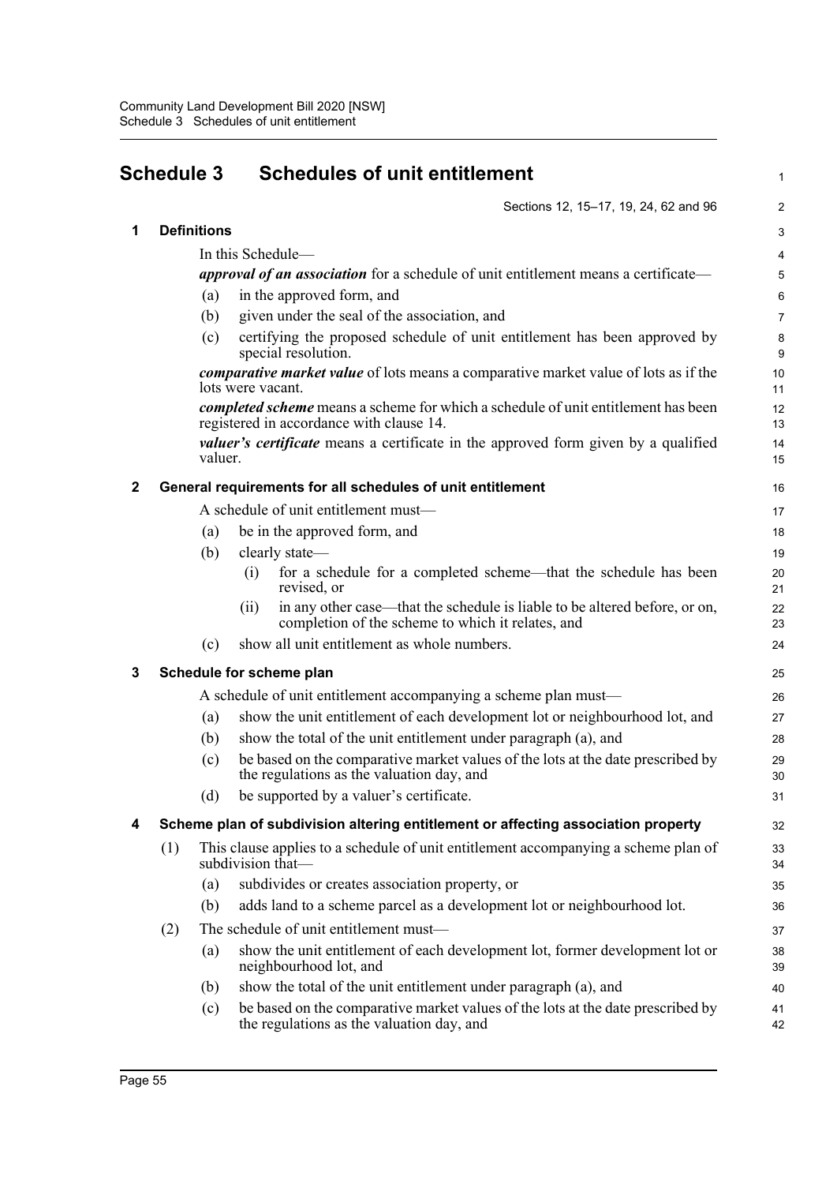# Schedule 3 Schedules of unit entitlement

Sections 12, 15–17, 19, 24, 62 and 96

## 1 Definitions

In this Schedule—

***approval of an association*** for a schedule of unit entitlement means a certificate—

(a) in the approved form, and

(b) given under the seal of the association, and

(c) certifying the proposed schedule of unit entitlement has been approved by special resolution.

***comparative market value*** of lots means a comparative market value of lots as if the lots were vacant.

***completed scheme*** means a scheme for which a schedule of unit entitlement has been registered in accordance with clause 14.

***valuer's certificate*** means a certificate in the approved form given by a qualified valuer.

## 2 General requirements for all schedules of unit entitlement

A schedule of unit entitlement must—

(a) be in the approved form, and

(b) clearly state—

(i) for a schedule for a completed scheme—that the schedule has been revised, or

(ii) in any other case—that the schedule is liable to be altered before, or on, completion of the scheme to which it relates, and

(c) show all unit entitlement as whole numbers.

## 3 Schedule for scheme plan

A schedule of unit entitlement accompanying a scheme plan must—

(a) show the unit entitlement of each development lot or neighbourhood lot, and

(b) show the total of the unit entitlement under paragraph (a), and

(c) be based on the comparative market values of the lots at the date prescribed by the regulations as the valuation day, and

(d) be supported by a valuer's certificate.

## 4 Scheme plan of subdivision altering entitlement or affecting association property

(1) This clause applies to a schedule of unit entitlement accompanying a scheme plan of subdivision that—

(a) subdivides or creates association property, or

(b) adds land to a scheme parcel as a development lot or neighbourhood lot.

(2) The schedule of unit entitlement must—

(a) show the unit entitlement of each development lot, former development lot or neighbourhood lot, and

(b) show the total of the unit entitlement under paragraph (a), and

(c) be based on the comparative market values of the lots at the date prescribed by the regulations as the valuation day, and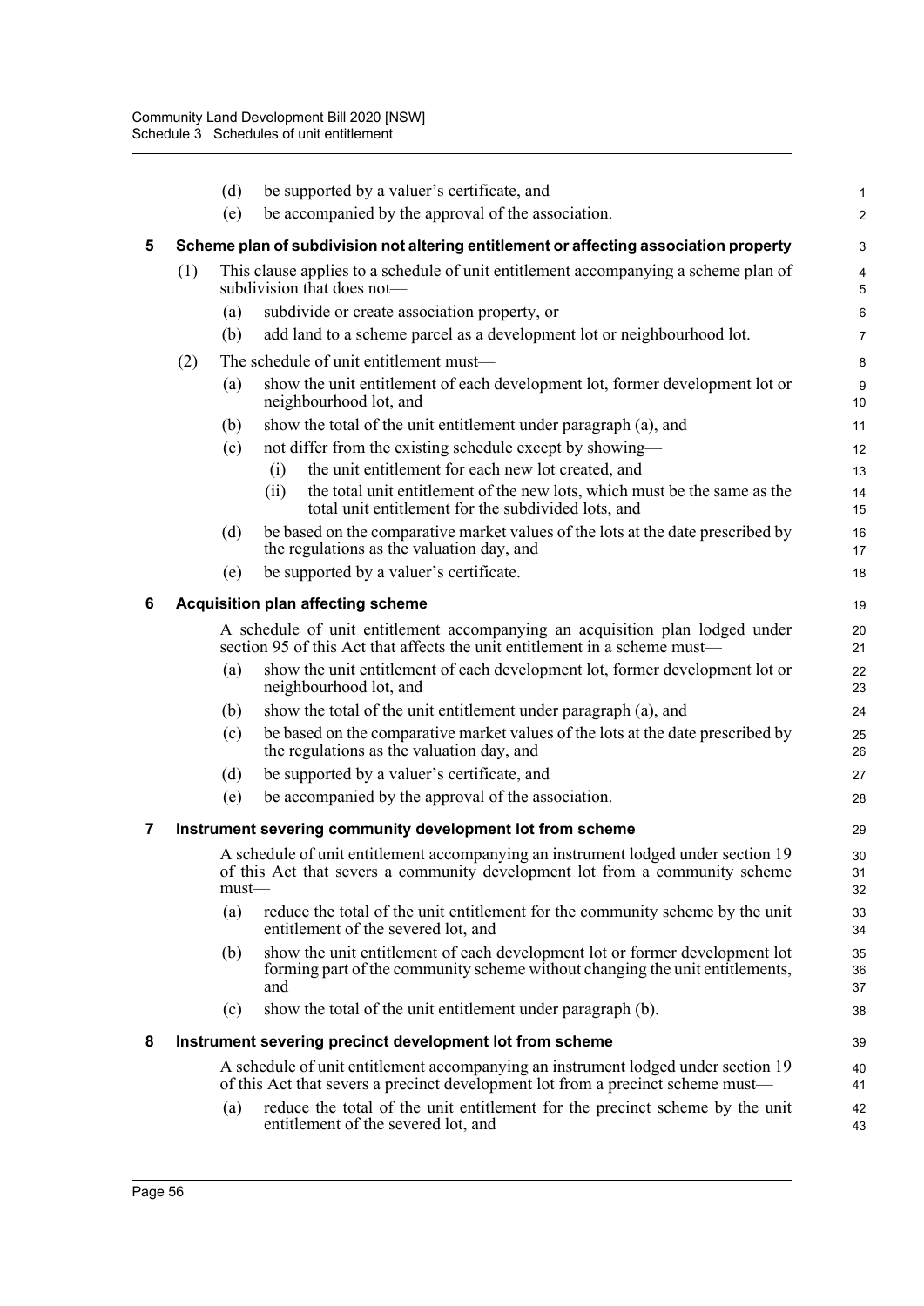(d) be supported by a valuer's certificate, and

(e) be accompanied by the approval of the association.

## 5 Scheme plan of subdivision not altering entitlement or affecting association property

(1) This clause applies to a schedule of unit entitlement accompanying a scheme plan of subdivision that does not—

(a) subdivide or create association property, or

(b) add land to a scheme parcel as a development lot or neighbourhood lot.

(2) The schedule of unit entitlement must—

(a) show the unit entitlement of each development lot, former development lot or neighbourhood lot, and

(b) show the total of the unit entitlement under paragraph (a), and

(c) not differ from the existing schedule except by showing—

(i) the unit entitlement for each new lot created, and

(ii) the total unit entitlement of the new lots, which must be the same as the total unit entitlement for the subdivided lots, and

(d) be based on the comparative market values of the lots at the date prescribed by the regulations as the valuation day, and

(e) be supported by a valuer's certificate.

## 6 Acquisition plan affecting scheme

A schedule of unit entitlement accompanying an acquisition plan lodged under section 95 of this Act that affects the unit entitlement in a scheme must—

(a) show the unit entitlement of each development lot, former development lot or neighbourhood lot, and

(b) show the total of the unit entitlement under paragraph (a), and

(c) be based on the comparative market values of the lots at the date prescribed by the regulations as the valuation day, and

(d) be supported by a valuer's certificate, and

(e) be accompanied by the approval of the association.

## 7 Instrument severing community development lot from scheme

A schedule of unit entitlement accompanying an instrument lodged under section 19 of this Act that severs a community development lot from a community scheme must—

(a) reduce the total of the unit entitlement for the community scheme by the unit entitlement of the severed lot, and

(b) show the unit entitlement of each development lot or former development lot forming part of the community scheme without changing the unit entitlements, and

(c) show the total of the unit entitlement under paragraph (b).

## 8 Instrument severing precinct development lot from scheme

A schedule of unit entitlement accompanying an instrument lodged under section 19 of this Act that severs a precinct development lot from a precinct scheme must—

(a) reduce the total of the unit entitlement for the precinct scheme by the unit entitlement of the severed lot, and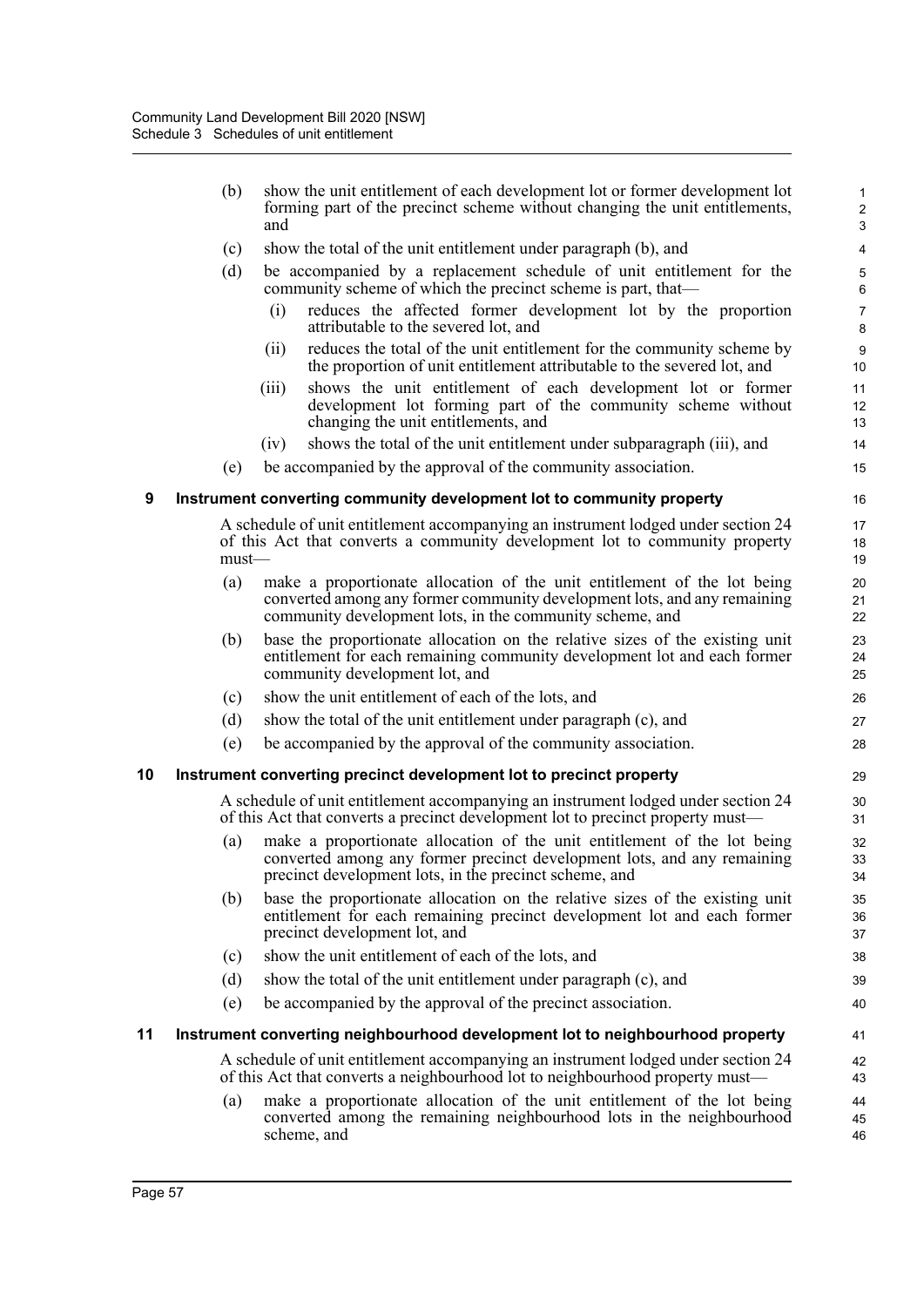(b) show the unit entitlement of each development lot or former development lot forming part of the precinct scheme without changing the unit entitlements, and

(c) show the total of the unit entitlement under paragraph (b), and

(d) be accompanied by a replacement schedule of unit entitlement for the community scheme of which the precinct scheme is part, that—

(i) reduces the affected former development lot by the proportion attributable to the severed lot, and

(ii) reduces the total of the unit entitlement for the community scheme by the proportion of unit entitlement attributable to the severed lot, and

(iii) shows the unit entitlement of each development lot or former development lot forming part of the community scheme without changing the unit entitlements, and

(iv) shows the total of the unit entitlement under subparagraph (iii), and

(e) be accompanied by the approval of the community association.

## 9 Instrument converting community development lot to community property

A schedule of unit entitlement accompanying an instrument lodged under section 24 of this Act that converts a community development lot to community property must—

(a) make a proportionate allocation of the unit entitlement of the lot being converted among any former community development lots, and any remaining community development lots, in the community scheme, and

(b) base the proportionate allocation on the relative sizes of the existing unit entitlement for each remaining community development lot and each former community development lot, and

(c) show the unit entitlement of each of the lots, and

(d) show the total of the unit entitlement under paragraph (c), and

(e) be accompanied by the approval of the community association.

## 10 Instrument converting precinct development lot to precinct property

A schedule of unit entitlement accompanying an instrument lodged under section 24 of this Act that converts a precinct development lot to precinct property must—

(a) make a proportionate allocation of the unit entitlement of the lot being converted among any former precinct development lots, and any remaining precinct development lots, in the precinct scheme, and

(b) base the proportionate allocation on the relative sizes of the existing unit entitlement for each remaining precinct development lot and each former precinct development lot, and

(c) show the unit entitlement of each of the lots, and

(d) show the total of the unit entitlement under paragraph (c), and

(e) be accompanied by the approval of the precinct association.

## 11 Instrument converting neighbourhood development lot to neighbourhood property

A schedule of unit entitlement accompanying an instrument lodged under section 24 of this Act that converts a neighbourhood lot to neighbourhood property must—

(a) make a proportionate allocation of the unit entitlement of the lot being converted among the remaining neighbourhood lots in the neighbourhood scheme, and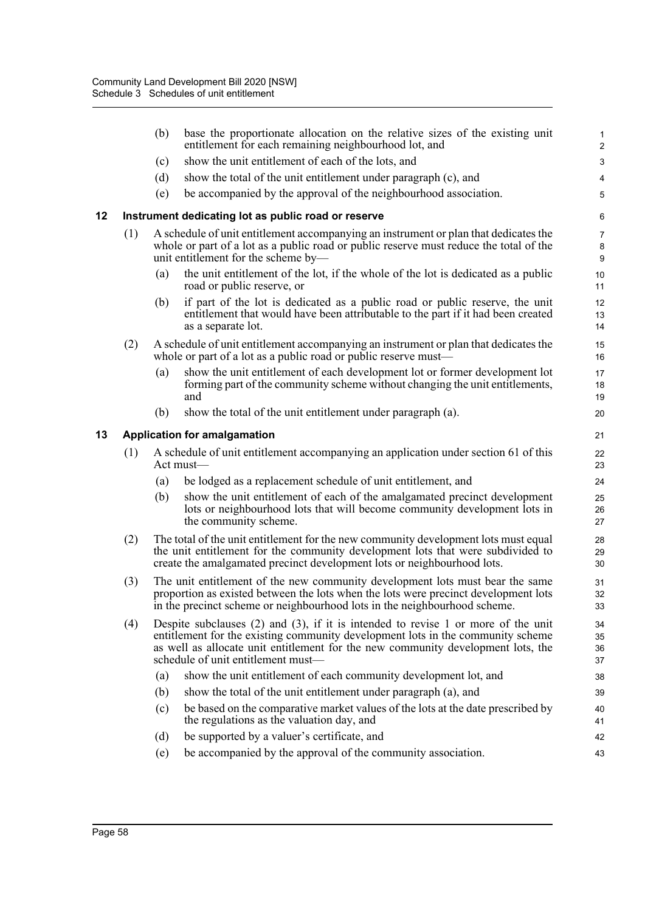(b) base the proportionate allocation on the relative sizes of the existing unit entitlement for each remaining neighbourhood lot, and

(c) show the unit entitlement of each of the lots, and

(d) show the total of the unit entitlement under paragraph (c), and

(e) be accompanied by the approval of the neighbourhood association.

### 12 Instrument dedicating lot as public road or reserve

(1) A schedule of unit entitlement accompanying an instrument or plan that dedicates the whole or part of a lot as a public road or public reserve must reduce the total of the unit entitlement for the scheme by—

(a) the unit entitlement of the lot, if the whole of the lot is dedicated as a public road or public reserve, or

(b) if part of the lot is dedicated as a public road or public reserve, the unit entitlement that would have been attributable to the part if it had been created as a separate lot.

(2) A schedule of unit entitlement accompanying an instrument or plan that dedicates the whole or part of a lot as a public road or public reserve must—

(a) show the unit entitlement of each development lot or former development lot forming part of the community scheme without changing the unit entitlements, and

(b) show the total of the unit entitlement under paragraph (a).

### 13 Application for amalgamation

(1) A schedule of unit entitlement accompanying an application under section 61 of this Act must—

(a) be lodged as a replacement schedule of unit entitlement, and

(b) show the unit entitlement of each of the amalgamated precinct development lots or neighbourhood lots that will become community development lots in the community scheme.

(2) The total of the unit entitlement for the new community development lots must equal the unit entitlement for the community development lots that were subdivided to create the amalgamated precinct development lots or neighbourhood lots.

(3) The unit entitlement of the new community development lots must bear the same proportion as existed between the lots when the lots were precinct development lots in the precinct scheme or neighbourhood lots in the neighbourhood scheme.

(4) Despite subclauses (2) and (3), if it is intended to revise 1 or more of the unit entitlement for the existing community development lots in the community scheme as well as allocate unit entitlement for the new community development lots, the schedule of unit entitlement must—

(a) show the unit entitlement of each community development lot, and

(b) show the total of the unit entitlement under paragraph (a), and

(c) be based on the comparative market values of the lots at the date prescribed by the regulations as the valuation day, and

(d) be supported by a valuer's certificate, and

(e) be accompanied by the approval of the community association.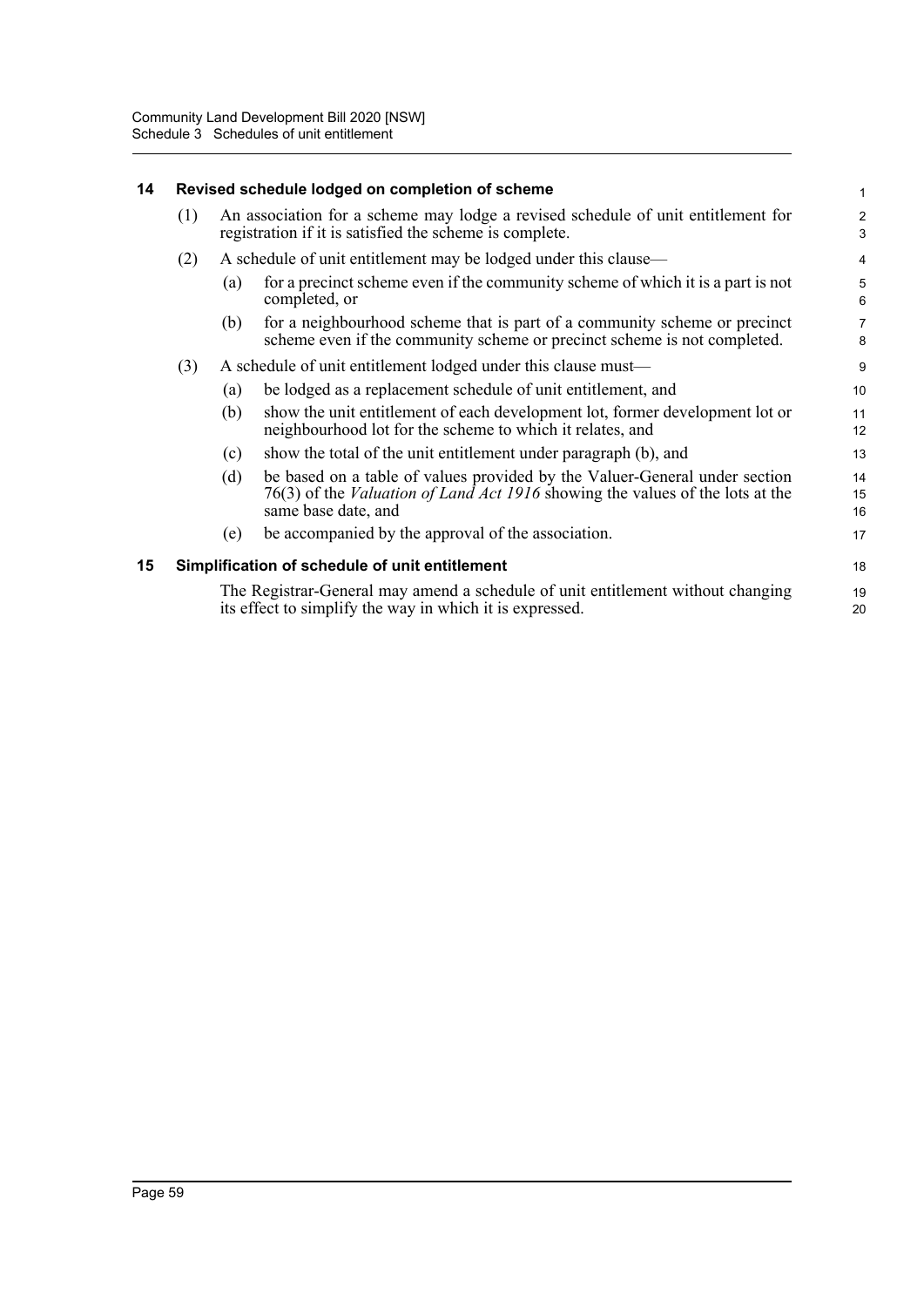## 14 Revised schedule lodged on completion of scheme

(1) An association for a scheme may lodge a revised schedule of unit entitlement for registration if it is satisfied the scheme is complete.

(2) A schedule of unit entitlement may be lodged under this clause—

(a) for a precinct scheme even if the community scheme of which it is a part is not completed, or

(b) for a neighbourhood scheme that is part of a community scheme or precinct scheme even if the community scheme or precinct scheme is not completed.

(3) A schedule of unit entitlement lodged under this clause must—

(a) be lodged as a replacement schedule of unit entitlement, and

(b) show the unit entitlement of each development lot, former development lot or neighbourhood lot for the scheme to which it relates, and

(c) show the total of the unit entitlement under paragraph (b), and

(d) be based on a table of values provided by the Valuer-General under section 76(3) of the *Valuation of Land Act 1916* showing the values of the lots at the same base date, and

(e) be accompanied by the approval of the association.

## 15 Simplification of schedule of unit entitlement

The Registrar-General may amend a schedule of unit entitlement without changing its effect to simplify the way in which it is expressed.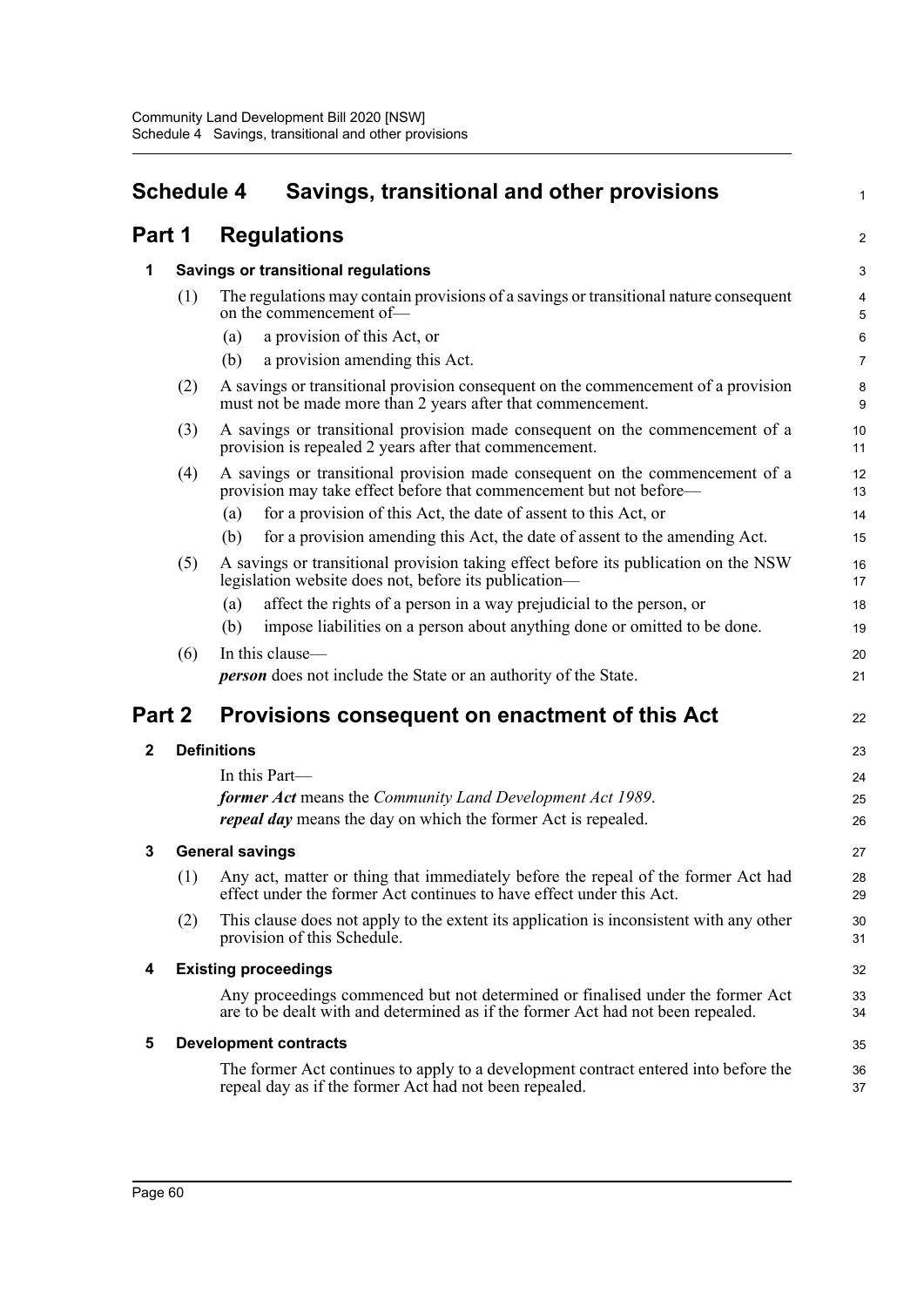# Schedule 4 Savings, transitional and other provisions

## Part 1 Regulations

### 1 Savings or transitional regulations

(1) The regulations may contain provisions of a savings or transitional nature consequent on the commencement of—

(a) a provision of this Act, or

(b) a provision amending this Act.

(2) A savings or transitional provision consequent on the commencement of a provision must not be made more than 2 years after that commencement.

(3) A savings or transitional provision made consequent on the commencement of a provision is repealed 2 years after that commencement.

(4) A savings or transitional provision made consequent on the commencement of a provision may take effect before that commencement but not before—

(a) for a provision of this Act, the date of assent to this Act, or

(b) for a provision amending this Act, the date of assent to the amending Act.

(5) A savings or transitional provision taking effect before its publication on the NSW legislation website does not, before its publication—

(a) affect the rights of a person in a way prejudicial to the person, or

(b) impose liabilities on a person about anything done or omitted to be done.

(6) In this clause—

***person*** does not include the State or an authority of the State.

## Part 2 Provisions consequent on enactment of this Act

### 2 Definitions

In this Part—

***former Act*** means the *Community Land Development Act 1989*.

***repeal day*** means the day on which the former Act is repealed.

### 3 General savings

(1) Any act, matter or thing that immediately before the repeal of the former Act had effect under the former Act continues to have effect under this Act.

(2) This clause does not apply to the extent its application is inconsistent with any other provision of this Schedule.

### 4 Existing proceedings

Any proceedings commenced but not determined or finalised under the former Act are to be dealt with and determined as if the former Act had not been repealed.

### 5 Development contracts

The former Act continues to apply to a development contract entered into before the repeal day as if the former Act had not been repealed.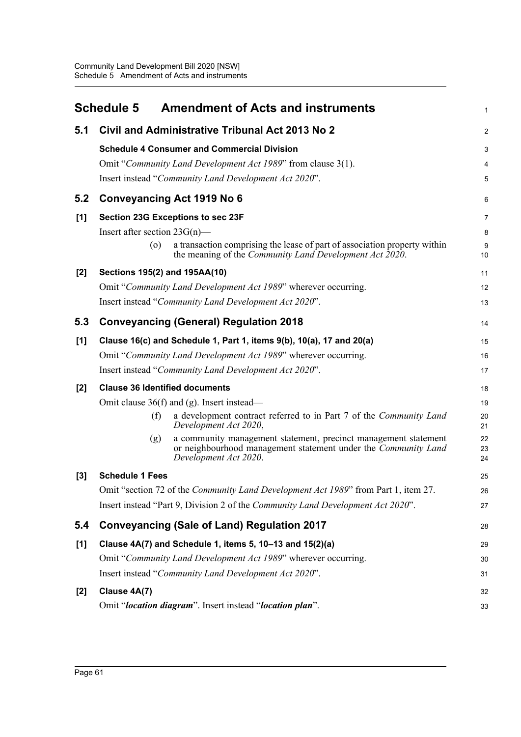# Schedule 5 Amendment of Acts and instruments

## 5.1 Civil and Administrative Tribunal Act 2013 No 2

**Schedule 4 Consumer and Commercial Division**

Omit "*Community Land Development Act 1989*" from clause 3(1).

Insert instead "*Community Land Development Act 2020*".

## 5.2 Conveyancing Act 1919 No 6

**[1] Section 23G Exceptions to sec 23F**

Insert after section 23G(n)—

(o) a transaction comprising the lease of part of association property within the meaning of the *Community Land Development Act 2020*.

**[2] Sections 195(2) and 195AA(10)**

Omit "*Community Land Development Act 1989*" wherever occurring.

Insert instead "*Community Land Development Act 2020*".

## 5.3 Conveyancing (General) Regulation 2018

**[1] Clause 16(c) and Schedule 1, Part 1, items 9(b), 10(a), 17 and 20(a)**

Omit "*Community Land Development Act 1989*" wherever occurring.

Insert instead "*Community Land Development Act 2020*".

**[2] Clause 36 Identified documents**

Omit clause 36(f) and (g). Insert instead—

(f) a development contract referred to in Part 7 of the *Community Land Development Act 2020*,

(g) a community management statement, precinct management statement or neighbourhood management statement under the *Community Land Development Act 2020*.

**[3] Schedule 1 Fees**

Omit "section 72 of the *Community Land Development Act 1989*" from Part 1, item 27.

Insert instead "Part 9, Division 2 of the *Community Land Development Act 2020*".

## 5.4 Conveyancing (Sale of Land) Regulation 2017

**[1] Clause 4A(7) and Schedule 1, items 5, 10–13 and 15(2)(a)**

Omit "*Community Land Development Act 1989*" wherever occurring.

Insert instead "*Community Land Development Act 2020*".

**[2] Clause 4A(7)**

Omit "***location diagram***". Insert instead "***location plan***".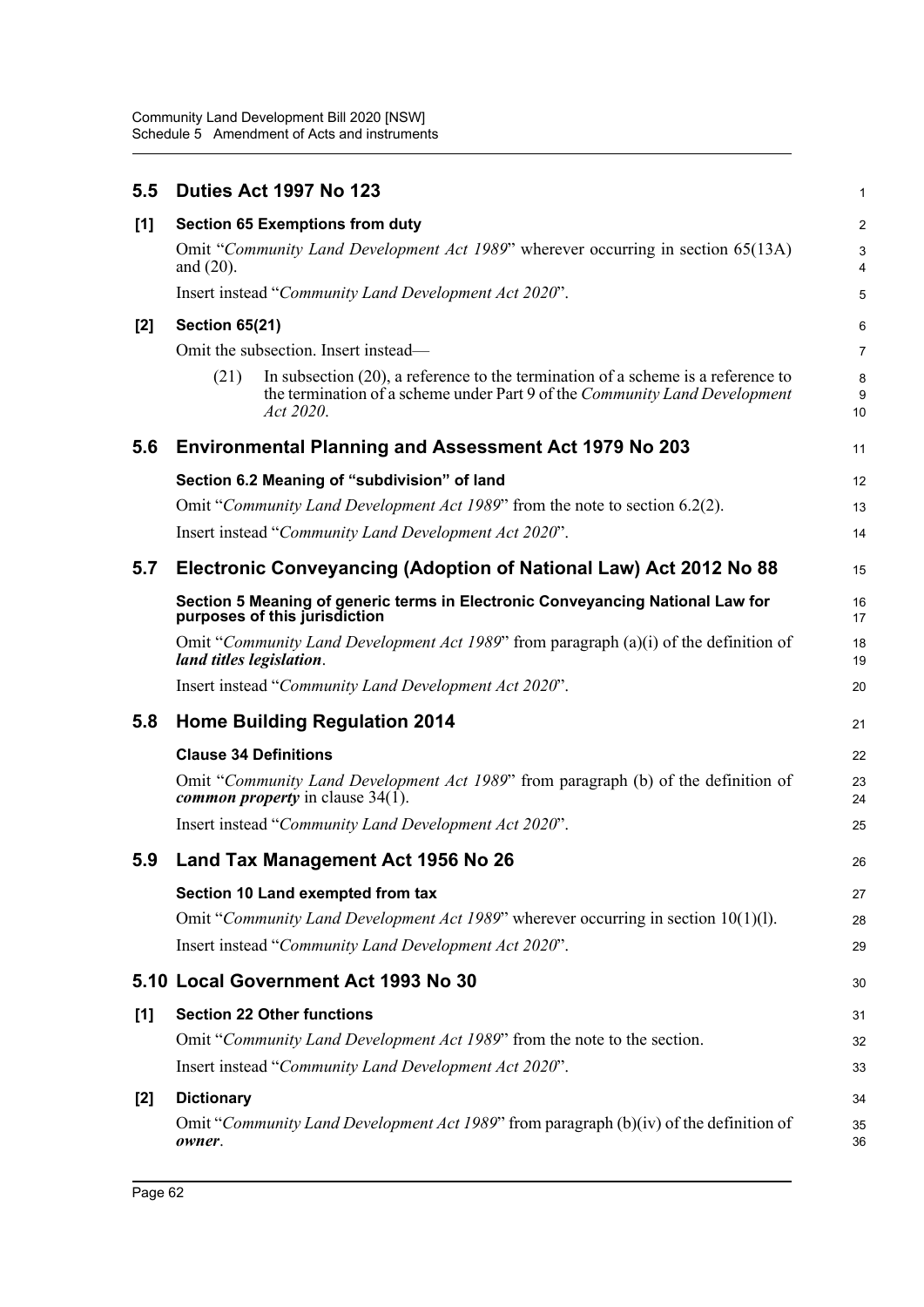## 5.5 Duties Act 1997 No 123

**[1] Section 65 Exemptions from duty**

Omit "*Community Land Development Act 1989*" wherever occurring in section 65(13A) and (20).

Insert instead "*Community Land Development Act 2020*".

**[2] Section 65(21)**

Omit the subsection. Insert instead—

(21) In subsection (20), a reference to the termination of a scheme is a reference to the termination of a scheme under Part 9 of the *Community Land Development Act 2020*.

## 5.6 Environmental Planning and Assessment Act 1979 No 203

**Section 6.2 Meaning of "subdivision" of land**

Omit "*Community Land Development Act 1989*" from the note to section 6.2(2).

Insert instead "*Community Land Development Act 2020*".

## 5.7 Electronic Conveyancing (Adoption of National Law) Act 2012 No 88

**Section 5 Meaning of generic terms in Electronic Conveyancing National Law for purposes of this jurisdiction**

Omit "*Community Land Development Act 1989*" from paragraph (a)(i) of the definition of ***land titles legislation***.

Insert instead "*Community Land Development Act 2020*".

## 5.8 Home Building Regulation 2014

**Clause 34 Definitions**

Omit "*Community Land Development Act 1989*" from paragraph (b) of the definition of ***common property*** in clause 34(1).

Insert instead "*Community Land Development Act 2020*".

## 5.9 Land Tax Management Act 1956 No 26

**Section 10 Land exempted from tax**

Omit "*Community Land Development Act 1989*" wherever occurring in section 10(1)(l).

Insert instead "*Community Land Development Act 2020*".

## 5.10 Local Government Act 1993 No 30

**[1] Section 22 Other functions**

Omit "*Community Land Development Act 1989*" from the note to the section.

Insert instead "*Community Land Development Act 2020*".

**[2] Dictionary**

Omit "*Community Land Development Act 1989*" from paragraph (b)(iv) of the definition of ***owner***.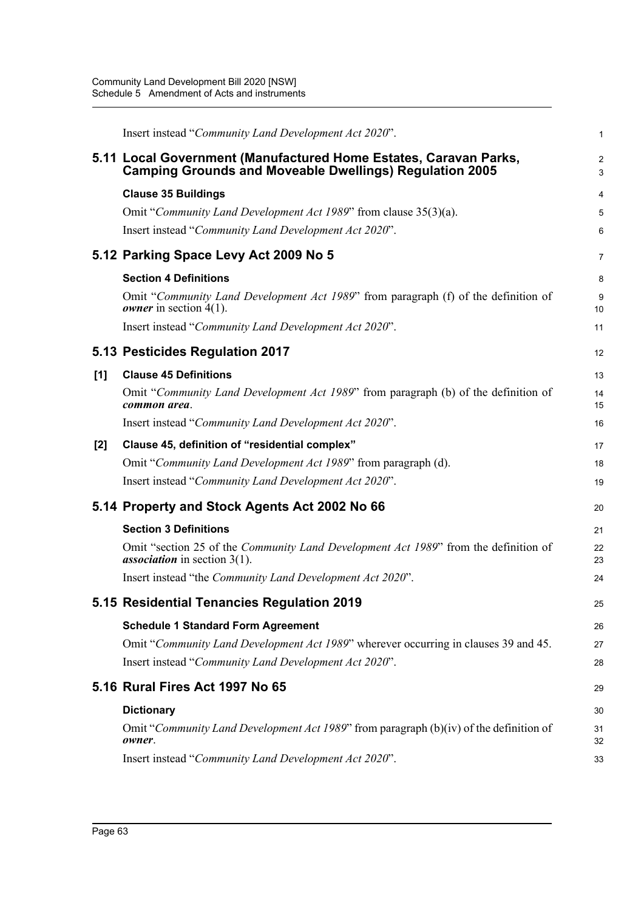Insert instead "*Community Land Development Act 2020*".

## 5.11 Local Government (Manufactured Home Estates, Caravan Parks, Camping Grounds and Moveable Dwellings) Regulation 2005

**Clause 35 Buildings**

Omit "*Community Land Development Act 1989*" from clause 35(3)(a).

Insert instead "*Community Land Development Act 2020*".

## 5.12 Parking Space Levy Act 2009 No 5

**Section 4 Definitions**

Omit "*Community Land Development Act 1989*" from paragraph (f) of the definition of ***owner*** in section 4(1).

Insert instead "*Community Land Development Act 2020*".

## 5.13 Pesticides Regulation 2017

**[1] Clause 45 Definitions**

Omit "*Community Land Development Act 1989*" from paragraph (b) of the definition of ***common area***.

Insert instead "*Community Land Development Act 2020*".

**[2] Clause 45, definition of "residential complex"**

Omit "*Community Land Development Act 1989*" from paragraph (d).

Insert instead "*Community Land Development Act 2020*".

## 5.14 Property and Stock Agents Act 2002 No 66

**Section 3 Definitions**

Omit "section 25 of the *Community Land Development Act 1989*" from the definition of ***association*** in section 3(1).

Insert instead "the *Community Land Development Act 2020*".

## 5.15 Residential Tenancies Regulation 2019

**Schedule 1 Standard Form Agreement**

Omit "*Community Land Development Act 1989*" wherever occurring in clauses 39 and 45.

Insert instead "*Community Land Development Act 2020*".

## 5.16 Rural Fires Act 1997 No 65

**Dictionary**

Omit "*Community Land Development Act 1989*" from paragraph (b)(iv) of the definition of ***owner***.

Insert instead "*Community Land Development Act 2020*".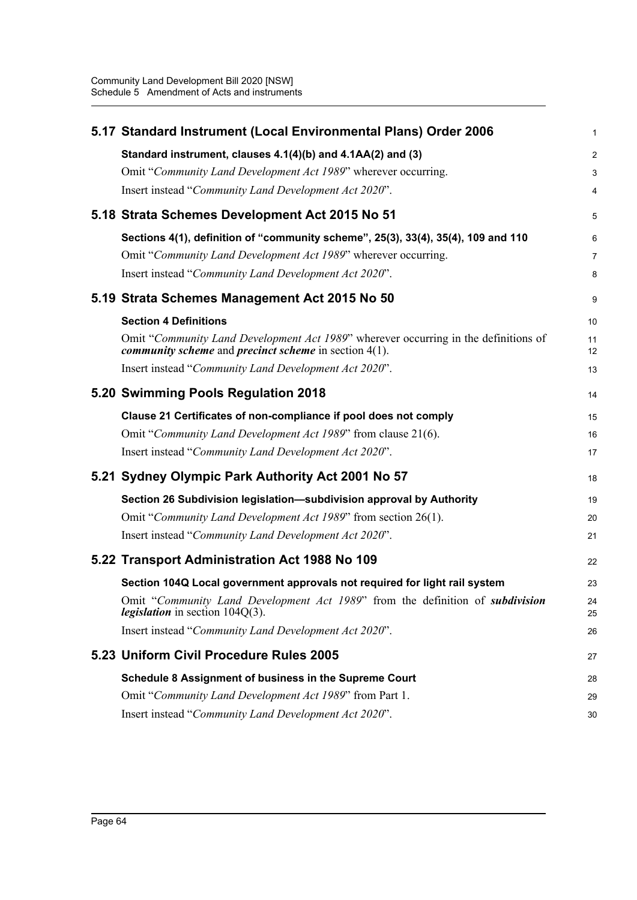## 5.17 Standard Instrument (Local Environmental Plans) Order 2006

### Standard instrument, clauses 4.1(4)(b) and 4.1AA(2) and (3)

Omit "*Community Land Development Act 1989*" wherever occurring.

Insert instead "*Community Land Development Act 2020*".

## 5.18 Strata Schemes Development Act 2015 No 51

### Sections 4(1), definition of "community scheme", 25(3), 33(4), 35(4), 109 and 110

Omit "*Community Land Development Act 1989*" wherever occurring.

Insert instead "*Community Land Development Act 2020*".

## 5.19 Strata Schemes Management Act 2015 No 50

### Section 4 Definitions

Omit "*Community Land Development Act 1989*" wherever occurring in the definitions of ***community scheme*** and ***precinct scheme*** in section 4(1).

Insert instead "*Community Land Development Act 2020*".

## 5.20 Swimming Pools Regulation 2018

### Clause 21 Certificates of non-compliance if pool does not comply

Omit "*Community Land Development Act 1989*" from clause 21(6).

Insert instead "*Community Land Development Act 2020*".

## 5.21 Sydney Olympic Park Authority Act 2001 No 57

### Section 26 Subdivision legislation—subdivision approval by Authority

Omit "*Community Land Development Act 1989*" from section 26(1).

Insert instead "*Community Land Development Act 2020*".

## 5.22 Transport Administration Act 1988 No 109

### Section 104Q Local government approvals not required for light rail system

Omit "*Community Land Development Act 1989*" from the definition of ***subdivision legislation*** in section 104Q(3).

Insert instead "*Community Land Development Act 2020*".

## 5.23 Uniform Civil Procedure Rules 2005

### Schedule 8 Assignment of business in the Supreme Court

Omit "*Community Land Development Act 1989*" from Part 1.

Insert instead "*Community Land Development Act 2020*".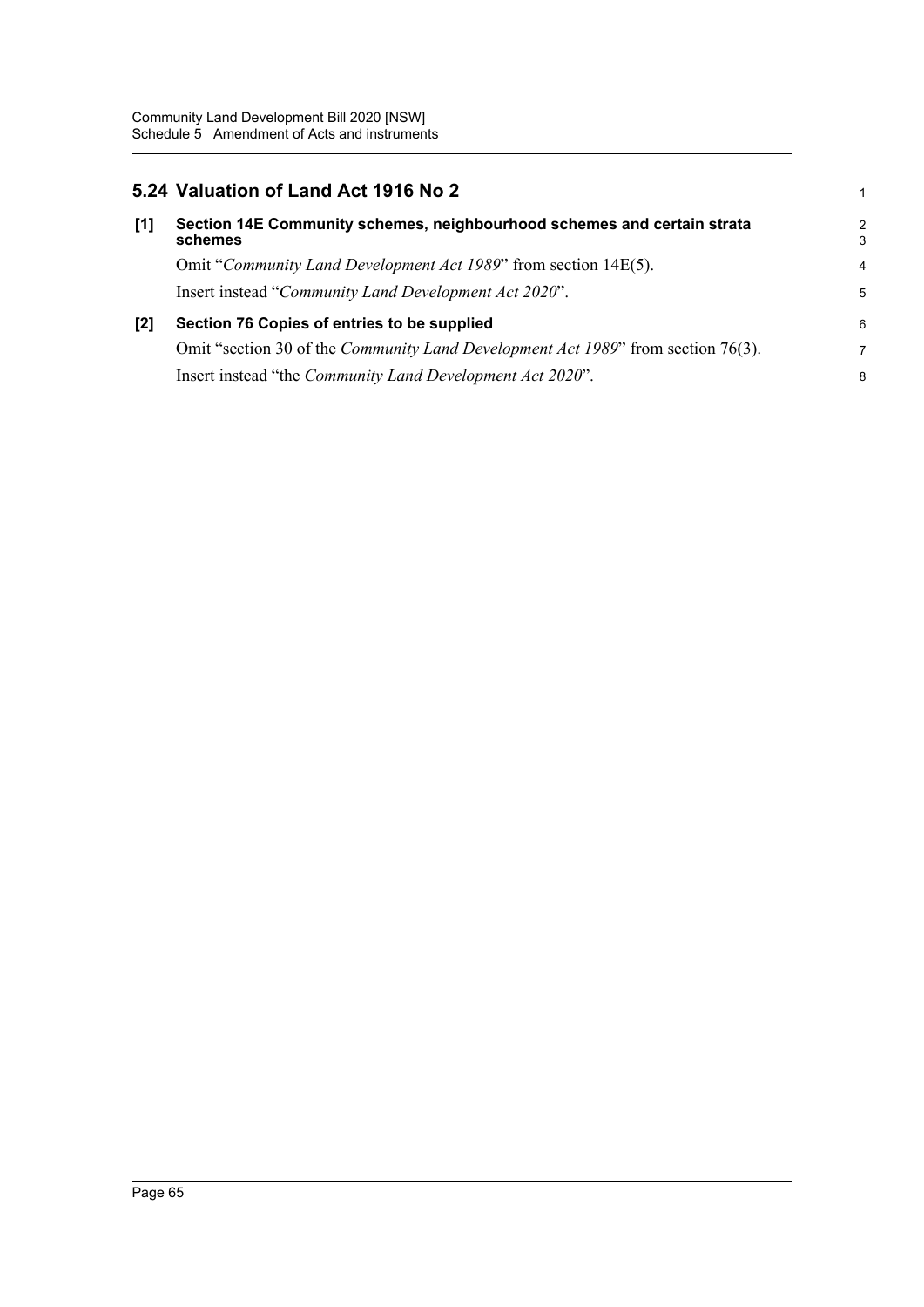## 5.24 Valuation of Land Act 1916 No 2

**[1] Section 14E Community schemes, neighbourhood schemes and certain strata schemes**

Omit "*Community Land Development Act 1989*" from section 14E(5).

Insert instead "*Community Land Development Act 2020*".

**[2] Section 76 Copies of entries to be supplied**

Omit "section 30 of the *Community Land Development Act 1989*" from section 76(3).

Insert instead "the *Community Land Development Act 2020*".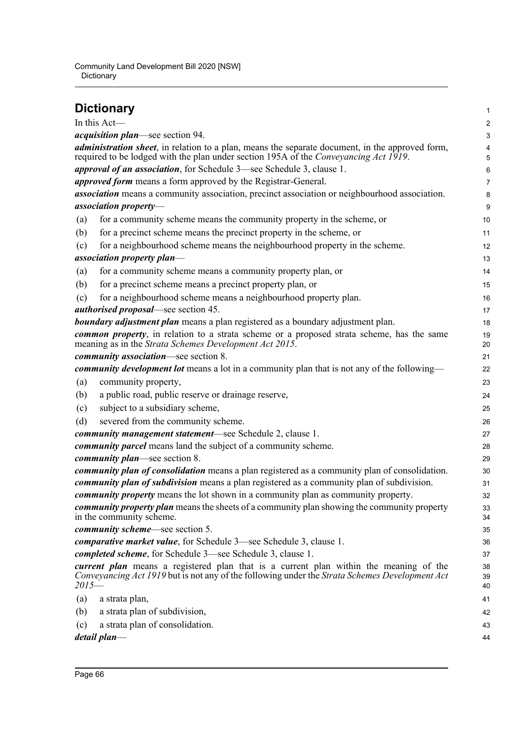## Dictionary

In this Act—

***acquisition plan***—see section 94.

***administration sheet***, in relation to a plan, means the separate document, in the approved form, required to be lodged with the plan under section 195A of the *Conveyancing Act 1919*.

***approval of an association***, for Schedule 3—see Schedule 3, clause 1.

***approved form*** means a form approved by the Registrar-General.

***association*** means a community association, precinct association or neighbourhood association.

***association property***—

(a) for a community scheme means the community property in the scheme, or

(b) for a precinct scheme means the precinct property in the scheme, or

(c) for a neighbourhood scheme means the neighbourhood property in the scheme.

***association property plan***—

(a) for a community scheme means a community property plan, or

(b) for a precinct scheme means a precinct property plan, or

(c) for a neighbourhood scheme means a neighbourhood property plan.

***authorised proposal***—see section 45.

***boundary adjustment plan*** means a plan registered as a boundary adjustment plan.

***common property***, in relation to a strata scheme or a proposed strata scheme, has the same meaning as in the *Strata Schemes Development Act 2015*.

***community association***—see section 8.

***community development lot*** means a lot in a community plan that is not any of the following—

(a) community property,

(b) a public road, public reserve or drainage reserve,

(c) subject to a subsidiary scheme,

(d) severed from the community scheme.

***community management statement***—see Schedule 2, clause 1.

***community parcel*** means land the subject of a community scheme.

***community plan***—see section 8.

***community plan of consolidation*** means a plan registered as a community plan of consolidation.

***community plan of subdivision*** means a plan registered as a community plan of subdivision.

***community property*** means the lot shown in a community plan as community property.

***community property plan*** means the sheets of a community plan showing the community property in the community scheme.

***community scheme***—see section 5.

***comparative market value***, for Schedule 3—see Schedule 3, clause 1.

***completed scheme***, for Schedule 3—see Schedule 3, clause 1.

***current plan*** means a registered plan that is a current plan within the meaning of the *Conveyancing Act 1919* but is not any of the following under the *Strata Schemes Development Act 2015*—

(a) a strata plan,

(b) a strata plan of subdivision,

(c) a strata plan of consolidation.

***detail plan***—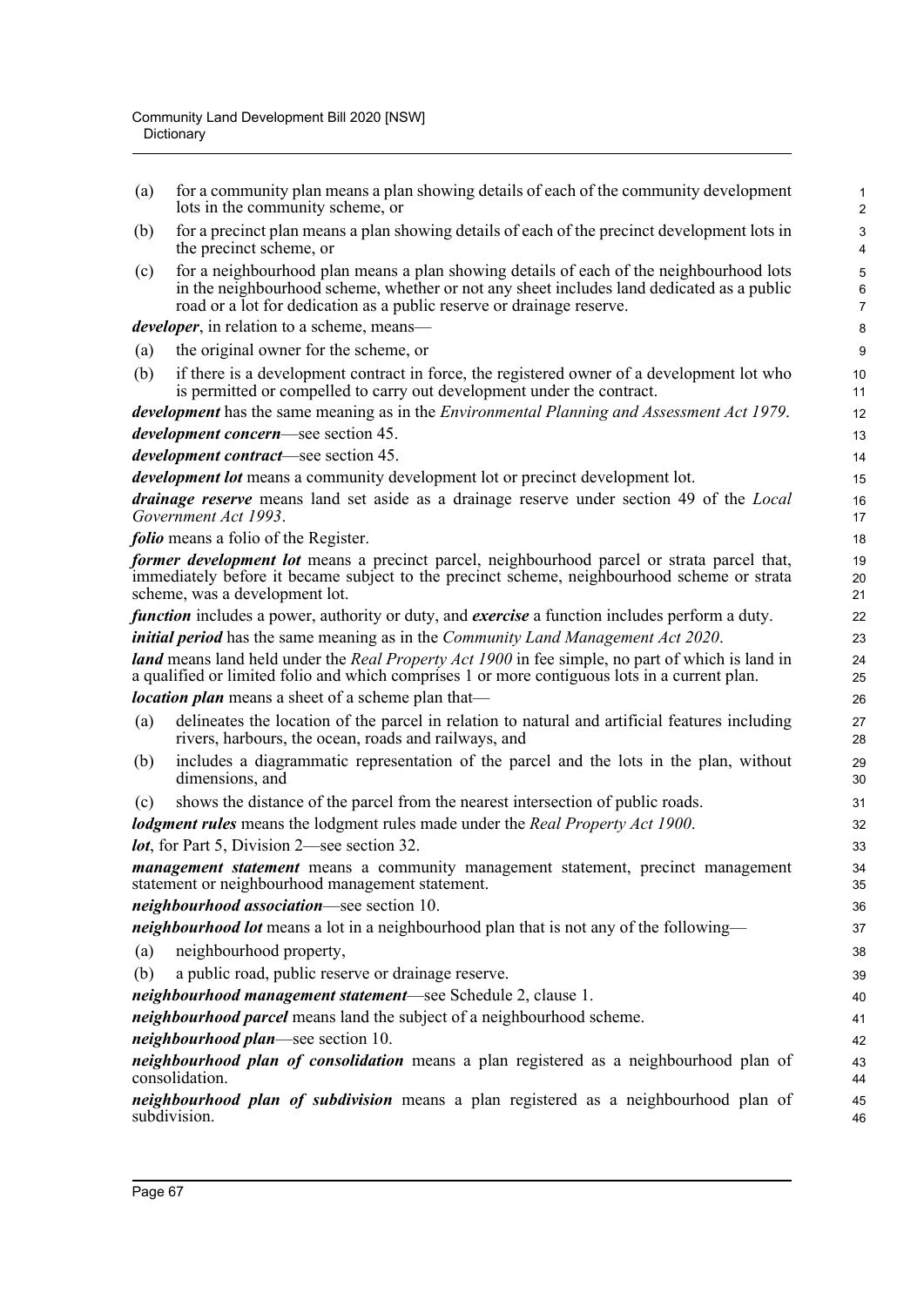(a) for a community plan means a plan showing details of each of the community development lots in the community scheme, or

(b) for a precinct plan means a plan showing details of each of the precinct development lots in the precinct scheme, or

(c) for a neighbourhood plan means a plan showing details of each of the neighbourhood lots in the neighbourhood scheme, whether or not any sheet includes land dedicated as a public road or a lot for dedication as a public reserve or drainage reserve.

***developer***, in relation to a scheme, means—

(a) the original owner for the scheme, or

(b) if there is a development contract in force, the registered owner of a development lot who is permitted or compelled to carry out development under the contract.

***development*** has the same meaning as in the *Environmental Planning and Assessment Act 1979*.

***development concern***—see section 45.

***development contract***—see section 45.

***development lot*** means a community development lot or precinct development lot.

***drainage reserve*** means land set aside as a drainage reserve under section 49 of the *Local Government Act 1993*.

***folio*** means a folio of the Register.

***former development lot*** means a precinct parcel, neighbourhood parcel or strata parcel that, immediately before it became subject to the precinct scheme, neighbourhood scheme or strata scheme, was a development lot.

***function*** includes a power, authority or duty, and ***exercise*** a function includes perform a duty.

***initial period*** has the same meaning as in the *Community Land Management Act 2020*.

***land*** means land held under the *Real Property Act 1900* in fee simple, no part of which is land in a qualified or limited folio and which comprises 1 or more contiguous lots in a current plan.

***location plan*** means a sheet of a scheme plan that—

(a) delineates the location of the parcel in relation to natural and artificial features including rivers, harbours, the ocean, roads and railways, and

(b) includes a diagrammatic representation of the parcel and the lots in the plan, without dimensions, and

(c) shows the distance of the parcel from the nearest intersection of public roads.

***lodgment rules*** means the lodgment rules made under the *Real Property Act 1900*.

***lot***, for Part 5, Division 2—see section 32.

***management statement*** means a community management statement, precinct management statement or neighbourhood management statement.

***neighbourhood association***—see section 10.

***neighbourhood lot*** means a lot in a neighbourhood plan that is not any of the following—

(a) neighbourhood property,

(b) a public road, public reserve or drainage reserve.

***neighbourhood management statement***—see Schedule 2, clause 1.

***neighbourhood parcel*** means land the subject of a neighbourhood scheme.

***neighbourhood plan***—see section 10.

***neighbourhood plan of consolidation*** means a plan registered as a neighbourhood plan of consolidation.

***neighbourhood plan of subdivision*** means a plan registered as a neighbourhood plan of subdivision.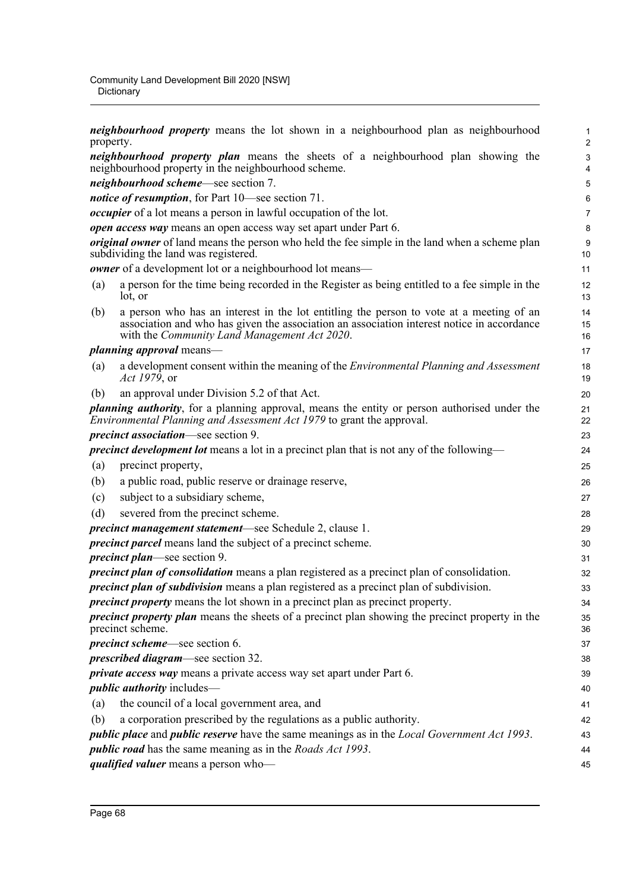***neighbourhood property*** means the lot shown in a neighbourhood plan as neighbourhood property.

***neighbourhood property plan*** means the sheets of a neighbourhood plan showing the neighbourhood property in the neighbourhood scheme.

***neighbourhood scheme***—see section 7.

***notice of resumption***, for Part 10—see section 71.

***occupier*** of a lot means a person in lawful occupation of the lot.

***open access way*** means an open access way set apart under Part 6.

***original owner*** of land means the person who held the fee simple in the land when a scheme plan subdividing the land was registered.

***owner*** of a development lot or a neighbourhood lot means—

(a) a person for the time being recorded in the Register as being entitled to a fee simple in the lot, or

(b) a person who has an interest in the lot entitling the person to vote at a meeting of an association and who has given the association an association interest notice in accordance with the *Community Land Management Act 2020*.

***planning approval*** means—

(a) a development consent within the meaning of the *Environmental Planning and Assessment Act 1979*, or

(b) an approval under Division 5.2 of that Act.

***planning authority***, for a planning approval, means the entity or person authorised under the *Environmental Planning and Assessment Act 1979* to grant the approval.

***precinct association***—see section 9.

***precinct development lot*** means a lot in a precinct plan that is not any of the following—

(a) precinct property,

(b) a public road, public reserve or drainage reserve,

(c) subject to a subsidiary scheme,

(d) severed from the precinct scheme.

***precinct management statement***—see Schedule 2, clause 1.

***precinct parcel*** means land the subject of a precinct scheme.

***precinct plan***—see section 9.

***precinct plan of consolidation*** means a plan registered as a precinct plan of consolidation.

***precinct plan of subdivision*** means a plan registered as a precinct plan of subdivision.

***precinct property*** means the lot shown in a precinct plan as precinct property.

***precinct property plan*** means the sheets of a precinct plan showing the precinct property in the precinct scheme.

***precinct scheme***—see section 6.

***prescribed diagram***—see section 32.

***private access way*** means a private access way set apart under Part 6.

***public authority*** includes—

(a) the council of a local government area, and

(b) a corporation prescribed by the regulations as a public authority.

***public place*** and ***public reserve*** have the same meanings as in the *Local Government Act 1993*.

***public road*** has the same meaning as in the *Roads Act 1993*.

***qualified valuer*** means a person who—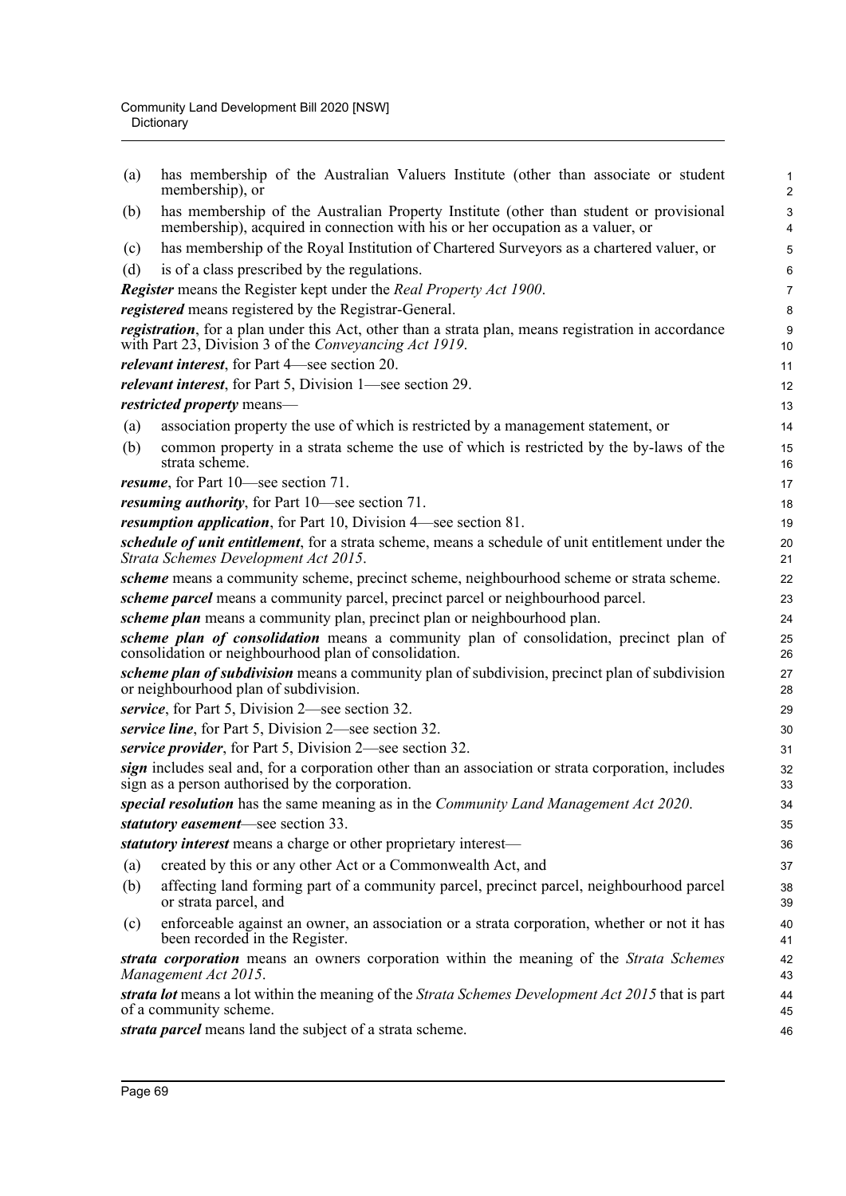(a) has membership of the Australian Valuers Institute (other than associate or student membership), or

(b) has membership of the Australian Property Institute (other than student or provisional membership), acquired in connection with his or her occupation as a valuer, or

(c) has membership of the Royal Institution of Chartered Surveyors as a chartered valuer, or

(d) is of a class prescribed by the regulations.

***Register*** means the Register kept under the *Real Property Act 1900*.

***registered*** means registered by the Registrar-General.

***registration***, for a plan under this Act, other than a strata plan, means registration in accordance with Part 23, Division 3 of the *Conveyancing Act 1919*.

***relevant interest***, for Part 4—see section 20.

***relevant interest***, for Part 5, Division 1—see section 29.

***restricted property*** means—

(a) association property the use of which is restricted by a management statement, or

(b) common property in a strata scheme the use of which is restricted by the by-laws of the strata scheme.

***resume***, for Part 10—see section 71.

***resuming authority***, for Part 10—see section 71.

***resumption application***, for Part 10, Division 4—see section 81.

***schedule of unit entitlement***, for a strata scheme, means a schedule of unit entitlement under the *Strata Schemes Development Act 2015*.

***scheme*** means a community scheme, precinct scheme, neighbourhood scheme or strata scheme.

***scheme parcel*** means a community parcel, precinct parcel or neighbourhood parcel.

***scheme plan*** means a community plan, precinct plan or neighbourhood plan.

***scheme plan of consolidation*** means a community plan of consolidation, precinct plan of consolidation or neighbourhood plan of consolidation.

***scheme plan of subdivision*** means a community plan of subdivision, precinct plan of subdivision or neighbourhood plan of subdivision.

***service***, for Part 5, Division 2—see section 32.

***service line***, for Part 5, Division 2—see section 32.

***service provider***, for Part 5, Division 2—see section 32.

***sign*** includes seal and, for a corporation other than an association or strata corporation, includes sign as a person authorised by the corporation.

***special resolution*** has the same meaning as in the *Community Land Management Act 2020*.

***statutory easement***—see section 33.

***statutory interest*** means a charge or other proprietary interest—

(a) created by this or any other Act or a Commonwealth Act, and

(b) affecting land forming part of a community parcel, precinct parcel, neighbourhood parcel or strata parcel, and

(c) enforceable against an owner, an association or a strata corporation, whether or not it has been recorded in the Register.

***strata corporation*** means an owners corporation within the meaning of the *Strata Schemes Management Act 2015*.

***strata lot*** means a lot within the meaning of the *Strata Schemes Development Act 2015* that is part of a community scheme.

***strata parcel*** means land the subject of a strata scheme.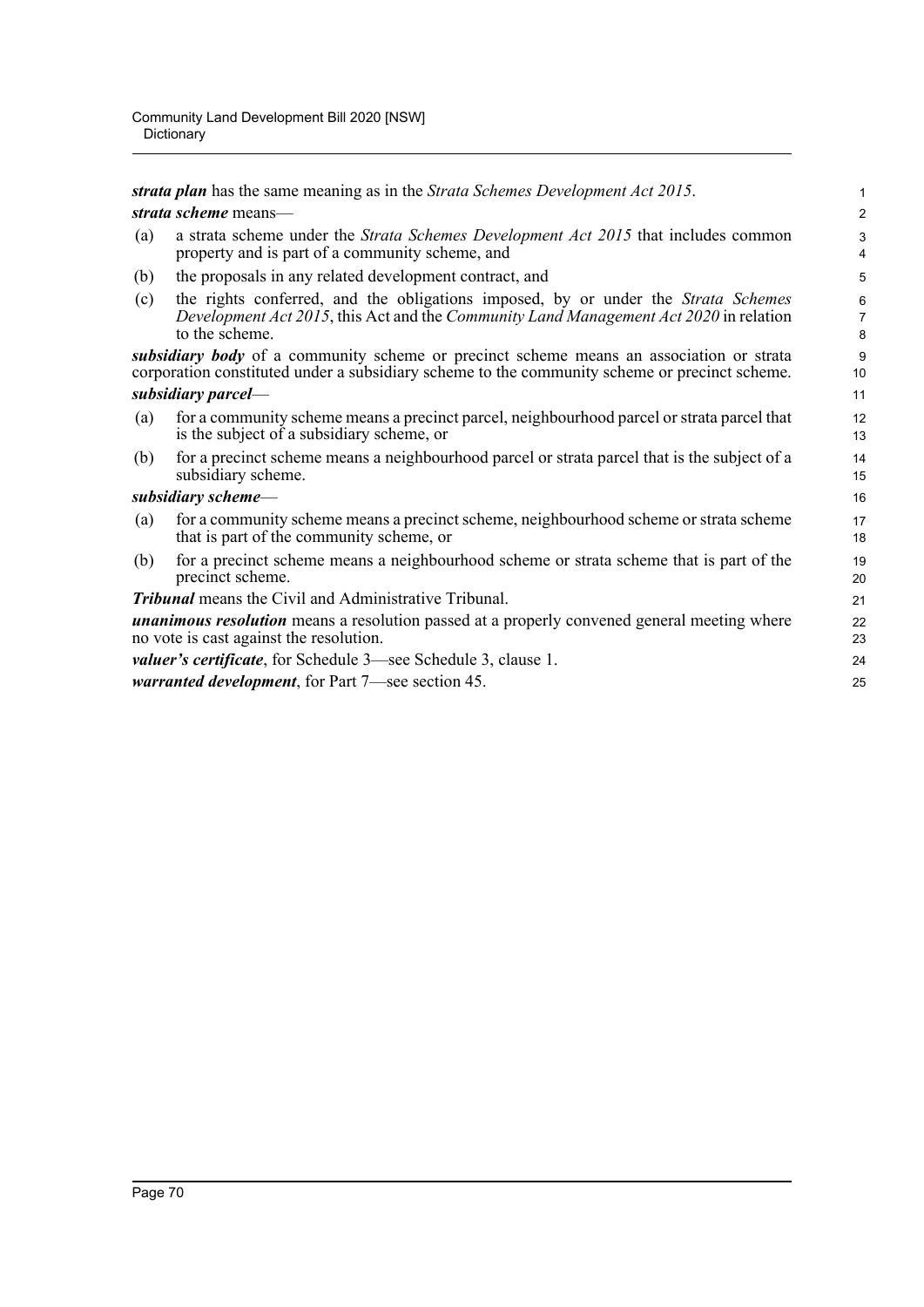***strata plan*** has the same meaning as in the *Strata Schemes Development Act 2015*.

***strata scheme*** means—

(a) a strata scheme under the *Strata Schemes Development Act 2015* that includes common property and is part of a community scheme, and

(b) the proposals in any related development contract, and

(c) the rights conferred, and the obligations imposed, by or under the *Strata Schemes Development Act 2015*, this Act and the *Community Land Management Act 2020* in relation to the scheme.

***subsidiary body*** of a community scheme or precinct scheme means an association or strata corporation constituted under a subsidiary scheme to the community scheme or precinct scheme.

***subsidiary parcel***—

(a) for a community scheme means a precinct parcel, neighbourhood parcel or strata parcel that is the subject of a subsidiary scheme, or

(b) for a precinct scheme means a neighbourhood parcel or strata parcel that is the subject of a subsidiary scheme.

***subsidiary scheme***—

(a) for a community scheme means a precinct scheme, neighbourhood scheme or strata scheme that is part of the community scheme, or

(b) for a precinct scheme means a neighbourhood scheme or strata scheme that is part of the precinct scheme.

***Tribunal*** means the Civil and Administrative Tribunal.

***unanimous resolution*** means a resolution passed at a properly convened general meeting where no vote is cast against the resolution.

***valuer's certificate***, for Schedule 3—see Schedule 3, clause 1.

***warranted development***, for Part 7—see section 45.